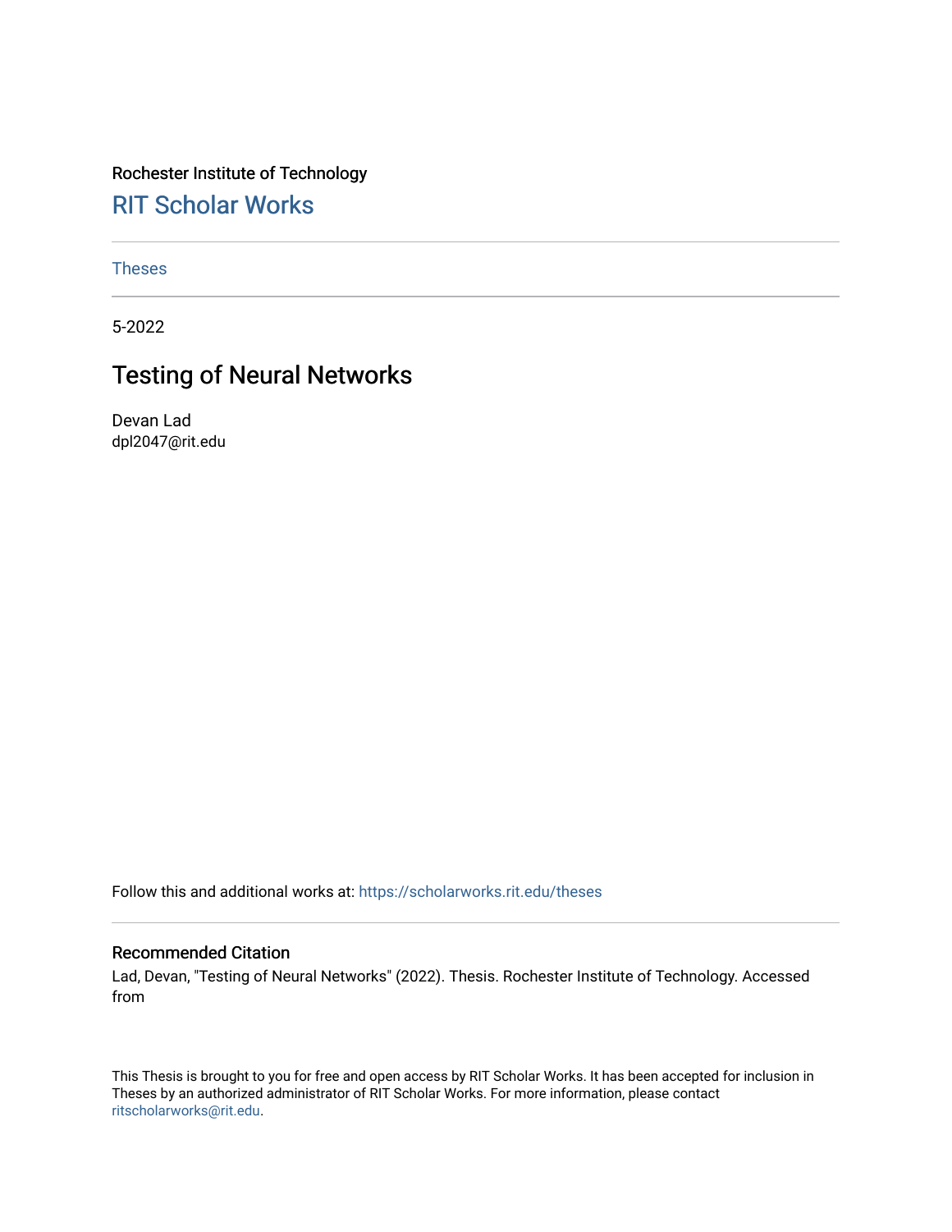Rochester Institute of Technology

# RIT Scholar Works

Theses

5-2022

## Testing of Neural Networks

Devan Lad
dpl2047@rit.edu

Follow this and additional works at: https://scholarworks.rit.edu/theses

### Recommended Citation

Lad, Devan, "Testing of Neural Networks" (2022). Thesis. Rochester Institute of Technology. Accessed from

This Thesis is brought to you for free and open access by RIT Scholar Works. It has been accepted for inclusion in Theses by an authorized administrator of RIT Scholar Works. For more information, please contact ritscholarworks@rit.edu.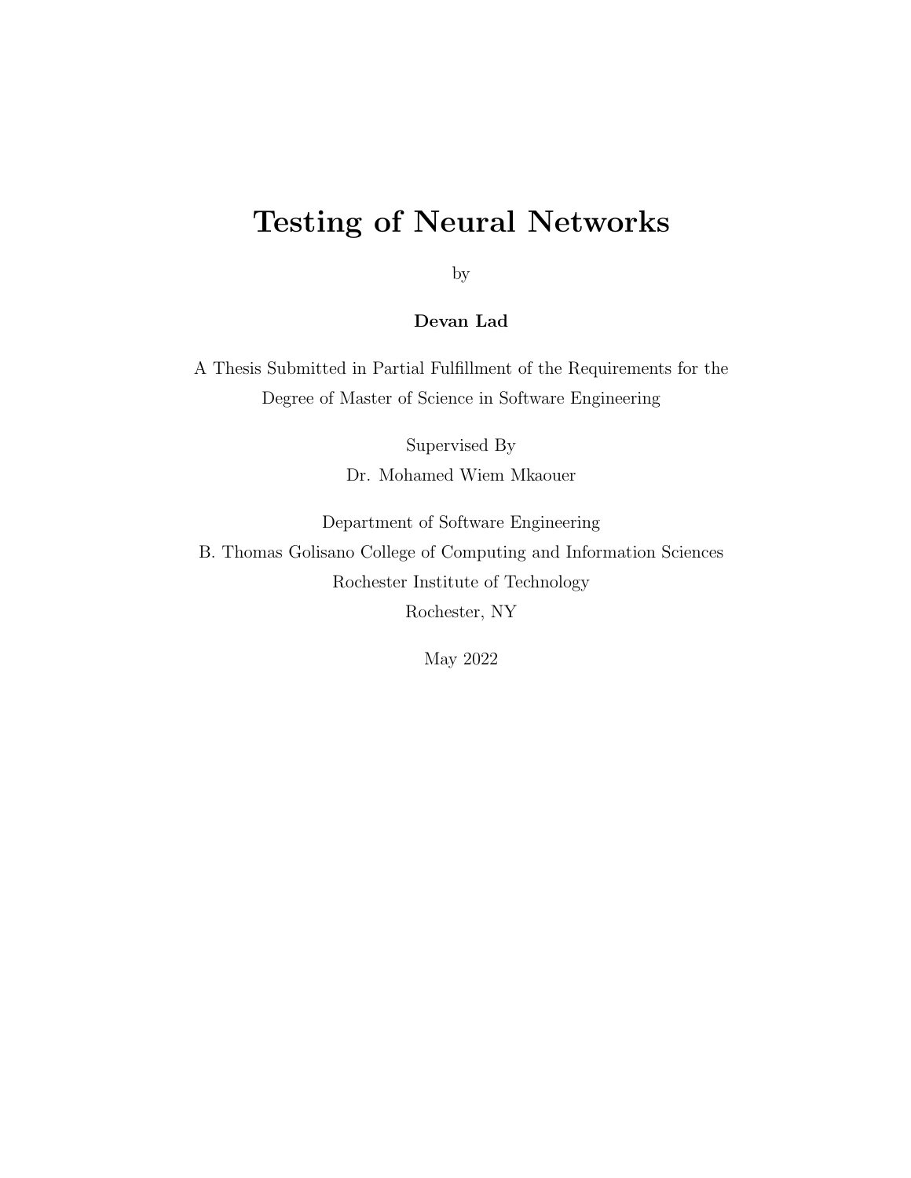# Testing of Neural Networks

by

**Devan Lad**

A Thesis Submitted in Partial Fulfillment of the Requirements for the Degree of Master of Science in Software Engineering

Supervised By
Dr. Mohamed Wiem Mkaouer

Department of Software Engineering
B. Thomas Golisano College of Computing and Information Sciences
Rochester Institute of Technology
Rochester, NY

May 2022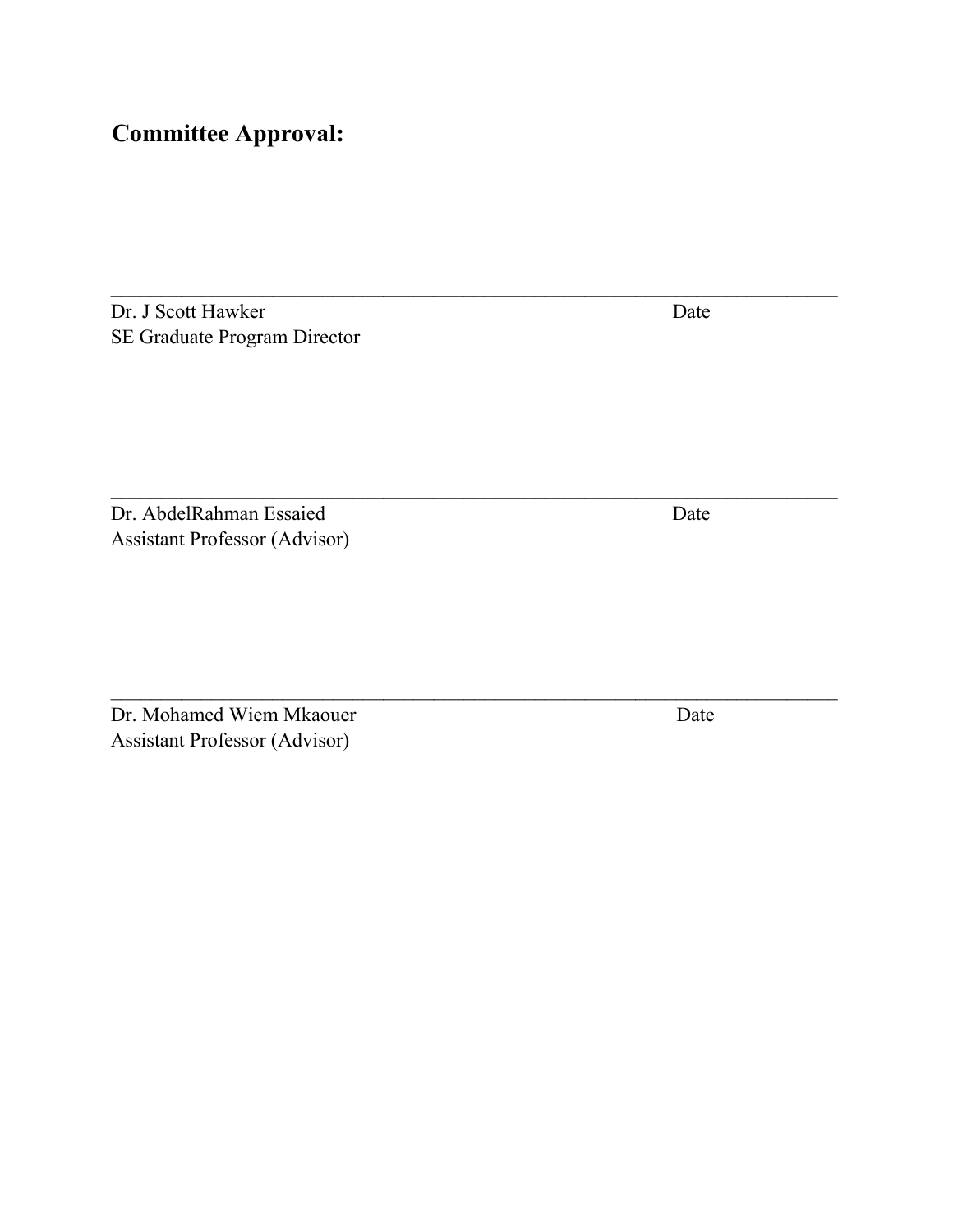## Committee Approval:

\_\_\_\_\_\_\_\_\_\_\_\_\_\_\_\_\_\_\_\_\_\_\_\_\_\_\_\_\_\_\_\_\_\_\_\_\_\_\_\_\_\_\_\_\_\_\_\_\_\_\_\_\_\_\_\_\_\_\_\_\_\_\_\_\_\_\_\_\_\_\_\_

Dr. J Scott Hawker Date
SE Graduate Program Director

\_\_\_\_\_\_\_\_\_\_\_\_\_\_\_\_\_\_\_\_\_\_\_\_\_\_\_\_\_\_\_\_\_\_\_\_\_\_\_\_\_\_\_\_\_\_\_\_\_\_\_\_\_\_\_\_\_\_\_\_\_\_\_\_\_\_\_\_\_\_\_\_

Dr. AbdelRahman Essaied Date
Assistant Professor (Advisor)

\_\_\_\_\_\_\_\_\_\_\_\_\_\_\_\_\_\_\_\_\_\_\_\_\_\_\_\_\_\_\_\_\_\_\_\_\_\_\_\_\_\_\_\_\_\_\_\_\_\_\_\_\_\_\_\_\_\_\_\_\_\_\_\_\_\_\_\_\_\_\_\_

Dr. Mohamed Wiem Mkaouer Date
Assistant Professor (Advisor)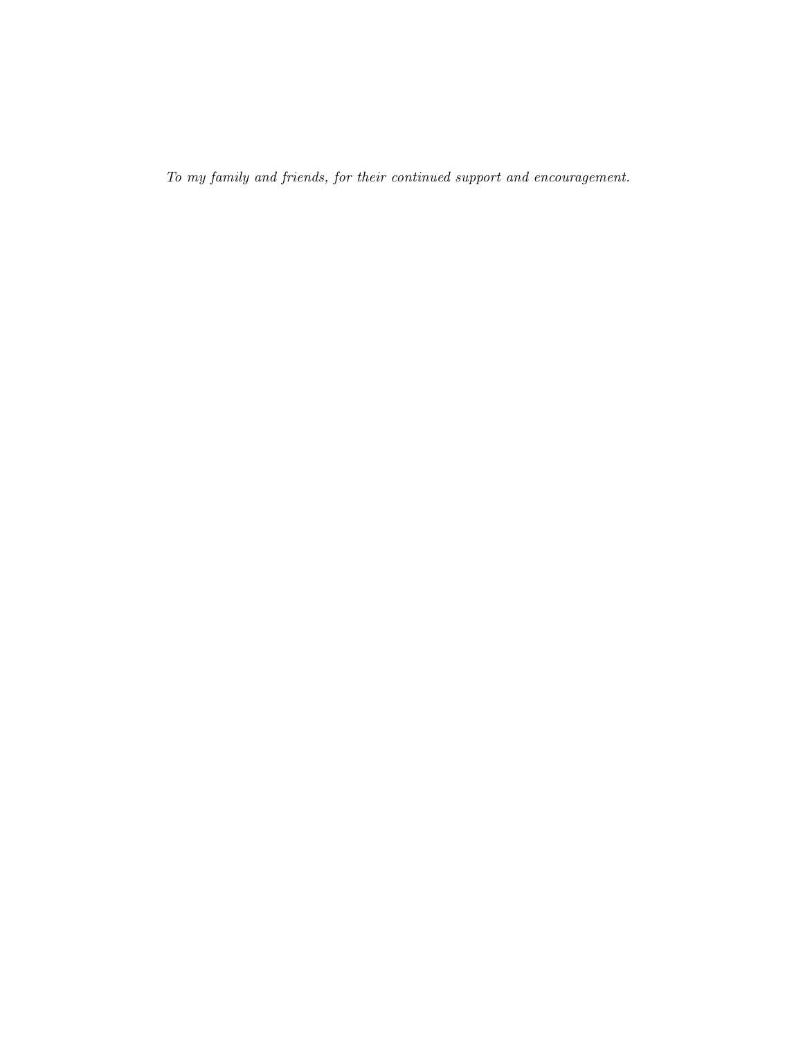*To my family and friends, for their continued support and encouragement.*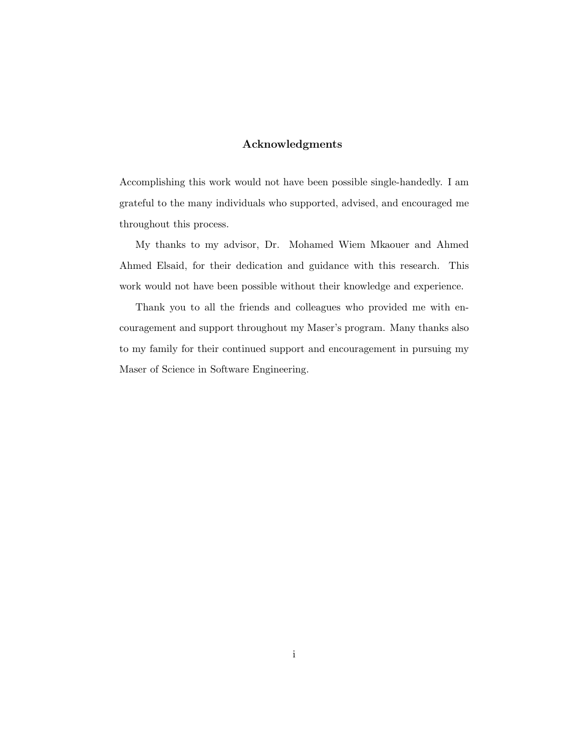## Acknowledgments

Accomplishing this work would not have been possible single-handedly. I am grateful to the many individuals who supported, advised, and encouraged me throughout this process.

My thanks to my advisor, Dr. Mohamed Wiem Mkaouer and Ahmed Ahmed Elsaid, for their dedication and guidance with this research. This work would not have been possible without their knowledge and experience.

Thank you to all the friends and colleagues who provided me with encouragement and support throughout my Maser's program. Many thanks also to my family for their continued support and encouragement in pursuing my Maser of Science in Software Engineering.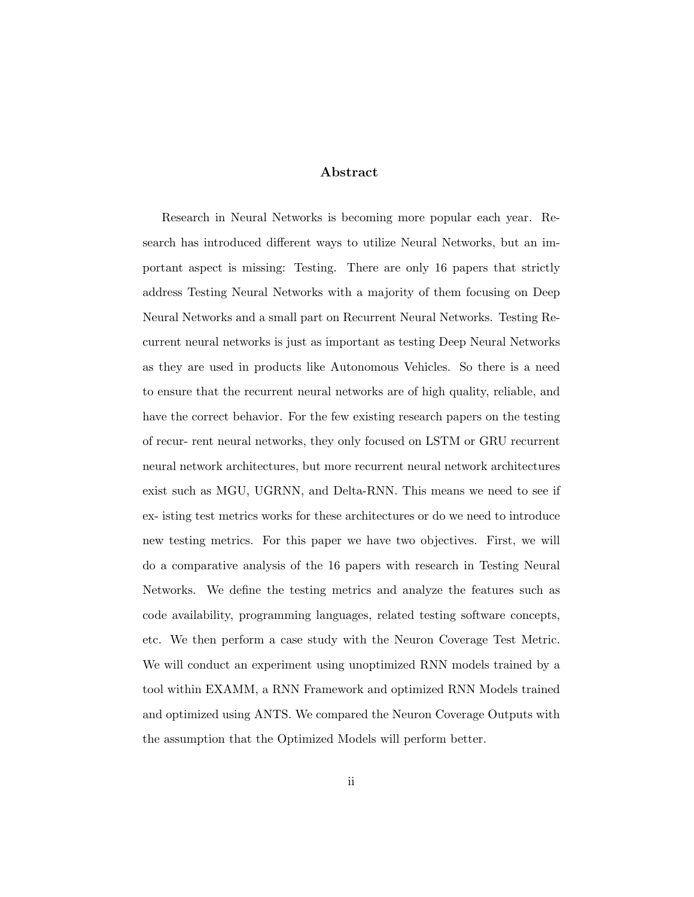# Abstract

Research in Neural Networks is becoming more popular each year. Research has introduced different ways to utilize Neural Networks, but an important aspect is missing: Testing. There are only 16 papers that strictly address Testing Neural Networks with a majority of them focusing on Deep Neural Networks and a small part on Recurrent Neural Networks. Testing Recurrent neural networks is just as important as testing Deep Neural Networks as they are used in products like Autonomous Vehicles. So there is a need to ensure that the recurrent neural networks are of high quality, reliable, and have the correct behavior. For the few existing research papers on the testing of recur- rent neural networks, they only focused on LSTM or GRU recurrent neural network architectures, but more recurrent neural network architectures exist such as MGU, UGRNN, and Delta-RNN. This means we need to see if ex- isting test metrics works for these architectures or do we need to introduce new testing metrics. For this paper we have two objectives. First, we will do a comparative analysis of the 16 papers with research in Testing Neural Networks. We define the testing metrics and analyze the features such as code availability, programming languages, related testing software concepts, etc. We then perform a case study with the Neuron Coverage Test Metric. We will conduct an experiment using unoptimized RNN models trained by a tool within EXAMM, a RNN Framework and optimized RNN Models trained and optimized using ANTS. We compared the Neuron Coverage Outputs with the assumption that the Optimized Models will perform better.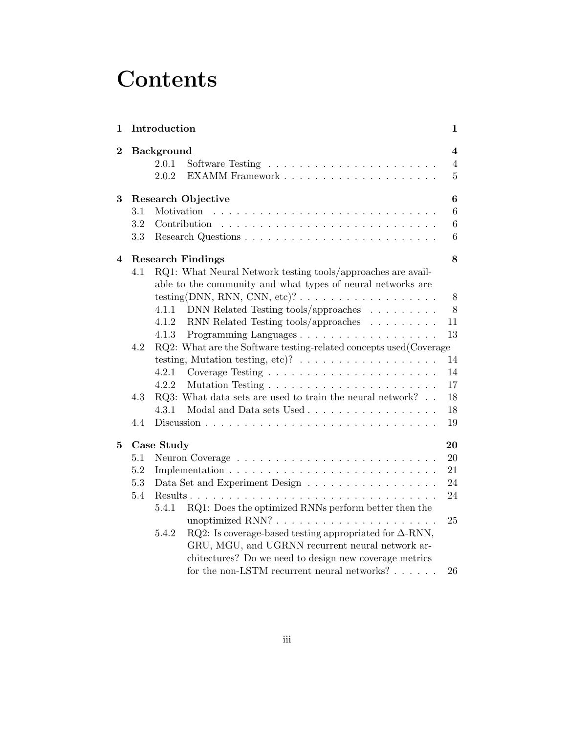# Contents

1 **Introduction** 1

2 **Background** 4
 2.0.1 Software Testing 4
 2.0.2 EXAMM Framework 5

3 **Research Objective** 6
 3.1 Motivation 6
 3.2 Contribution 6
 3.3 Research Questions 6

4 **Research Findings** 8
 4.1 RQ1: What Neural Network testing tools/approaches are available to the community and what types of neural networks are testing(DNN, RNN, CNN, etc)? 8
  4.1.1 DNN Related Testing tools/approaches 8
  4.1.2 RNN Related Testing tools/approaches 11
  4.1.3 Programming Languages 13
 4.2 RQ2: What are the Software testing-related concepts used(Coverage testing, Mutation testing, etc)? 14
  4.2.1 Coverage Testing 14
  4.2.2 Mutation Testing 17
 4.3 RQ3: What data sets are used to train the neural network? 18
  4.3.1 Modal and Data sets Used 18
 4.4 Discussion 19

5 **Case Study** 20
 5.1 Neuron Coverage 20
 5.2 Implementation 21
 5.3 Data Set and Experiment Design 24
 5.4 Results 24
  5.4.1 RQ1: Does the optimized RNNs perform better then the unoptimized RNN? 25
  5.4.2 RQ2: Is coverage-based testing appropriated for $\Delta$-RNN, GRU, MGU, and UGRNN recurrent neural network architectures? Do we need to design new coverage metrics for the non-LSTM recurrent neural networks? 26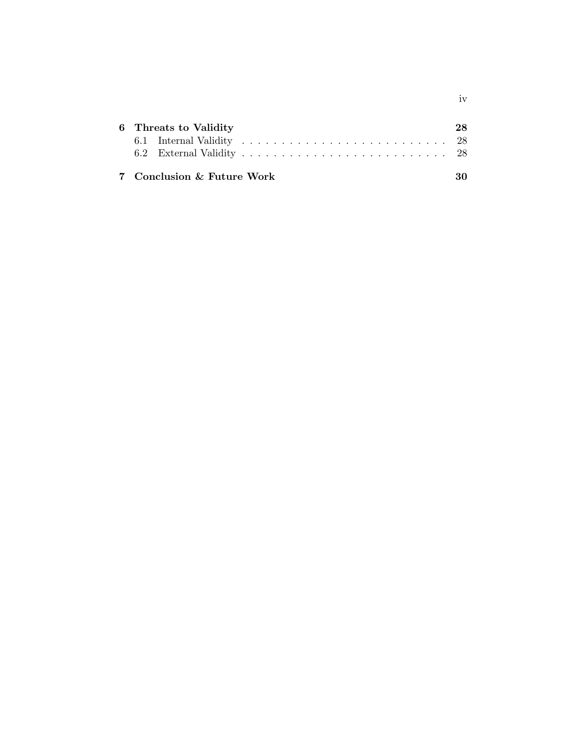**6 Threats to Validity** 28

6.1 Internal Validity . . . . . . . . . . . . . . . . . . . . . . . . . . 28

6.2 External Validity . . . . . . . . . . . . . . . . . . . . . . . . . . 28

**7 Conclusion & Future Work** 30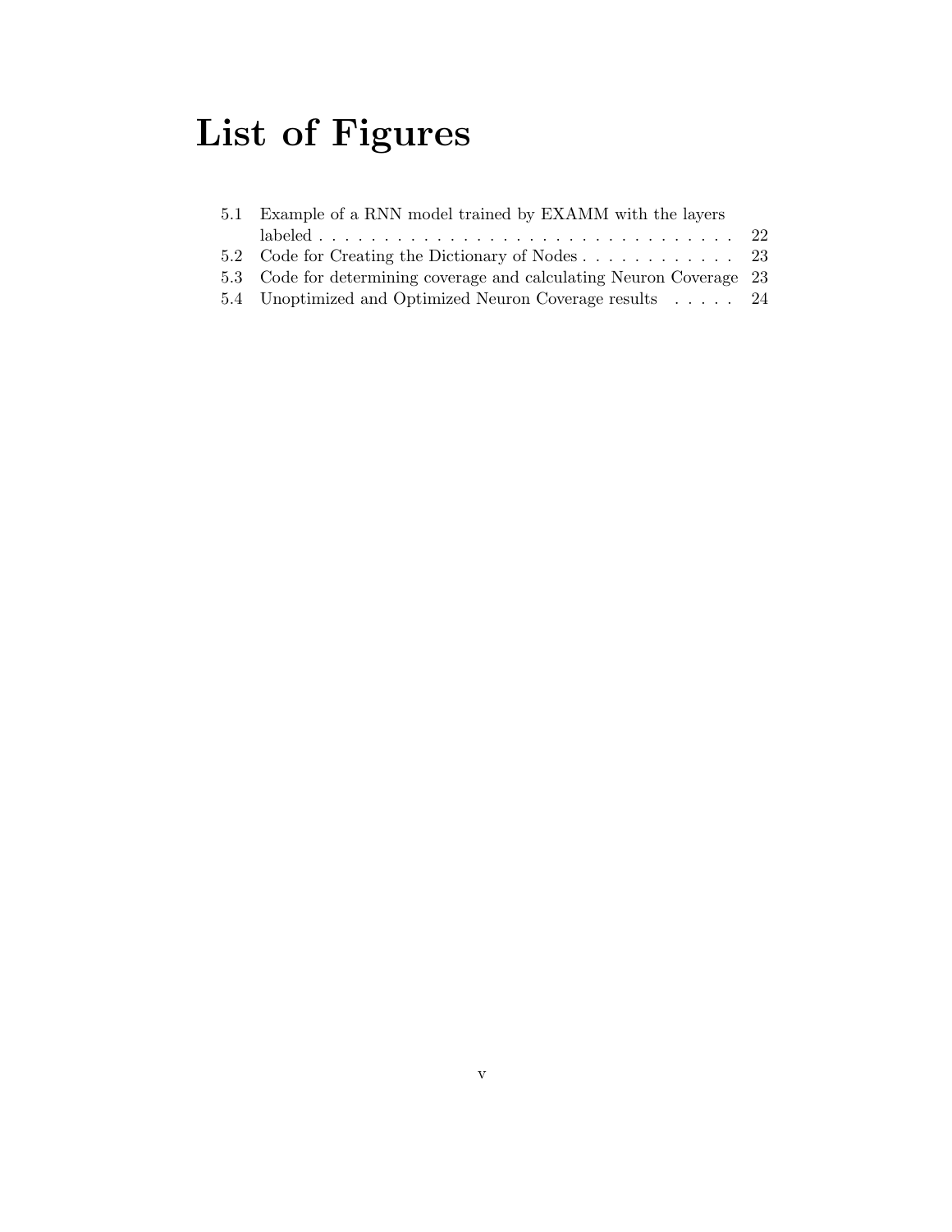# List of Figures

5.1 Example of a RNN model trained by EXAMM with the layers labeled . . . . . . . . . . . . . . . . . . . . . . . . . . . . . . . . . 22
5.2 Code for Creating the Dictionary of Nodes . . . . . . . . . . . . 23
5.3 Code for determining coverage and calculating Neuron Coverage 23
5.4 Unoptimized and Optimized Neuron Coverage results . . . . . 24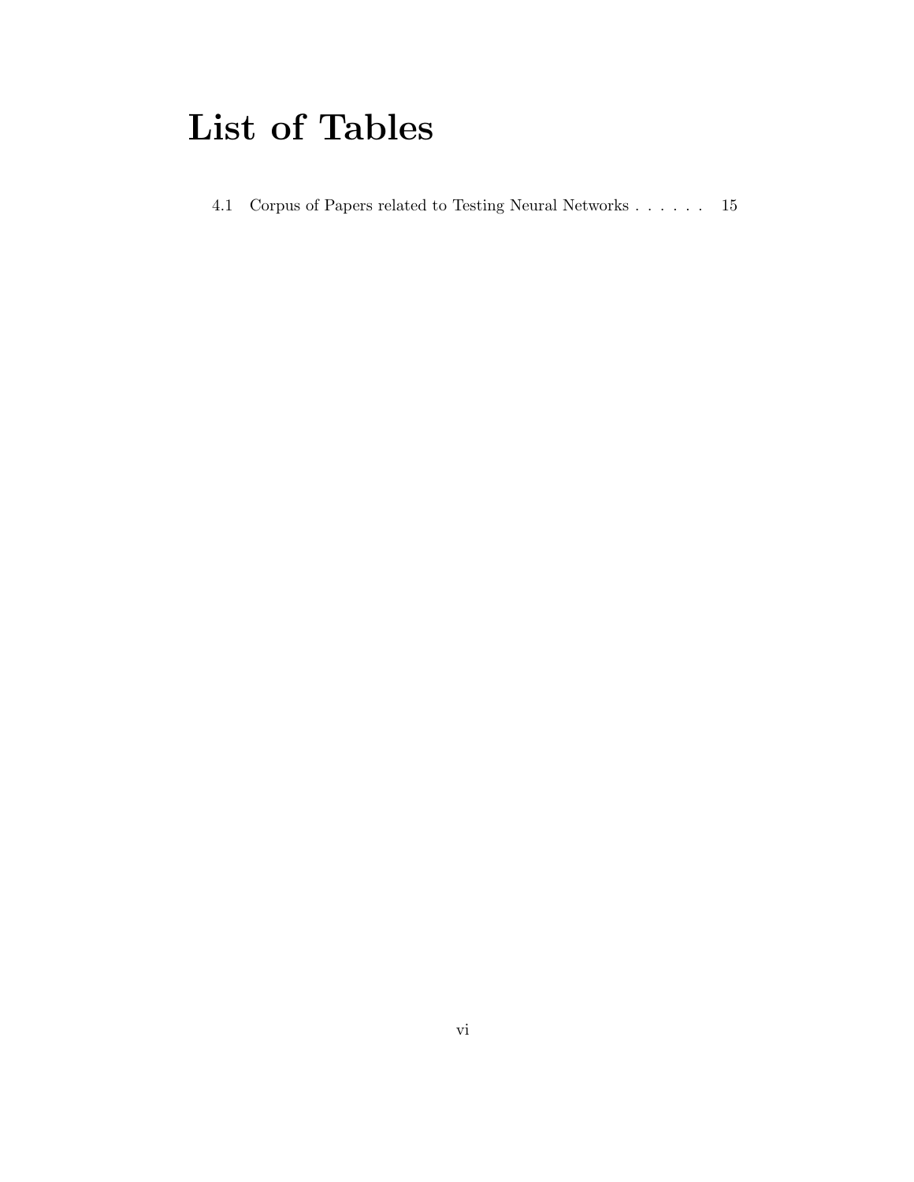# List of Tables

4.1 Corpus of Papers related to Testing Neural Networks . . . . . . 15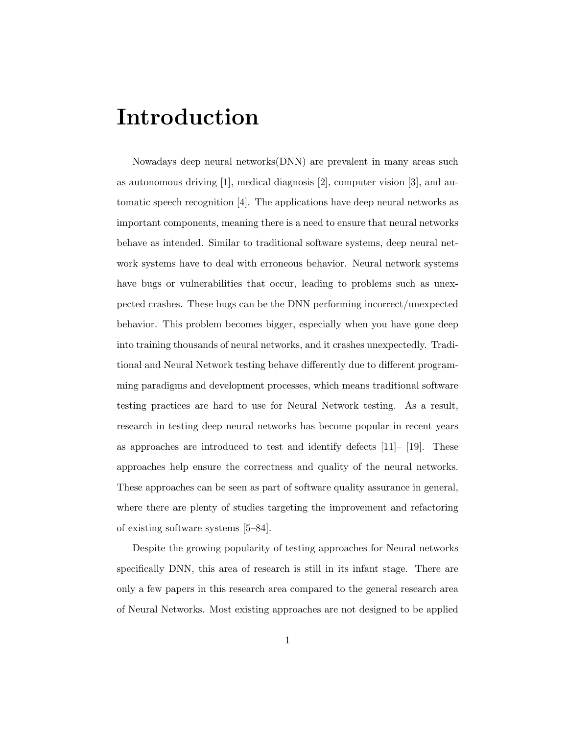# Introduction

Nowadays deep neural networks(DNN) are prevalent in many areas such as autonomous driving [1], medical diagnosis [2], computer vision [3], and automatic speech recognition [4]. The applications have deep neural networks as important components, meaning there is a need to ensure that neural networks behave as intended. Similar to traditional software systems, deep neural network systems have to deal with erroneous behavior. Neural network systems have bugs or vulnerabilities that occur, leading to problems such as unexpected crashes. These bugs can be the DNN performing incorrect/unexpected behavior. This problem becomes bigger, especially when you have gone deep into training thousands of neural networks, and it crashes unexpectedly. Traditional and Neural Network testing behave differently due to different programming paradigms and development processes, which means traditional software testing practices are hard to use for Neural Network testing. As a result, research in testing deep neural networks has become popular in recent years as approaches are introduced to test and identify defects [11]– [19]. These approaches help ensure the correctness and quality of the neural networks. These approaches can be seen as part of software quality assurance in general, where there are plenty of studies targeting the improvement and refactoring of existing software systems [5–84].

Despite the growing popularity of testing approaches for Neural networks specifically DNN, this area of research is still in its infant stage. There are only a few papers in this research area compared to the general research area of Neural Networks. Most existing approaches are not designed to be applied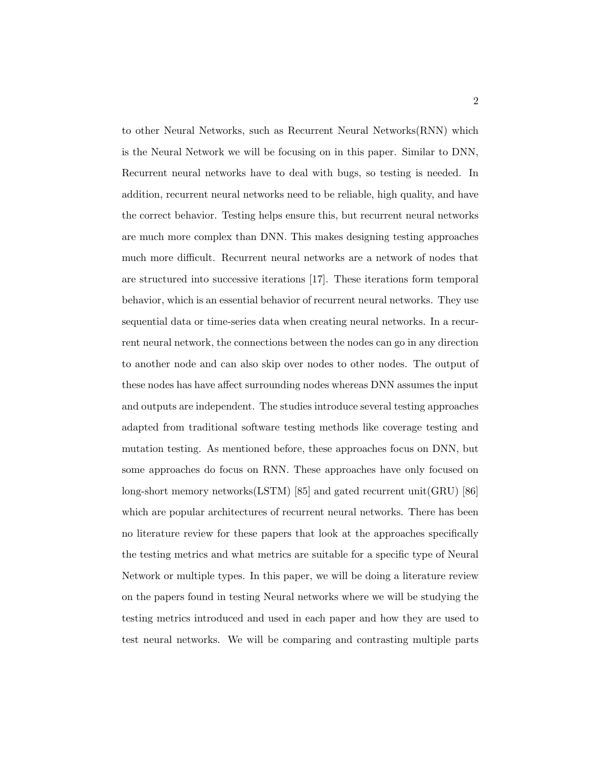to other Neural Networks, such as Recurrent Neural Networks(RNN) which is the Neural Network we will be focusing on in this paper. Similar to DNN, Recurrent neural networks have to deal with bugs, so testing is needed. In addition, recurrent neural networks need to be reliable, high quality, and have the correct behavior. Testing helps ensure this, but recurrent neural networks are much more complex than DNN. This makes designing testing approaches much more difficult. Recurrent neural networks are a network of nodes that are structured into successive iterations [17]. These iterations form temporal behavior, which is an essential behavior of recurrent neural networks. They use sequential data or time-series data when creating neural networks. In a recurrent neural network, the connections between the nodes can go in any direction to another node and can also skip over nodes to other nodes. The output of these nodes has have affect surrounding nodes whereas DNN assumes the input and outputs are independent. The studies introduce several testing approaches adapted from traditional software testing methods like coverage testing and mutation testing. As mentioned before, these approaches focus on DNN, but some approaches do focus on RNN. These approaches have only focused on long-short memory networks(LSTM) [85] and gated recurrent unit(GRU) [86] which are popular architectures of recurrent neural networks. There has been no literature review for these papers that look at the approaches specifically the testing metrics and what metrics are suitable for a specific type of Neural Network or multiple types. In this paper, we will be doing a literature review on the papers found in testing Neural networks where we will be studying the testing metrics introduced and used in each paper and how they are used to test neural networks. We will be comparing and contrasting multiple parts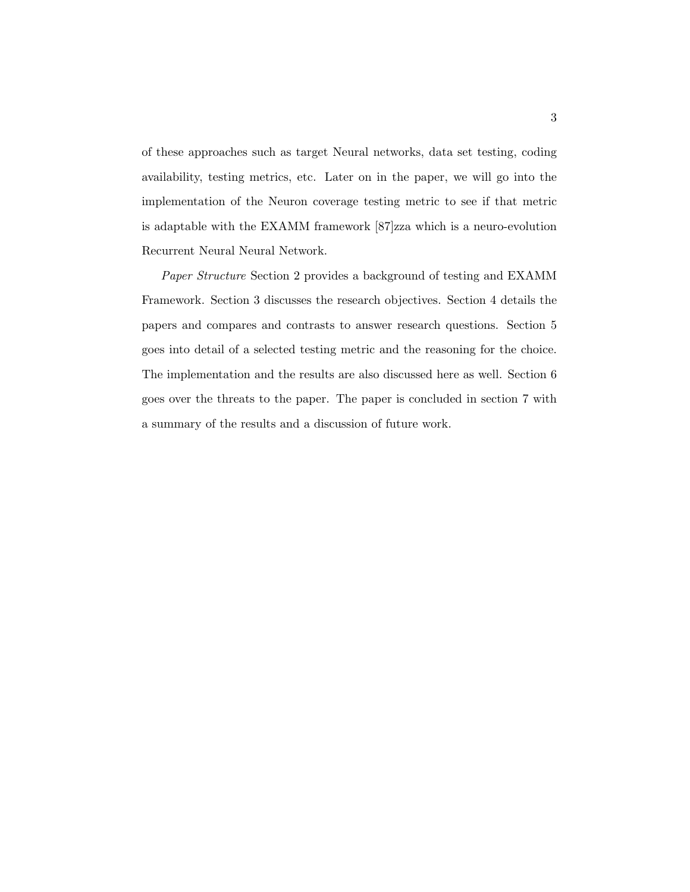of these approaches such as target Neural networks, data set testing, coding availability, testing metrics, etc. Later on in the paper, we will go into the implementation of the Neuron coverage testing metric to see if that metric is adaptable with the EXAMM framework [87]zza which is a neuro-evolution Recurrent Neural Neural Network.

*Paper Structure* Section 2 provides a background of testing and EXAMM Framework. Section 3 discusses the research objectives. Section 4 details the papers and compares and contrasts to answer research questions. Section 5 goes into detail of a selected testing metric and the reasoning for the choice. The implementation and the results are also discussed here as well. Section 6 goes over the threats to the paper. The paper is concluded in section 7 with a summary of the results and a discussion of future work.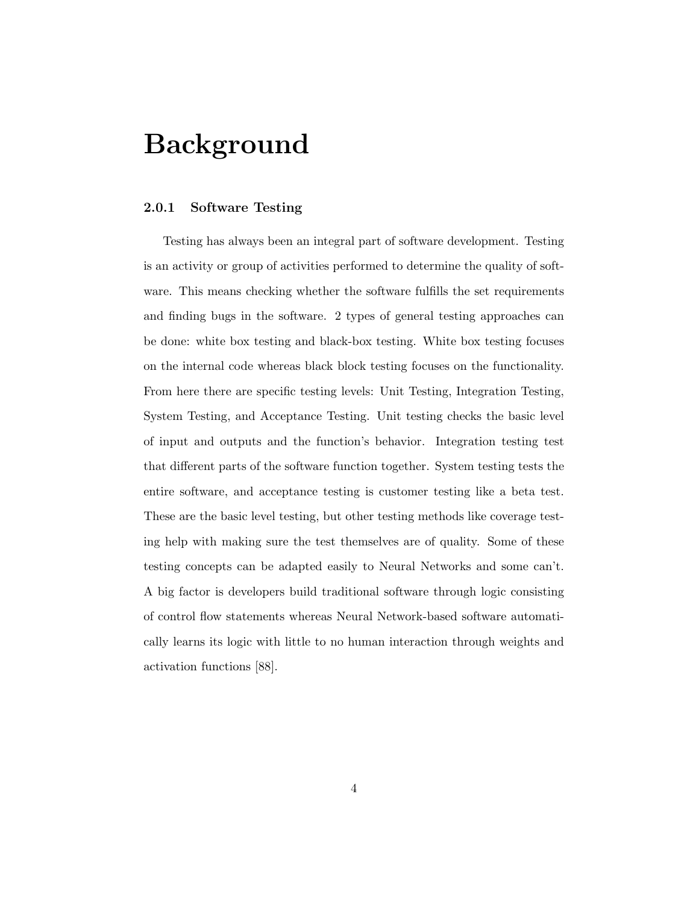# Background

### 2.0.1 Software Testing

Testing has always been an integral part of software development. Testing is an activity or group of activities performed to determine the quality of software. This means checking whether the software fulfills the set requirements and finding bugs in the software. 2 types of general testing approaches can be done: white box testing and black-box testing. White box testing focuses on the internal code whereas black block testing focuses on the functionality. From here there are specific testing levels: Unit Testing, Integration Testing, System Testing, and Acceptance Testing. Unit testing checks the basic level of input and outputs and the function's behavior. Integration testing test that different parts of the software function together. System testing tests the entire software, and acceptance testing is customer testing like a beta test. These are the basic level testing, but other testing methods like coverage testing help with making sure the test themselves are of quality. Some of these testing concepts can be adapted easily to Neural Networks and some can't. A big factor is developers build traditional software through logic consisting of control flow statements whereas Neural Network-based software automatically learns its logic with little to no human interaction through weights and activation functions [88].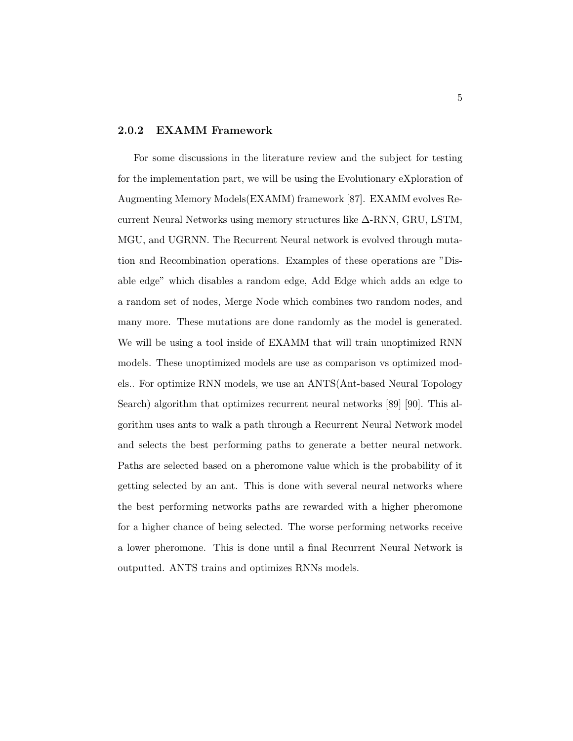### 2.0.2 EXAMM Framework

For some discussions in the literature review and the subject for testing for the implementation part, we will be using the Evolutionary eXploration of Augmenting Memory Models(EXAMM) framework [87]. EXAMM evolves Recurrent Neural Networks using memory structures like $\Delta$-RNN, GRU, LSTM, MGU, and UGRNN. The Recurrent Neural network is evolved through mutation and Recombination operations. Examples of these operations are "Disable edge" which disables a random edge, Add Edge which adds an edge to a random set of nodes, Merge Node which combines two random nodes, and many more. These mutations are done randomly as the model is generated. We will be using a tool inside of EXAMM that will train unoptimized RNN models. These unoptimized models are use as comparison vs optimized models.. For optimize RNN models, we use an ANTS(Ant-based Neural Topology Search) algorithm that optimizes recurrent neural networks [89] [90]. This algorithm uses ants to walk a path through a Recurrent Neural Network model and selects the best performing paths to generate a better neural network. Paths are selected based on a pheromone value which is the probability of it getting selected by an ant. This is done with several neural networks where the best performing networks paths are rewarded with a higher pheromone for a higher chance of being selected. The worse performing networks receive a lower pheromone. This is done until a final Recurrent Neural Network is outputted. ANTS trains and optimizes RNNs models.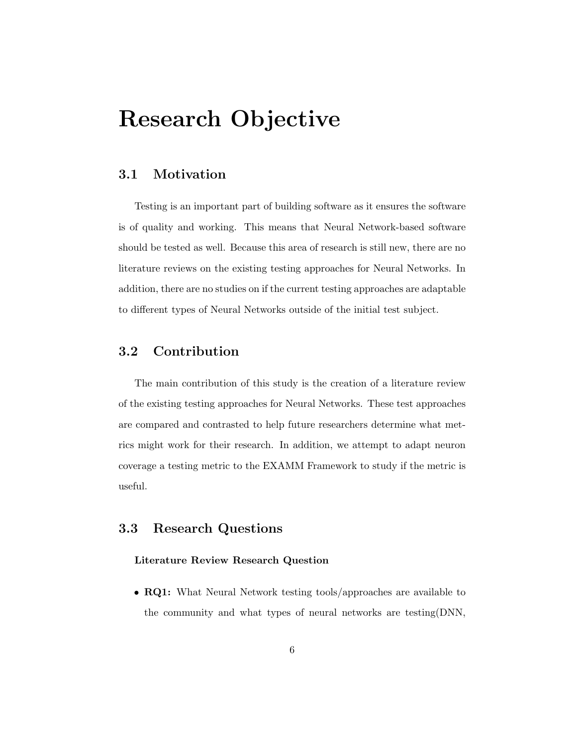# Research Objective

## 3.1 Motivation

Testing is an important part of building software as it ensures the software is of quality and working. This means that Neural Network-based software should be tested as well. Because this area of research is still new, there are no literature reviews on the existing testing approaches for Neural Networks. In addition, there are no studies on if the current testing approaches are adaptable to different types of Neural Networks outside of the initial test subject.

## 3.2 Contribution

The main contribution of this study is the creation of a literature review of the existing testing approaches for Neural Networks. These test approaches are compared and contrasted to help future researchers determine what metrics might work for their research. In addition, we attempt to adapt neuron coverage a testing metric to the EXAMM Framework to study if the metric is useful.

## 3.3 Research Questions

**Literature Review Research Question**

- **RQ1:** What Neural Network testing tools/approaches are available to the community and what types of neural networks are testing(DNN,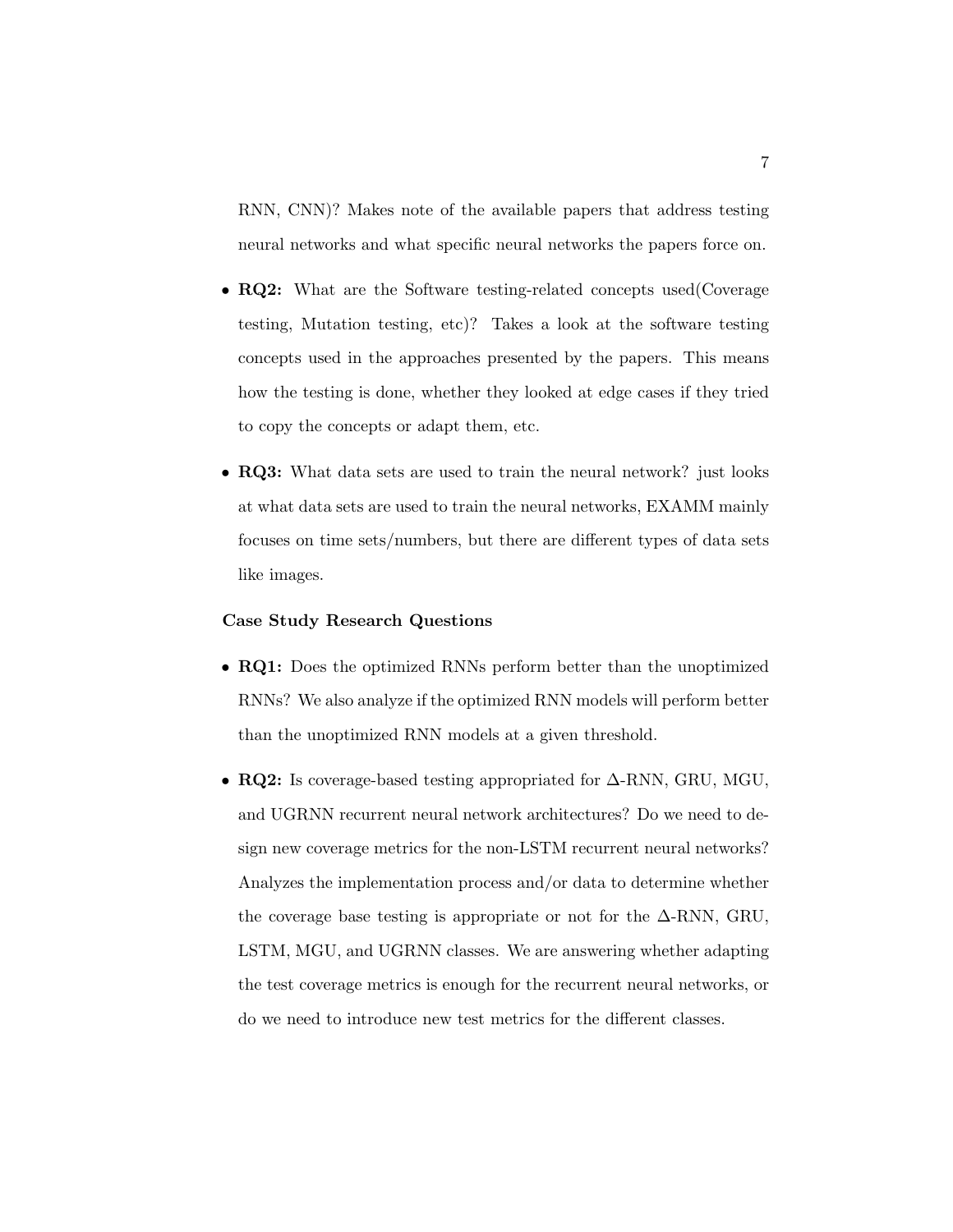RNN, CNN)? Makes note of the available papers that address testing neural networks and what specific neural networks the papers force on.

- **RQ2:** What are the Software testing-related concepts used(Coverage testing, Mutation testing, etc)? Takes a look at the software testing concepts used in the approaches presented by the papers. This means how the testing is done, whether they looked at edge cases if they tried to copy the concepts or adapt them, etc.

- **RQ3:** What data sets are used to train the neural network? just looks at what data sets are used to train the neural networks, EXAMM mainly focuses on time sets/numbers, but there are different types of data sets like images.

**Case Study Research Questions**

- **RQ1:** Does the optimized RNNs perform better than the unoptimized RNNs? We also analyze if the optimized RNN models will perform better than the unoptimized RNN models at a given threshold.

- **RQ2:** Is coverage-based testing appropriated for $\Delta$-RNN, GRU, MGU, and UGRNN recurrent neural network architectures? Do we need to design new coverage metrics for the non-LSTM recurrent neural networks? Analyzes the implementation process and/or data to determine whether the coverage base testing is appropriate or not for the $\Delta$-RNN, GRU, LSTM, MGU, and UGRNN classes. We are answering whether adapting the test coverage metrics is enough for the recurrent neural networks, or do we need to introduce new test metrics for the different classes.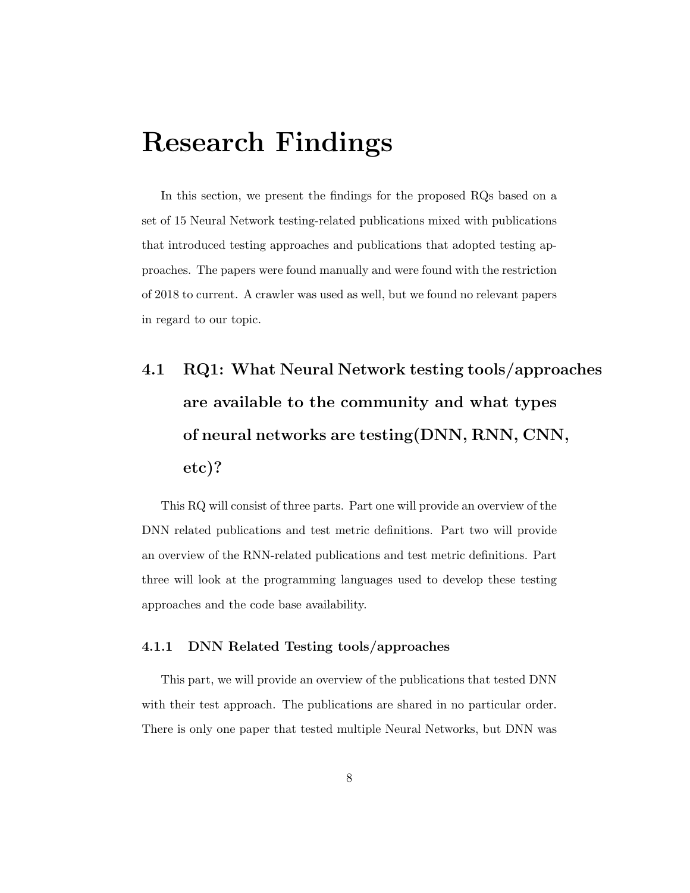# Research Findings

In this section, we present the findings for the proposed RQs based on a set of 15 Neural Network testing-related publications mixed with publications that introduced testing approaches and publications that adopted testing approaches. The papers were found manually and were found with the restriction of 2018 to current. A crawler was used as well, but we found no relevant papers in regard to our topic.

## 4.1 RQ1: What Neural Network testing tools/approaches are available to the community and what types of neural networks are testing(DNN, RNN, CNN, etc)?

This RQ will consist of three parts. Part one will provide an overview of the DNN related publications and test metric definitions. Part two will provide an overview of the RNN-related publications and test metric definitions. Part three will look at the programming languages used to develop these testing approaches and the code base availability.

### 4.1.1 DNN Related Testing tools/approaches

This part, we will provide an overview of the publications that tested DNN with their test approach. The publications are shared in no particular order. There is only one paper that tested multiple Neural Networks, but DNN was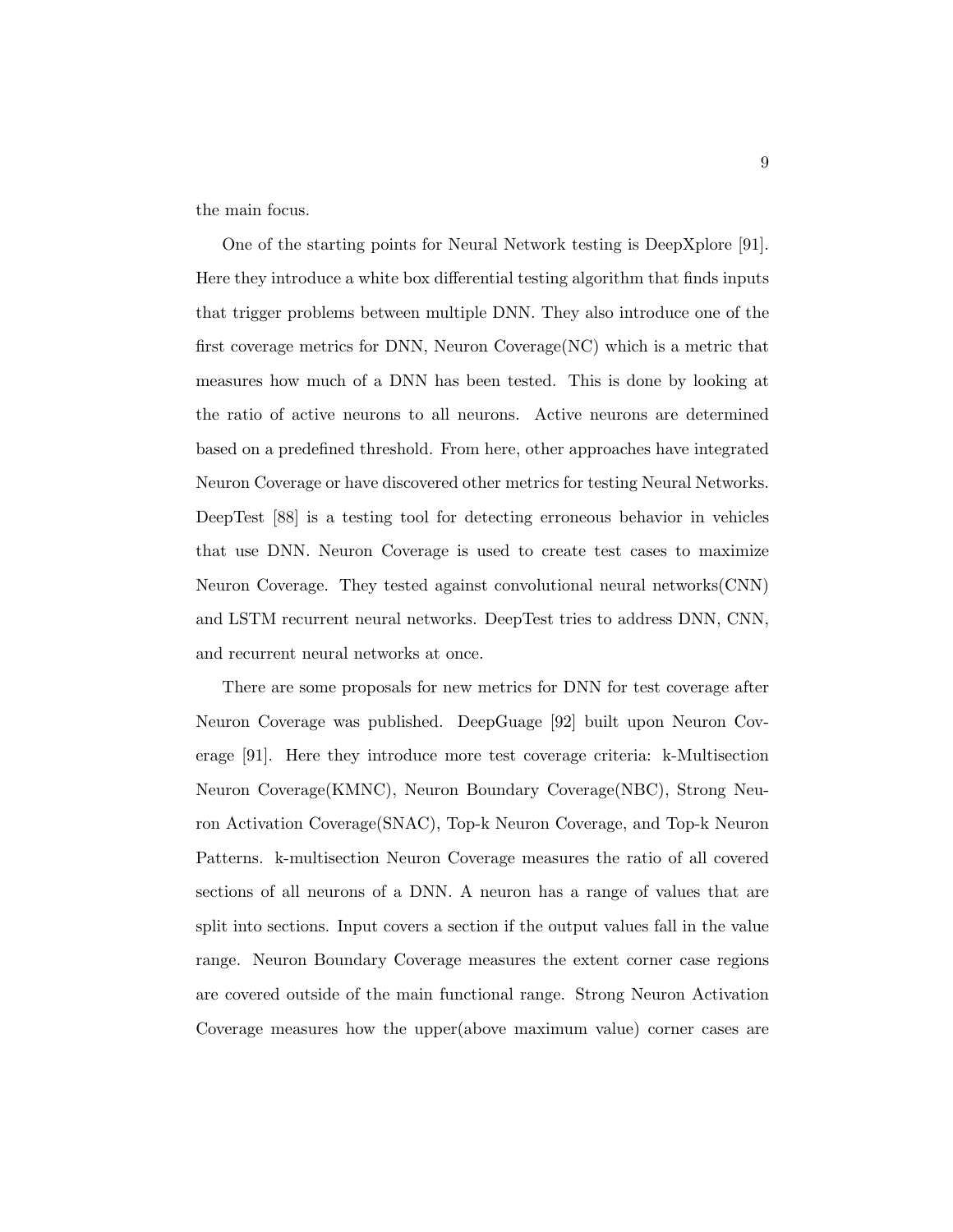the main focus.

One of the starting points for Neural Network testing is DeepXplore [91]. Here they introduce a white box differential testing algorithm that finds inputs that trigger problems between multiple DNN. They also introduce one of the first coverage metrics for DNN, Neuron Coverage(NC) which is a metric that measures how much of a DNN has been tested. This is done by looking at the ratio of active neurons to all neurons. Active neurons are determined based on a predefined threshold. From here, other approaches have integrated Neuron Coverage or have discovered other metrics for testing Neural Networks. DeepTest [88] is a testing tool for detecting erroneous behavior in vehicles that use DNN. Neuron Coverage is used to create test cases to maximize Neuron Coverage. They tested against convolutional neural networks(CNN) and LSTM recurrent neural networks. DeepTest tries to address DNN, CNN, and recurrent neural networks at once.

There are some proposals for new metrics for DNN for test coverage after Neuron Coverage was published. DeepGuage [92] built upon Neuron Coverage [91]. Here they introduce more test coverage criteria: k-Multisection Neuron Coverage(KMNC), Neuron Boundary Coverage(NBC), Strong Neuron Activation Coverage(SNAC), Top-k Neuron Coverage, and Top-k Neuron Patterns. k-multisection Neuron Coverage measures the ratio of all covered sections of all neurons of a DNN. A neuron has a range of values that are split into sections. Input covers a section if the output values fall in the value range. Neuron Boundary Coverage measures the extent corner case regions are covered outside of the main functional range. Strong Neuron Activation Coverage measures how the upper(above maximum value) corner cases are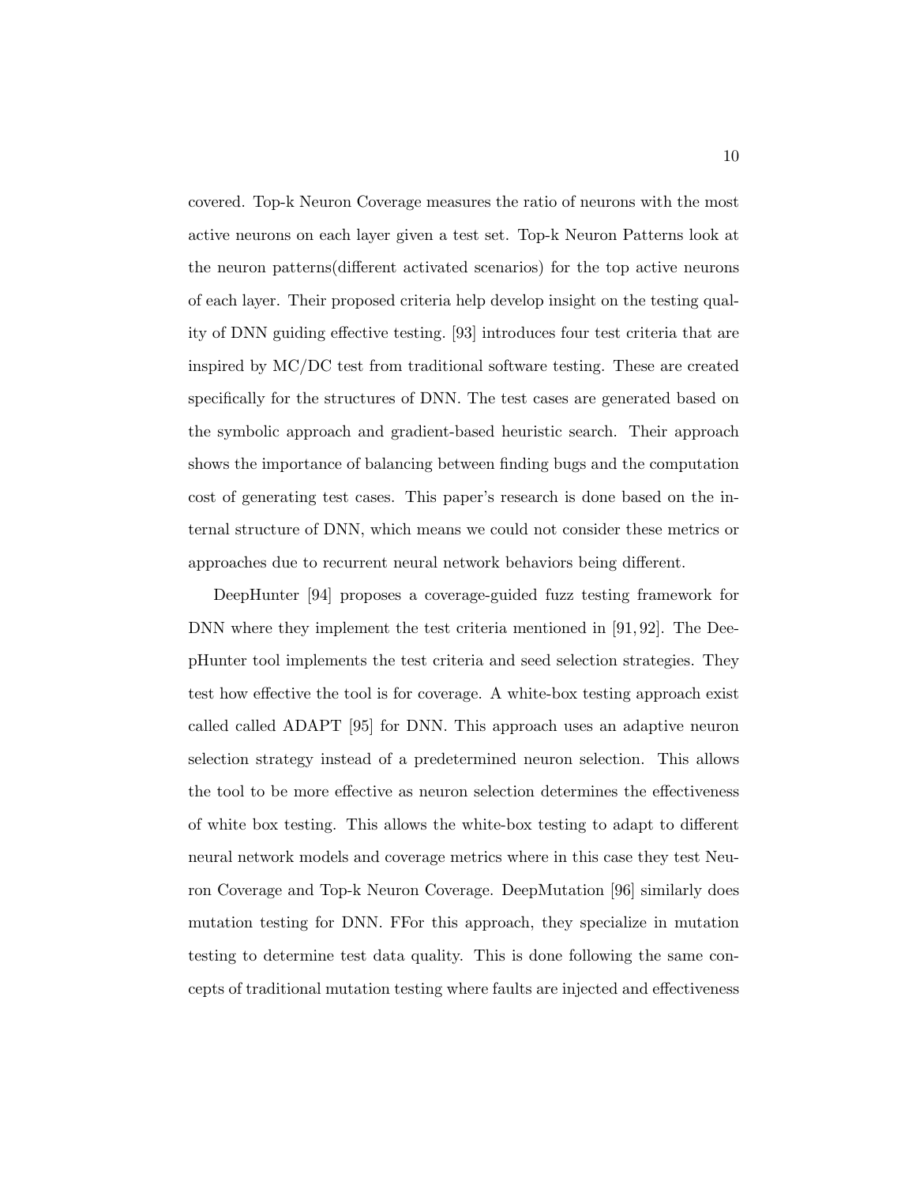covered. Top-k Neuron Coverage measures the ratio of neurons with the most active neurons on each layer given a test set. Top-k Neuron Patterns look at the neuron patterns(different activated scenarios) for the top active neurons of each layer. Their proposed criteria help develop insight on the testing quality of DNN guiding effective testing. [93] introduces four test criteria that are inspired by MC/DC test from traditional software testing. These are created specifically for the structures of DNN. The test cases are generated based on the symbolic approach and gradient-based heuristic search. Their approach shows the importance of balancing between finding bugs and the computation cost of generating test cases. This paper's research is done based on the internal structure of DNN, which means we could not consider these metrics or approaches due to recurrent neural network behaviors being different.

DeepHunter [94] proposes a coverage-guided fuzz testing framework for DNN where they implement the test criteria mentioned in [91, 92]. The DeepHunter tool implements the test criteria and seed selection strategies. They test how effective the tool is for coverage. A white-box testing approach exist called called ADAPT [95] for DNN. This approach uses an adaptive neuron selection strategy instead of a predetermined neuron selection. This allows the tool to be more effective as neuron selection determines the effectiveness of white box testing. This allows the white-box testing to adapt to different neural network models and coverage metrics where in this case they test Neuron Coverage and Top-k Neuron Coverage. DeepMutation [96] similarly does mutation testing for DNN. FFor this approach, they specialize in mutation testing to determine test data quality. This is done following the same concepts of traditional mutation testing where faults are injected and effectiveness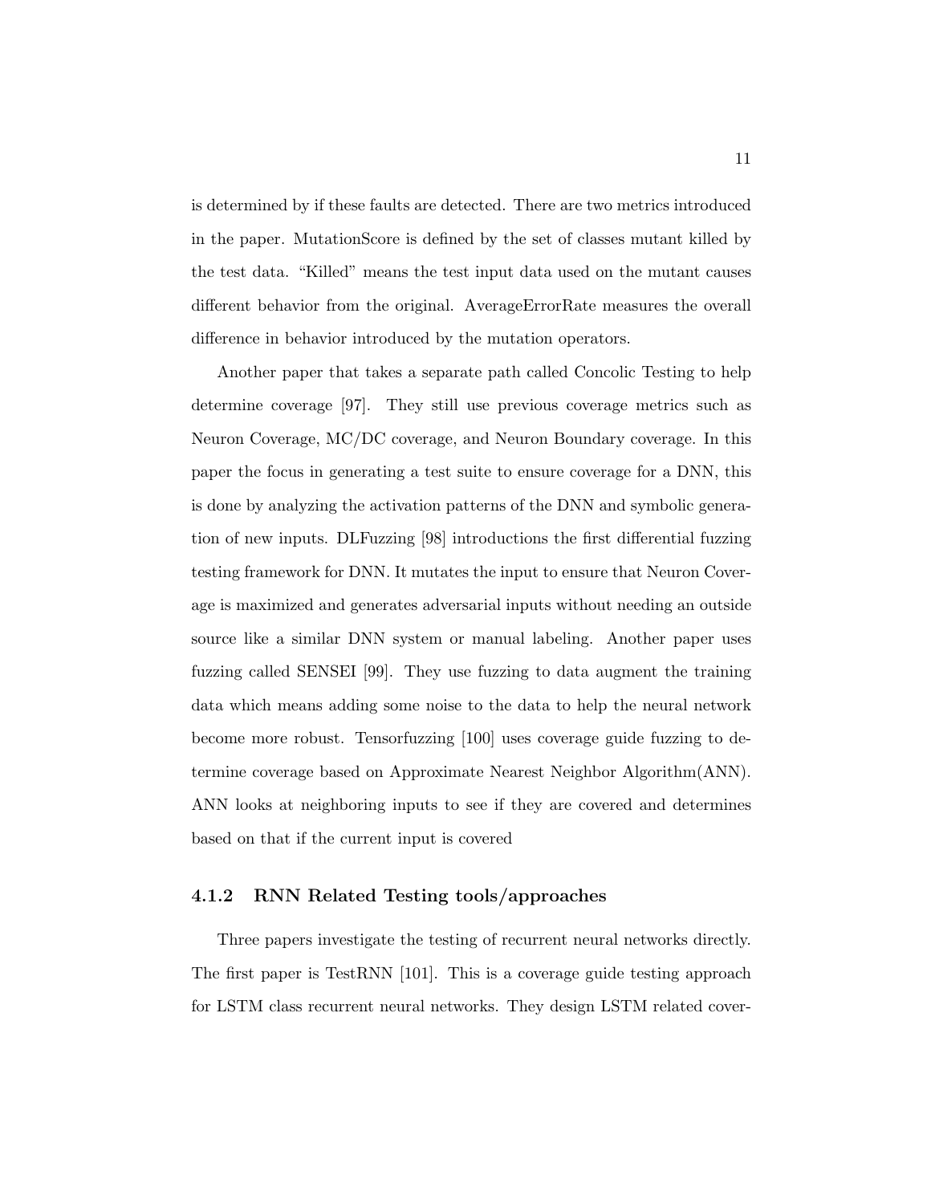is determined by if these faults are detected. There are two metrics introduced in the paper. MutationScore is defined by the set of classes mutant killed by the test data. "Killed" means the test input data used on the mutant causes different behavior from the original. AverageErrorRate measures the overall difference in behavior introduced by the mutation operators.

Another paper that takes a separate path called Concolic Testing to help determine coverage [97]. They still use previous coverage metrics such as Neuron Coverage, MC/DC coverage, and Neuron Boundary coverage. In this paper the focus in generating a test suite to ensure coverage for a DNN, this is done by analyzing the activation patterns of the DNN and symbolic generation of new inputs. DLFuzzing [98] introductions the first differential fuzzing testing framework for DNN. It mutates the input to ensure that Neuron Coverage is maximized and generates adversarial inputs without needing an outside source like a similar DNN system or manual labeling. Another paper uses fuzzing called SENSEI [99]. They use fuzzing to data augment the training data which means adding some noise to the data to help the neural network become more robust. Tensorfuzzing [100] uses coverage guide fuzzing to determine coverage based on Approximate Nearest Neighbor Algorithm(ANN). ANN looks at neighboring inputs to see if they are covered and determines based on that if the current input is covered

### 4.1.2 RNN Related Testing tools/approaches

Three papers investigate the testing of recurrent neural networks directly. The first paper is TestRNN [101]. This is a coverage guide testing approach for LSTM class recurrent neural networks. They design LSTM related cover-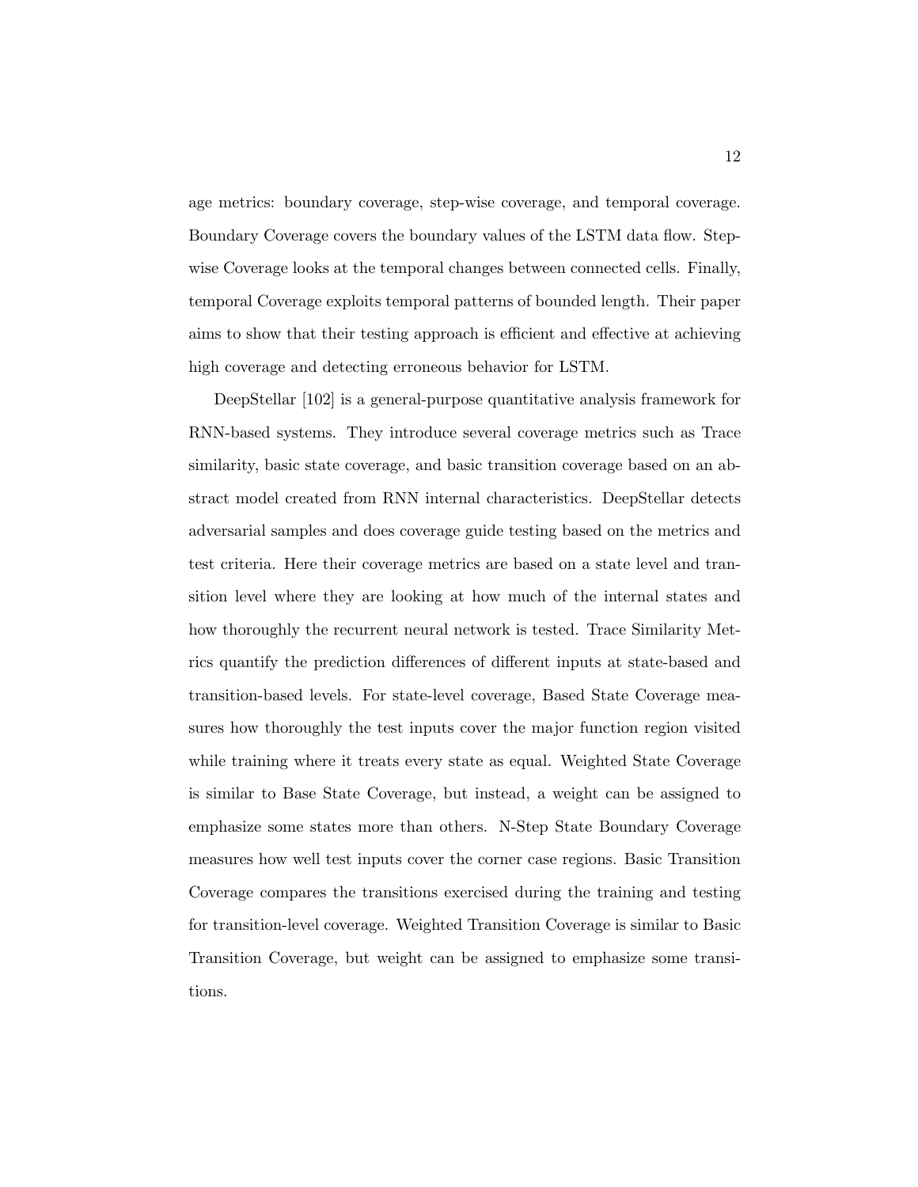age metrics: boundary coverage, step-wise coverage, and temporal coverage. Boundary Coverage covers the boundary values of the LSTM data flow. Stepwise Coverage looks at the temporal changes between connected cells. Finally, temporal Coverage exploits temporal patterns of bounded length. Their paper aims to show that their testing approach is efficient and effective at achieving high coverage and detecting erroneous behavior for LSTM.

DeepStellar [102] is a general-purpose quantitative analysis framework for RNN-based systems. They introduce several coverage metrics such as Trace similarity, basic state coverage, and basic transition coverage based on an abstract model created from RNN internal characteristics. DeepStellar detects adversarial samples and does coverage guide testing based on the metrics and test criteria. Here their coverage metrics are based on a state level and transition level where they are looking at how much of the internal states and how thoroughly the recurrent neural network is tested. Trace Similarity Metrics quantify the prediction differences of different inputs at state-based and transition-based levels. For state-level coverage, Based State Coverage measures how thoroughly the test inputs cover the major function region visited while training where it treats every state as equal. Weighted State Coverage is similar to Base State Coverage, but instead, a weight can be assigned to emphasize some states more than others. N-Step State Boundary Coverage measures how well test inputs cover the corner case regions. Basic Transition Coverage compares the transitions exercised during the training and testing for transition-level coverage. Weighted Transition Coverage is similar to Basic Transition Coverage, but weight can be assigned to emphasize some transitions.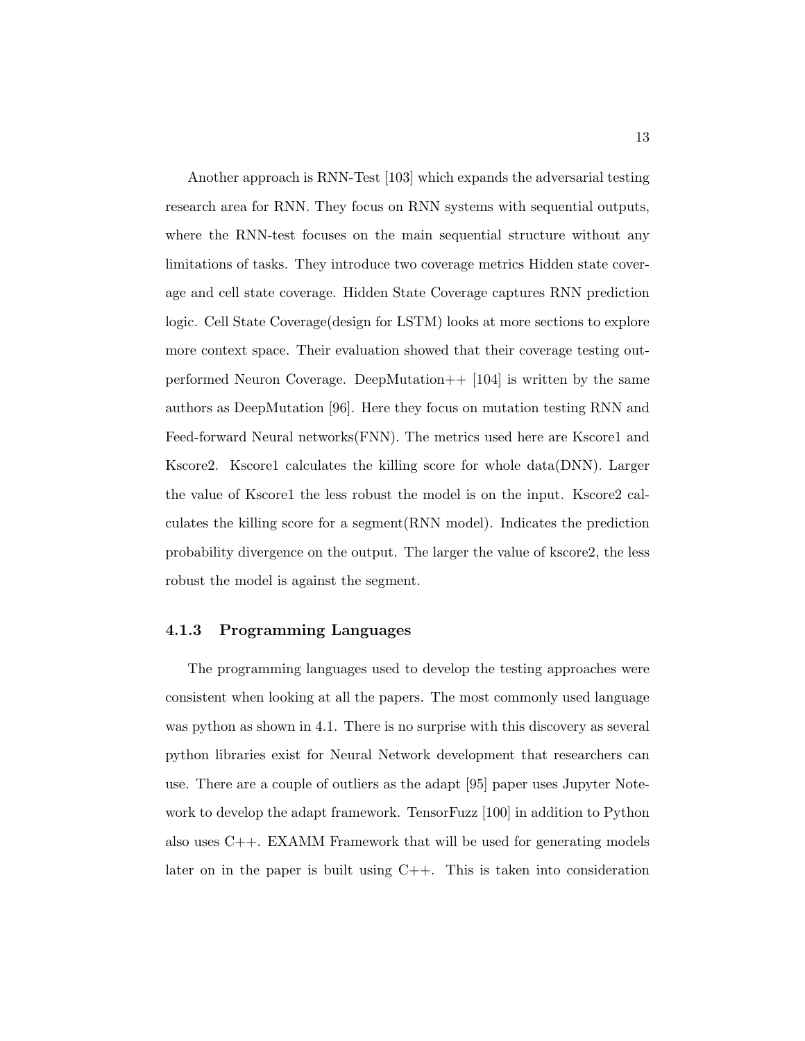Another approach is RNN-Test [103] which expands the adversarial testing research area for RNN. They focus on RNN systems with sequential outputs, where the RNN-test focuses on the main sequential structure without any limitations of tasks. They introduce two coverage metrics Hidden state coverage and cell state coverage. Hidden State Coverage captures RNN prediction logic. Cell State Coverage(design for LSTM) looks at more sections to explore more context space. Their evaluation showed that their coverage testing outperformed Neuron Coverage. DeepMutation++ [104] is written by the same authors as DeepMutation [96]. Here they focus on mutation testing RNN and Feed-forward Neural networks(FNN). The metrics used here are Kscore1 and Kscore2. Kscore1 calculates the killing score for whole data(DNN). Larger the value of Kscore1 the less robust the model is on the input. Kscore2 calculates the killing score for a segment(RNN model). Indicates the prediction probability divergence on the output. The larger the value of kscore2, the less robust the model is against the segment.

### 4.1.3 Programming Languages

The programming languages used to develop the testing approaches were consistent when looking at all the papers. The most commonly used language was python as shown in 4.1. There is no surprise with this discovery as several python libraries exist for Neural Network development that researchers can use. There are a couple of outliers as the adapt [95] paper uses Jupyter Notework to develop the adapt framework. TensorFuzz [100] in addition to Python also uses C++. EXAMM Framework that will be used for generating models later on in the paper is built using C++. This is taken into consideration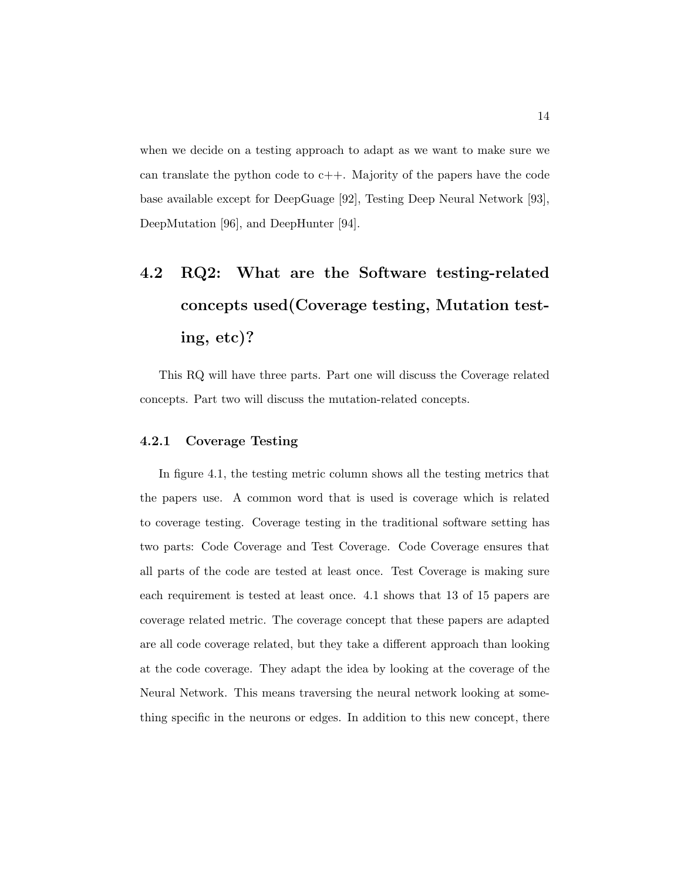when we decide on a testing approach to adapt as we want to make sure we can translate the python code to c++. Majority of the papers have the code base available except for DeepGuage [92], Testing Deep Neural Network [93], DeepMutation [96], and DeepHunter [94].

## 4.2 RQ2: What are the Software testing-related concepts used(Coverage testing, Mutation testing, etc)?

This RQ will have three parts. Part one will discuss the Coverage related concepts. Part two will discuss the mutation-related concepts.

### 4.2.1 Coverage Testing

In figure 4.1, the testing metric column shows all the testing metrics that the papers use. A common word that is used is coverage which is related to coverage testing. Coverage testing in the traditional software setting has two parts: Code Coverage and Test Coverage. Code Coverage ensures that all parts of the code are tested at least once. Test Coverage is making sure each requirement is tested at least once. 4.1 shows that 13 of 15 papers are coverage related metric. The coverage concept that these papers are adapted are all code coverage related, but they take a different approach than looking at the code coverage. They adapt the idea by looking at the coverage of the Neural Network. This means traversing the neural network looking at something specific in the neurons or edges. In addition to this new concept, there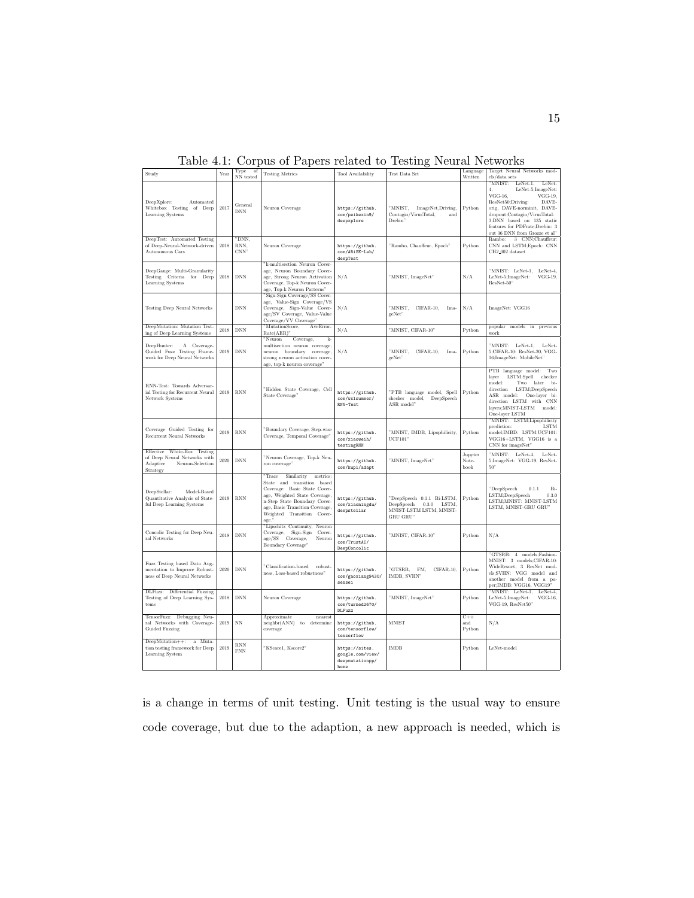Table 4.1: Corpus of Papers related to Testing Neural Networks

| Study | Year | Type of NN tested | Testing Metrics | Tool Availability | Test Data Set | Language Written | Target Neural Networks models/data sets |
|---|---|---|---|---|---|---|---|
| DeepXplore: Automated Whitebox Testing of Deep Learning Systems | 2017 | General DNN | Neuron Coverage | https://github.com/peikexin9/deepxplore | "MNIST, ImageNet,Driving, Contagio/VirusTotal, and Drebin" | Python | "MNIST: LeNet-1, LeNet-4, LeNet-5;ImageNet: VGG-16, VGG-19, ResNet50;Driving: DAVE-orig, DAVE-norminit, DAVE-dropout;Contagio/VirusTotal: 3;DNN based on 135 static features for PDFrate;Drebin: 3 out 36 DNN from Grozze et al" |
| DeepTest: Automated Testing of Deep-Neural-Network-driven Autonomous Cars | 2018 | "DNN, RNN, CNN" | Neuron Coverage | https://github.com/ARiSE-Lab/deepTest | "Rambo, Chauffeur, Epoch" | Python | Rambo: 3 CNN;Chauffeur: CNN and LSTM;Epoch: CNN CH2_002 dataset |
| DeepGauge: Multi-Granularity Testing Criteria for Deep Learning Systems | 2018 | DNN | "k-multisection Neuron Coverage, Neuron Boundary Coverage, Strong Neuron Activation Coverage, Top-k Neuron Coverage, Top-k Neuron Patterns" | N/A | "MNIST, ImageNet" | N/A | "MNIST: LeNet-1, LeNet-4, LeNet-5;ImageNet: VGG-19, ResNet-50" |
| Testing Deep Neural Networks | | DNN | "Sign-Sign Coverage/SS Coverage, Value-Sign Coverage/VS Coverage, Sign-Value Coverage/SV Coverage, Value-Value Coverage/VV Coverage" | N/A | "MNIST, CIFAR-10, ImageNet" | N/A | ImageNet: VGG16 |
| DeepMutation: Mutation Testing of Deep Learning Systems | 2018 | DNN | "MutationScore, AveError-Rate(AER)" | N/A | "MNIST, CIFAR-10" | Python | popular models in previous work |
| DeepHunter: A Coverage-Guided Fuzz Testing Framework for Deep Neural Networks | 2019 | DNN | "Neuron Coverage, k-multisection neuron coverage, neuron boundary coverage, strong neuron activation coverage, top-k neuron coverage" | N/A | "MNIST, CIFAR-10, ImageNet" | Python | "MNIST: LeNet-1, LeNet-5;CIFAR-10: ResNet-20, VGG-16;ImageNet: MobileNet" |
| RNN-Test: Towards Adversarial Testing for Recurrent Neural Network Systems | 2019 | RNN | "Hidden State Coverage, Cell State Coverage" | https://github.com/wxlsummer/RNN-Test | "PTB language model, Spell checker model, DeepSpeech ASR model" | Python | PTB language model: Two layer LSTM;Spell checker model: Two later bi-direction LSTM;DeepSpeech ASR model: One-layer bi-direction LSTM with CNN layers;MNIST-LSTM model: One-layer LSTM |
| Coverage Guided Testing for Recurrent Neural Networks | 2019 | RNN | "Boundary Coverage, Step-wise Coverage, Temporal Coverage" | https://github.com/xiaoweih/testingRNN | "MNIST, IMDB, Lipophilicity, UCF101" | Python | "MNIST: LSTM;Lipophilicity prediction: LSTM model;IMDB: LSTM;UCF101: VGG16+LSTM, VGG16 is a CNN for imageNet" |
| Effective White-Box Testing of Deep Neural Networks with Adaptive Neuron-Selection Strategy | 2020 | DNN | "Neuron Coverage, Top-k Neuron coverage" | https://github.com/kupl/adapt | "MNIST, ImageNet" | Jupyter Notebook | "MNIST: LeNet-4, LeNet-5;ImageNet: VGG-19, ResNet-50" |
| DeepStellar: Model-Based Quantitative Analysis of Stateful Deep Learning Systems | 2019 | RNN | "Trace Similarity metrics: State and transition based Coverage: Basic State Coverage, Weighted State Coverage, n-Step State Boundary Coverage, Basic Transition Coverage, Weighted Transition Coverage." | https://github.com/xiaoningdu/deepstellar | "DeepSpeech 0.1.1 Bi-LSTM, DeepSpeech 0.3.0 LSTM, MNIST-LSTM LSTM, MNIST-GRU GRU" | Python | "DeepSpeech 0.1.1 Bi-LSTM;DeepSpeech 0.3.0 LSTM;MNIST: MNIST-LSTM LSTM, MNIST-GRU GRU" |
| Concolic Testing for Deep Neural Networks | 2018 | DNN | "Lipschitz Continuity, Neuron Coverage, Sign-Sign Coverage/SS Coverage, Neuron Boundary Coverage" | https://github.com/TrustAI/DeepConcolic | "MNIST, CIFAR-10" | Python | N/A |
| Fuzz Testing based Data Augmentation to Improve Robustness of Deep Neural Networks | 2020 | DNN | "Classification-based robustness, Loss-based robustness" | https://github.com/gaoxiang9430/sensei | "GTSRB, FM, CIFAR-10, IMDB, SVHN" | Python | "GTSRB: 4 models;Fashion-MNIST: 3 models;CIFAR-10: WideResnet, 3 ResNet models;SVHN: VGG model and another model from a paper;IMDB: VGG16, VGG19" |
| DLFuzz: Differential Fuzzing Testing of Deep Learning Systems | 2018 | DNN | Neuron Coverage | https://github.com/turned2670/DLFuzz | "MNIST, ImageNet" | Python | "MNIST: LeNet-1, LeNet-4, LeNet-5;ImageNet: VGG-16, VGG-19, ResNet50" |
| TensorFuzz: Debugging Neural Networks with Coverage-Guided Fuzzing | 2019 | NN | Approximate nearest neighbr(ANN) to determine coverage | https://github.com/tensorflow/tensorflow | MNIST | C++ and Python | N/A |
| DeepMutation++: a Mutation testing framework for Deep Learning System | 2019 | RNN FNN | "KScore1, Kscore2" | https://sites.google.com/view/deepmutationpp/home | IMDB | Python | LeNet-model |

is a change in terms of unit testing. Unit testing is the usual way to ensure code coverage, but due to the adaption, a new approach is needed, which is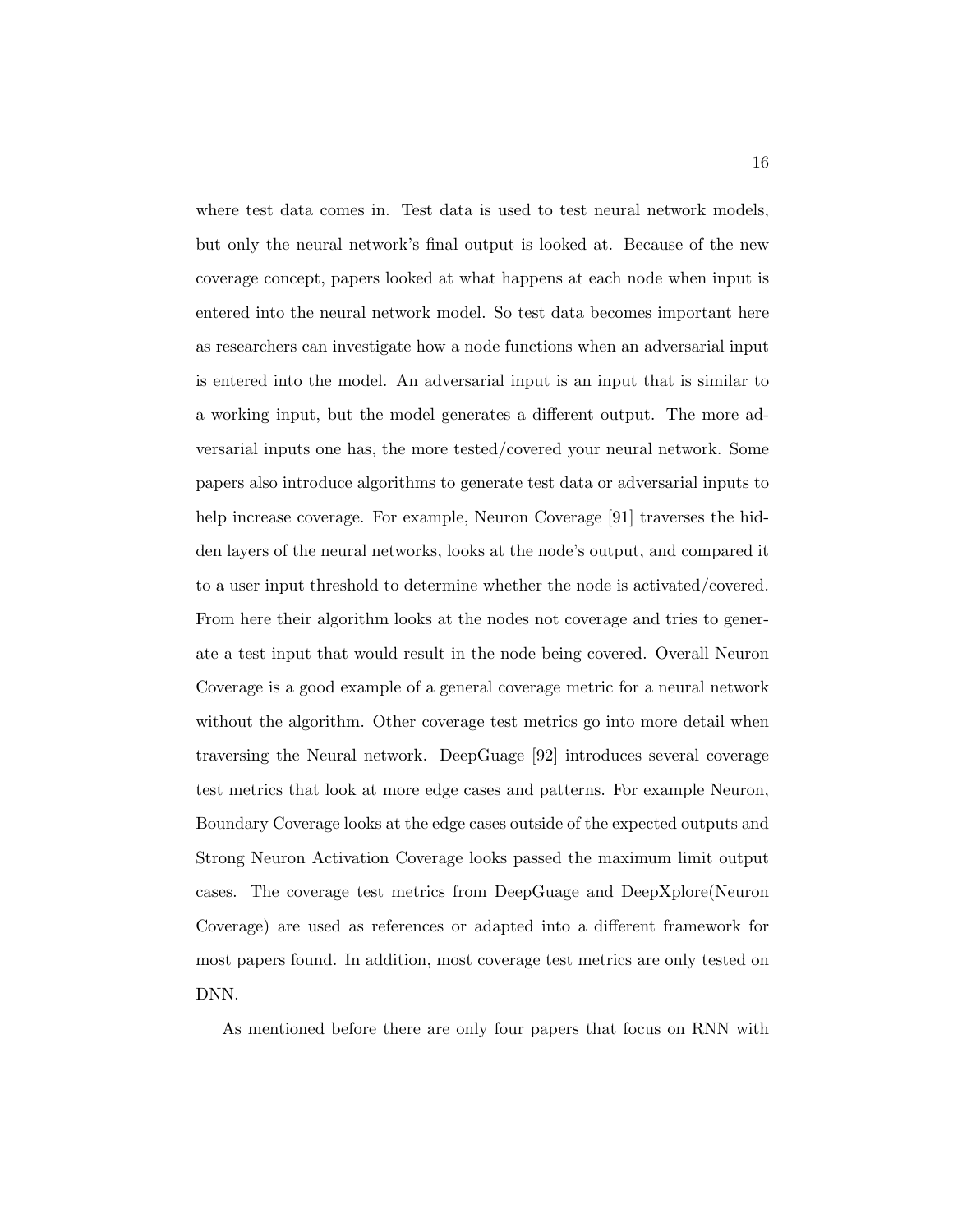where test data comes in. Test data is used to test neural network models, but only the neural network's final output is looked at. Because of the new coverage concept, papers looked at what happens at each node when input is entered into the neural network model. So test data becomes important here as researchers can investigate how a node functions when an adversarial input is entered into the model. An adversarial input is an input that is similar to a working input, but the model generates a different output. The more adversarial inputs one has, the more tested/covered your neural network. Some papers also introduce algorithms to generate test data or adversarial inputs to help increase coverage. For example, Neuron Coverage [91] traverses the hidden layers of the neural networks, looks at the node's output, and compared it to a user input threshold to determine whether the node is activated/covered. From here their algorithm looks at the nodes not coverage and tries to generate a test input that would result in the node being covered. Overall Neuron Coverage is a good example of a general coverage metric for a neural network without the algorithm. Other coverage test metrics go into more detail when traversing the Neural network. DeepGuage [92] introduces several coverage test metrics that look at more edge cases and patterns. For example Neuron, Boundary Coverage looks at the edge cases outside of the expected outputs and Strong Neuron Activation Coverage looks passed the maximum limit output cases. The coverage test metrics from DeepGuage and DeepXplore(Neuron Coverage) are used as references or adapted into a different framework for most papers found. In addition, most coverage test metrics are only tested on DNN.

As mentioned before there are only four papers that focus on RNN with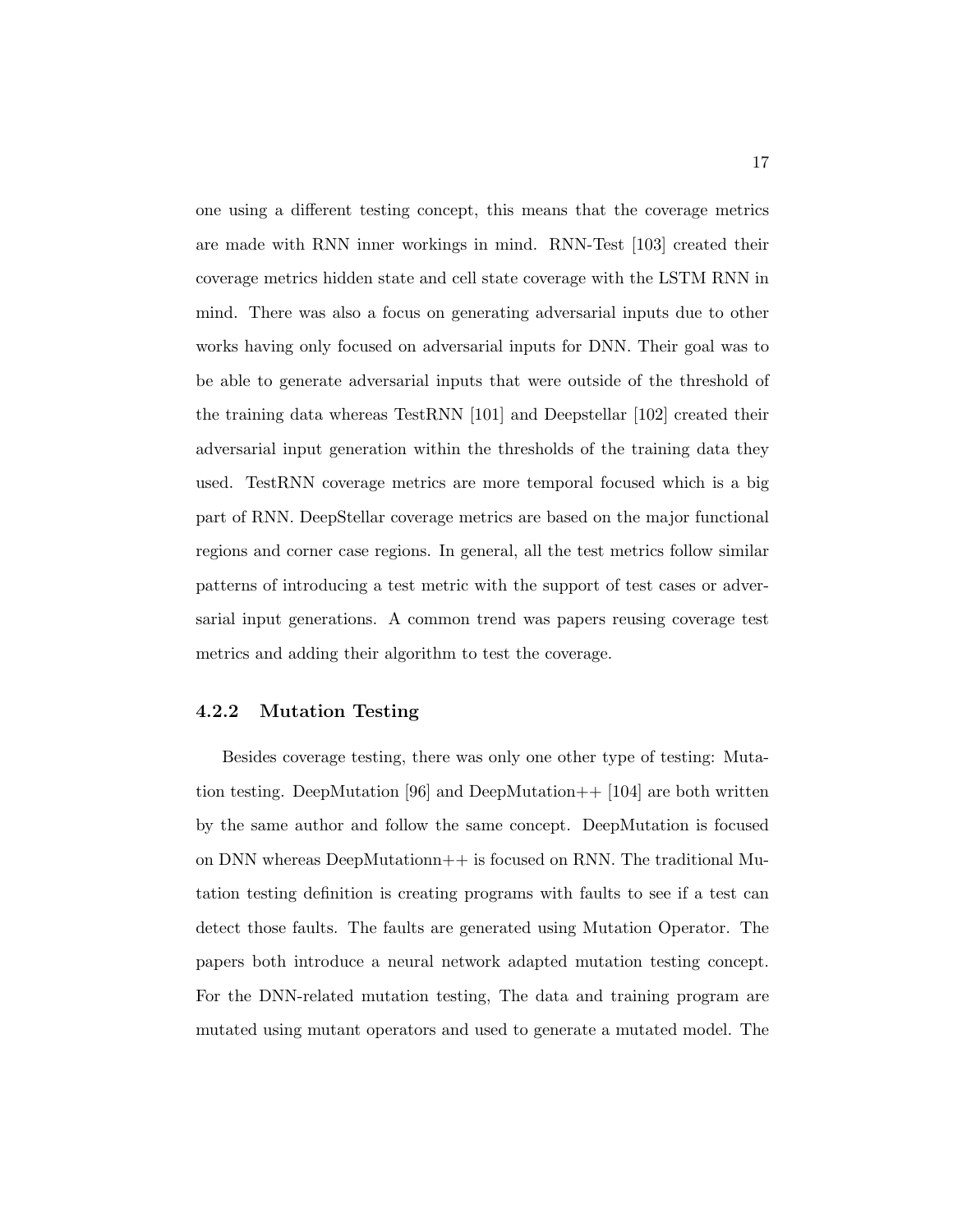one using a different testing concept, this means that the coverage metrics are made with RNN inner workings in mind. RNN-Test [103] created their coverage metrics hidden state and cell state coverage with the LSTM RNN in mind. There was also a focus on generating adversarial inputs due to other works having only focused on adversarial inputs for DNN. Their goal was to be able to generate adversarial inputs that were outside of the threshold of the training data whereas TestRNN [101] and Deepstellar [102] created their adversarial input generation within the thresholds of the training data they used. TestRNN coverage metrics are more temporal focused which is a big part of RNN. DeepStellar coverage metrics are based on the major functional regions and corner case regions. In general, all the test metrics follow similar patterns of introducing a test metric with the support of test cases or adversarial input generations. A common trend was papers reusing coverage test metrics and adding their algorithm to test the coverage.

### 4.2.2 Mutation Testing

Besides coverage testing, there was only one other type of testing: Mutation testing. DeepMutation [96] and DeepMutation++ [104] are both written by the same author and follow the same concept. DeepMutation is focused on DNN whereas DeepMutationn++ is focused on RNN. The traditional Mutation testing definition is creating programs with faults to see if a test can detect those faults. The faults are generated using Mutation Operator. The papers both introduce a neural network adapted mutation testing concept. For the DNN-related mutation testing, The data and training program are mutated using mutant operators and used to generate a mutated model. The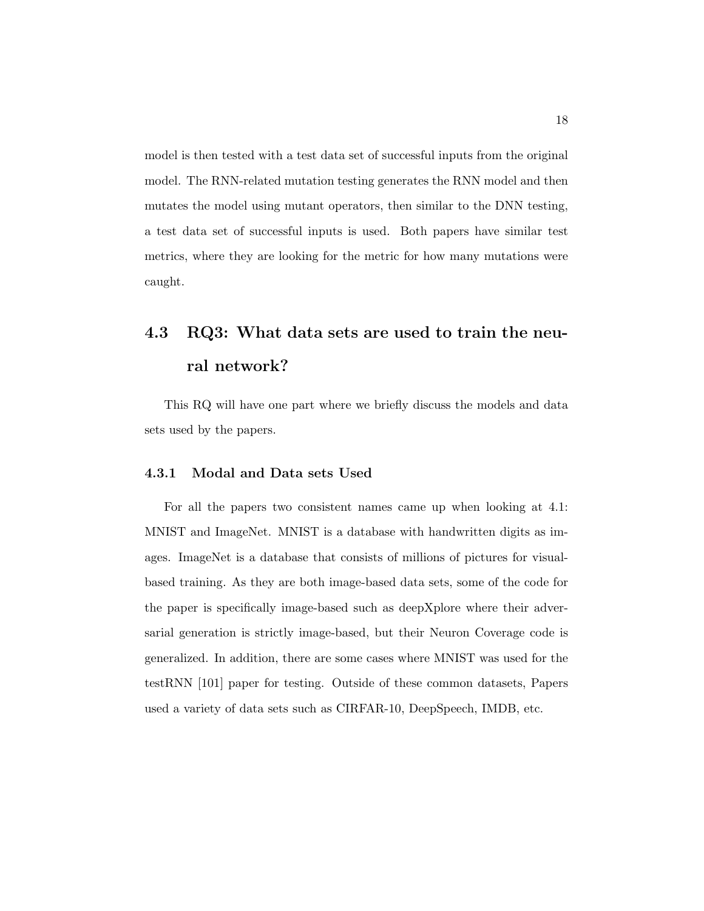model is then tested with a test data set of successful inputs from the original model. The RNN-related mutation testing generates the RNN model and then mutates the model using mutant operators, then similar to the DNN testing, a test data set of successful inputs is used. Both papers have similar test metrics, where they are looking for the metric for how many mutations were caught.

## 4.3 RQ3: What data sets are used to train the neural network?

This RQ will have one part where we briefly discuss the models and data sets used by the papers.

### 4.3.1 Modal and Data sets Used

For all the papers two consistent names came up when looking at 4.1: MNIST and ImageNet. MNIST is a database with handwritten digits as images. ImageNet is a database that consists of millions of pictures for visual-based training. As they are both image-based data sets, some of the code for the paper is specifically image-based such as deepXplore where their adversarial generation is strictly image-based, but their Neuron Coverage code is generalized. In addition, there are some cases where MNIST was used for the testRNN [101] paper for testing. Outside of these common datasets, Papers used a variety of data sets such as CIRFAR-10, DeepSpeech, IMDB, etc.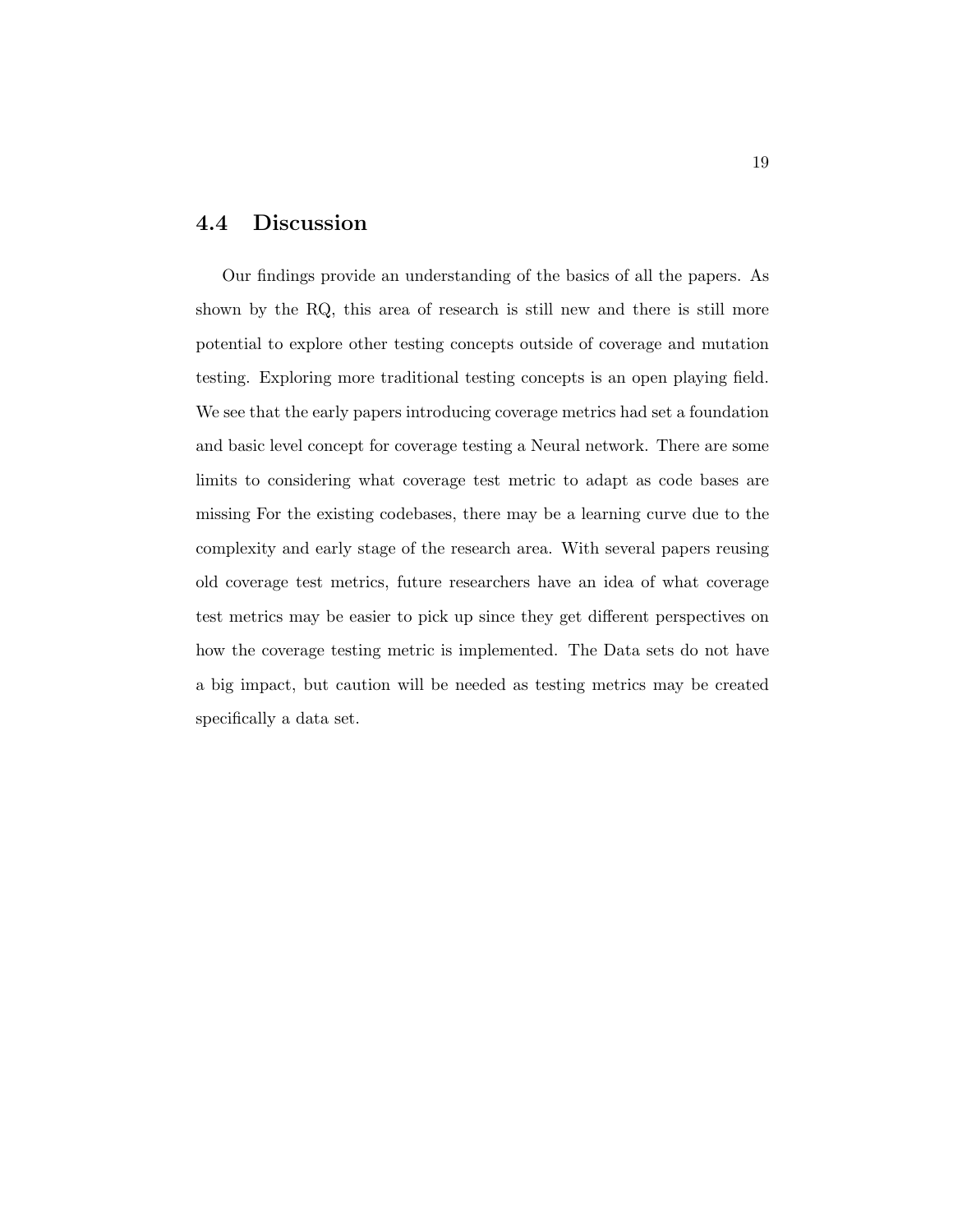## 4.4 Discussion

Our findings provide an understanding of the basics of all the papers. As shown by the RQ, this area of research is still new and there is still more potential to explore other testing concepts outside of coverage and mutation testing. Exploring more traditional testing concepts is an open playing field. We see that the early papers introducing coverage metrics had set a foundation and basic level concept for coverage testing a Neural network. There are some limits to considering what coverage test metric to adapt as code bases are missing For the existing codebases, there may be a learning curve due to the complexity and early stage of the research area. With several papers reusing old coverage test metrics, future researchers have an idea of what coverage test metrics may be easier to pick up since they get different perspectives on how the coverage testing metric is implemented. The Data sets do not have a big impact, but caution will be needed as testing metrics may be created specifically a data set.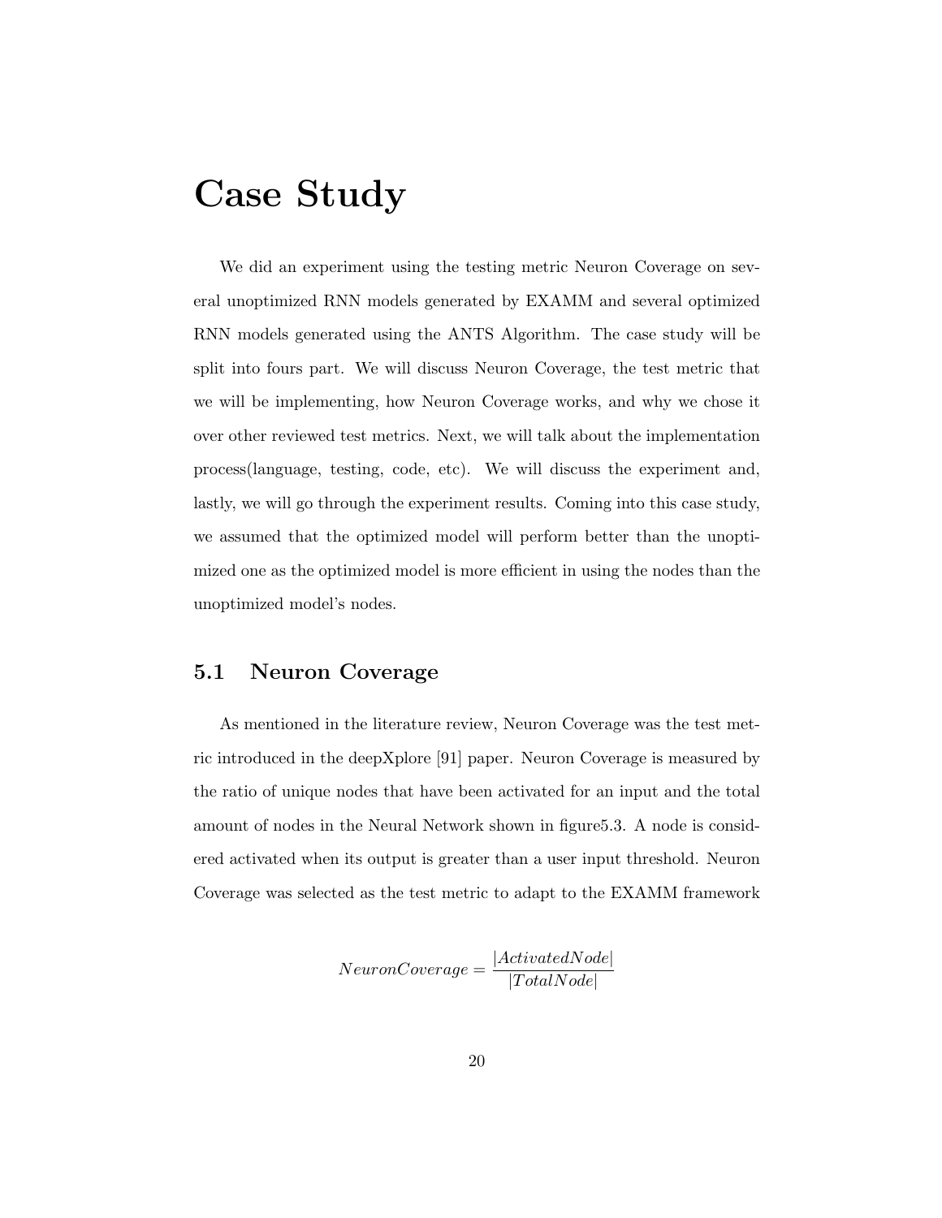# Case Study

We did an experiment using the testing metric Neuron Coverage on several unoptimized RNN models generated by EXAMM and several optimized RNN models generated using the ANTS Algorithm. The case study will be split into fours part. We will discuss Neuron Coverage, the test metric that we will be implementing, how Neuron Coverage works, and why we chose it over other reviewed test metrics. Next, we will talk about the implementation process(language, testing, code, etc). We will discuss the experiment and, lastly, we will go through the experiment results. Coming into this case study, we assumed that the optimized model will perform better than the unoptimized one as the optimized model is more efficient in using the nodes than the unoptimized model's nodes.

## 5.1 Neuron Coverage

As mentioned in the literature review, Neuron Coverage was the test metric introduced in the deepXplore [91] paper. Neuron Coverage is measured by the ratio of unique nodes that have been activated for an input and the total amount of nodes in the Neural Network shown in figure5.3. A node is considered activated when its output is greater than a user input threshold. Neuron Coverage was selected as the test metric to adapt to the EXAMM framework

$$NeuronCoverage = \frac{|ActivatedNode|}{|TotalNode|}$$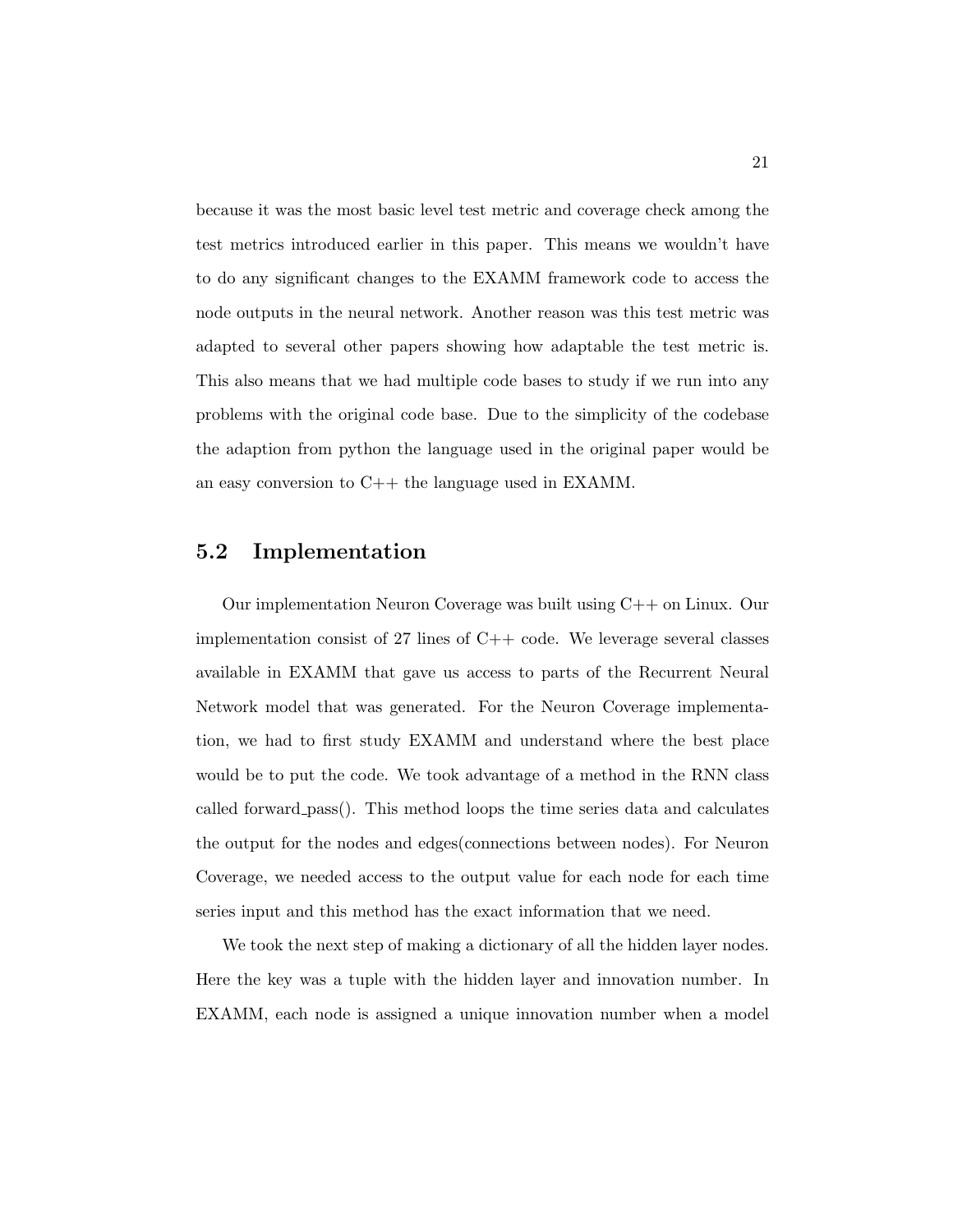because it was the most basic level test metric and coverage check among the test metrics introduced earlier in this paper. This means we wouldn't have to do any significant changes to the EXAMM framework code to access the node outputs in the neural network. Another reason was this test metric was adapted to several other papers showing how adaptable the test metric is. This also means that we had multiple code bases to study if we run into any problems with the original code base. Due to the simplicity of the codebase the adaption from python the language used in the original paper would be an easy conversion to C++ the language used in EXAMM.

## 5.2 Implementation

Our implementation Neuron Coverage was built using C++ on Linux. Our implementation consist of 27 lines of C++ code. We leverage several classes available in EXAMM that gave us access to parts of the Recurrent Neural Network model that was generated. For the Neuron Coverage implementation, we had to first study EXAMM and understand where the best place would be to put the code. We took advantage of a method in the RNN class called forward_pass(). This method loops the time series data and calculates the output for the nodes and edges(connections between nodes). For Neuron Coverage, we needed access to the output value for each node for each time series input and this method has the exact information that we need.

We took the next step of making a dictionary of all the hidden layer nodes. Here the key was a tuple with the hidden layer and innovation number. In EXAMM, each node is assigned a unique innovation number when a model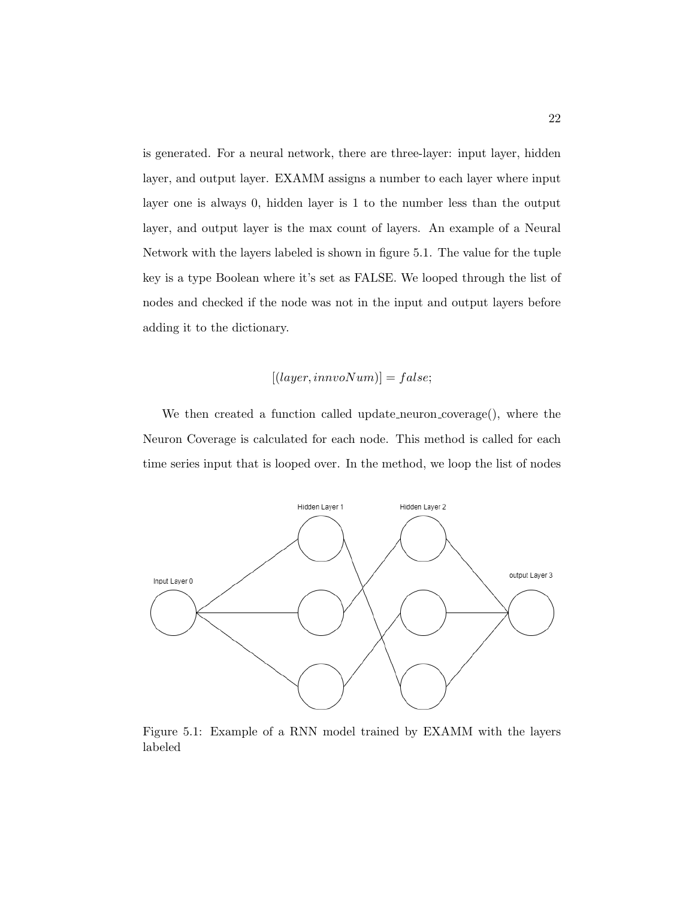is generated. For a neural network, there are three-layer: input layer, hidden layer, and output layer. EXAMM assigns a number to each layer where input layer one is always 0, hidden layer is 1 to the number less than the output layer, and output layer is the max count of layers. An example of a Neural Network with the layers labeled is shown in figure 5.1. The value for the tuple key is a type Boolean where it's set as FALSE. We looped through the list of nodes and checked if the node was not in the input and output layers before adding it to the dictionary.

$$[(layer, innvoNum)] = false;$$

We then created a function called update_neuron_coverage(), where the Neuron Coverage is calculated for each node. This method is called for each time series input that is looped over. In the method, we loop the list of nodes

Hidden Layer 1

Hidden Layer 2

Input Layer 0

output Layer 3

Figure 5.1: Example of a RNN model trained by EXAMM with the layers labeled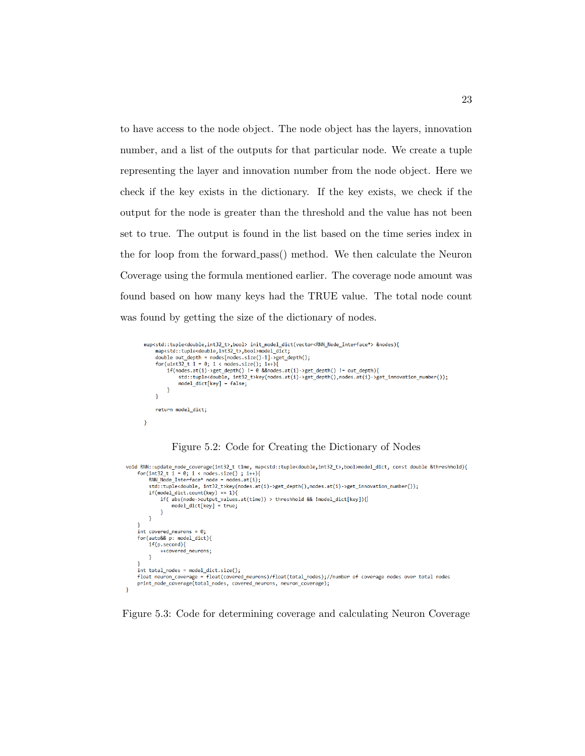to have access to the node object. The node object has the layers, innovation number, and a list of the outputs for that particular node. We create a tuple representing the layer and innovation number from the node object. Here we check if the key exists in the dictionary. If the key exists, we check if the output for the node is greater than the threshold and the value has not been set to true. The output is found in the list based on the time series index in the for loop from the forward_pass() method. We then calculate the Neuron Coverage using the formula mentioned earlier. The coverage node amount was found based on how many keys had the TRUE value. The total node count was found by getting the size of the dictionary of nodes.

```
map<std::tuple<double,int32_t>,bool> init_model_dict(vector<RNN_Node_Interface*> &nodes){
    map<std::tuple<double,int32_t>,bool>model_dict;
    double out_depth = nodes[nodes.size()-1]->get_depth();
    for(uint32_t i = 0; i < nodes.size(); i++){
        if(nodes.at(i)->get_depth() != 0 &&nodes.at(i)->get_depth() != out_depth){
            std::tuple<double, int32_t>key(nodes.at(i)->get_depth(),nodes.at(i)->get_innovation_number());
            model_dict[key] = false;
        }
    }

    return model_dict;

}
```

Figure 5.2: Code for Creating the Dictionary of Nodes

```
void RNN::update_node_coverage(int32_t time, map<std::tuple<double,int32_t>,bool>model_dict, const double &threshhold){
    for(int32_t i = 0; i < nodes.size() ; i++){
        RNN_Node_Interface* node = nodes.at(i);
        std::tuple<double, int32_t>key(nodes.at(i)->get_depth(),nodes.at(i)->get_innovation_number());
        if(model_dict.count(key) == 1){
            if( abs(node->output_values.at(time)) > threshhold && !model_dict[key]){
                model_dict[key] = true;
            }
        }
    }
    int covered_neurons = 0;
    for(auto&& p: model_dict){
        if(p.second){
            ++covered_neurons;
        }
    }
    int total_nodes = model_dict.size();
    float neuron_coverage = float(covered_neurons)/float(total_nodes);//number of coverage nodes over total nodes
    print_node_coverage(total_nodes, covered_neurons, neuron_coverage);
}
```

Figure 5.3: Code for determining coverage and calculating Neuron Coverage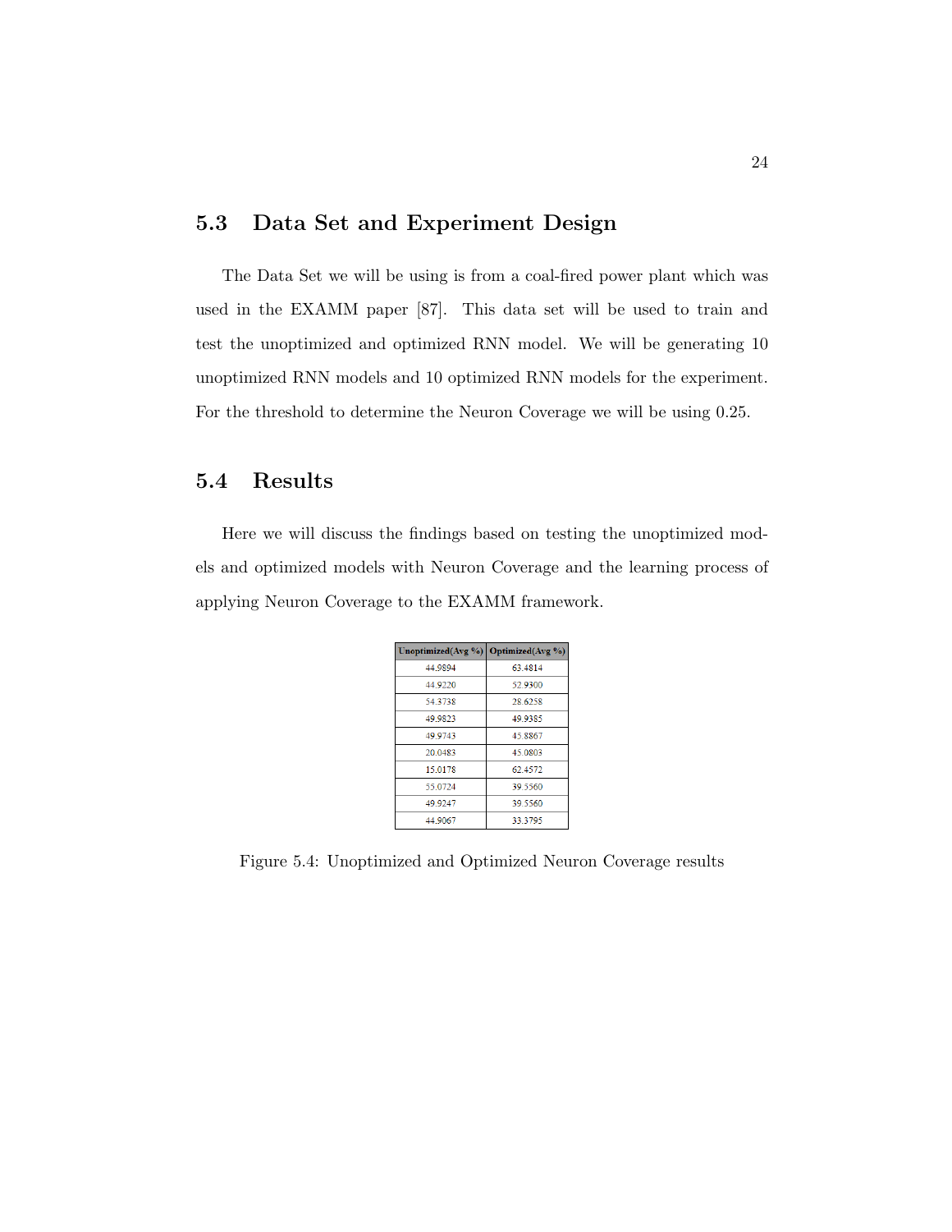## 5.3 Data Set and Experiment Design

The Data Set we will be using is from a coal-fired power plant which was used in the EXAMM paper [87]. This data set will be used to train and test the unoptimized and optimized RNN model. We will be generating 10 unoptimized RNN models and 10 optimized RNN models for the experiment. For the threshold to determine the Neuron Coverage we will be using 0.25.

## 5.4 Results

Here we will discuss the findings based on testing the unoptimized models and optimized models with Neuron Coverage and the learning process of applying Neuron Coverage to the EXAMM framework.

| Unoptimized(Avg %) | Optimized(Avg %) |
|---|---|
| 44.9894 | 63.4814 |
| 44.9220 | 52.9300 |
| 54.3738 | 28.6258 |
| 49.9823 | 49.9385 |
| 49.9743 | 45.8867 |
| 20.0483 | 45.0803 |
| 15.0178 | 62.4572 |
| 55.0724 | 39.5560 |
| 49.9247 | 39.5560 |
| 44.9067 | 33.3795 |

Figure 5.4: Unoptimized and Optimized Neuron Coverage results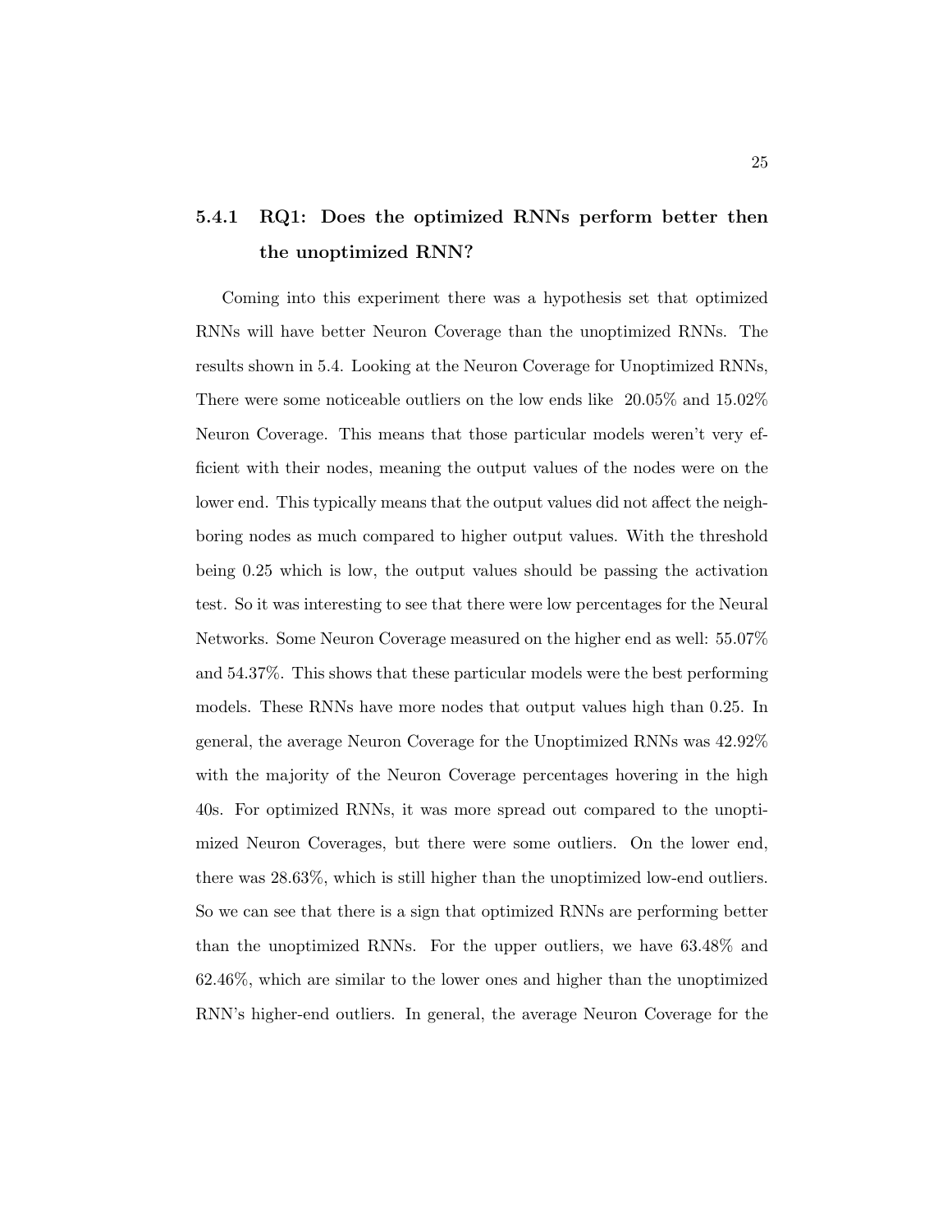### 5.4.1 RQ1: Does the optimized RNNs perform better then the unoptimized RNN?

Coming into this experiment there was a hypothesis set that optimized RNNs will have better Neuron Coverage than the unoptimized RNNs. The results shown in 5.4. Looking at the Neuron Coverage for Unoptimized RNNs, There were some noticeable outliers on the low ends like 20.05% and 15.02% Neuron Coverage. This means that those particular models weren't very efficient with their nodes, meaning the output values of the nodes were on the lower end. This typically means that the output values did not affect the neighboring nodes as much compared to higher output values. With the threshold being 0.25 which is low, the output values should be passing the activation test. So it was interesting to see that there were low percentages for the Neural Networks. Some Neuron Coverage measured on the higher end as well: 55.07% and 54.37%. This shows that these particular models were the best performing models. These RNNs have more nodes that output values high than 0.25. In general, the average Neuron Coverage for the Unoptimized RNNs was 42.92% with the majority of the Neuron Coverage percentages hovering in the high 40s. For optimized RNNs, it was more spread out compared to the unoptimized Neuron Coverages, but there were some outliers. On the lower end, there was 28.63%, which is still higher than the unoptimized low-end outliers. So we can see that there is a sign that optimized RNNs are performing better than the unoptimized RNNs. For the upper outliers, we have 63.48% and 62.46%, which are similar to the lower ones and higher than the unoptimized RNN's higher-end outliers. In general, the average Neuron Coverage for the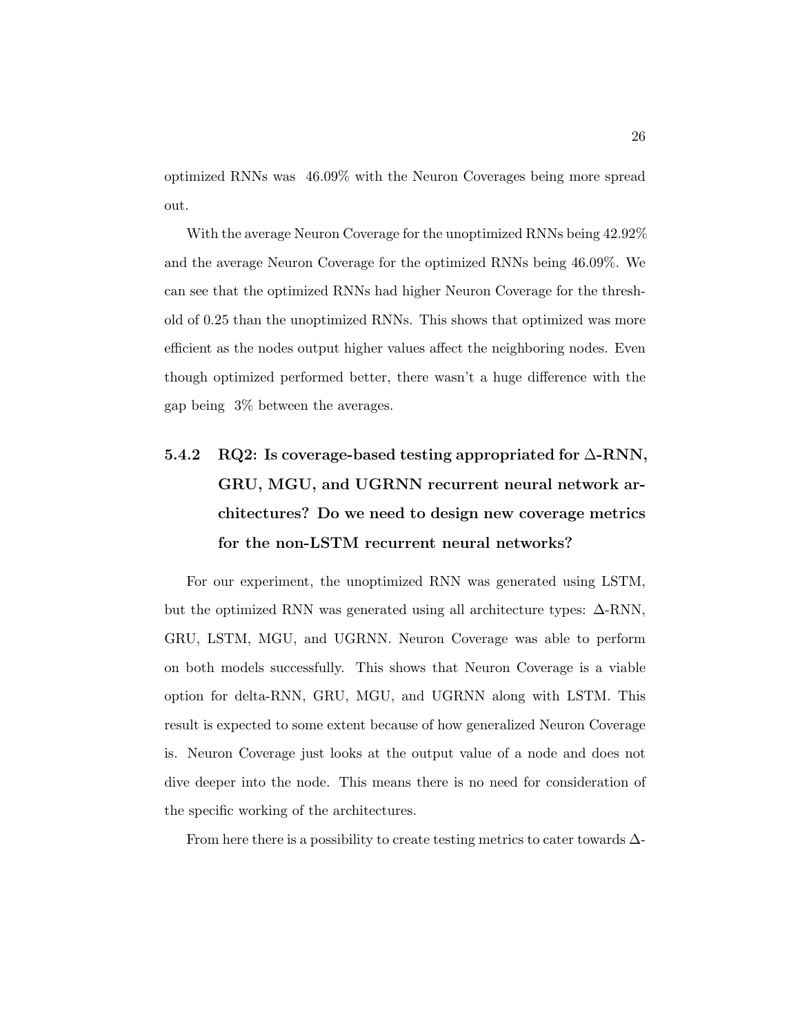optimized RNNs was 46.09% with the Neuron Coverages being more spread out.

With the average Neuron Coverage for the unoptimized RNNs being 42.92% and the average Neuron Coverage for the optimized RNNs being 46.09%. We can see that the optimized RNNs had higher Neuron Coverage for the threshold of 0.25 than the unoptimized RNNs. This shows that optimized was more efficient as the nodes output higher values affect the neighboring nodes. Even though optimized performed better, there wasn't a huge difference with the gap being 3% between the averages.

### 5.4.2 RQ2: Is coverage-based testing appropriated for Δ-RNN, GRU, MGU, and UGRNN recurrent neural network architectures? Do we need to design new coverage metrics for the non-LSTM recurrent neural networks?

For our experiment, the unoptimized RNN was generated using LSTM, but the optimized RNN was generated using all architecture types: Δ-RNN, GRU, LSTM, MGU, and UGRNN. Neuron Coverage was able to perform on both models successfully. This shows that Neuron Coverage is a viable option for delta-RNN, GRU, MGU, and UGRNN along with LSTM. This result is expected to some extent because of how generalized Neuron Coverage is. Neuron Coverage just looks at the output value of a node and does not dive deeper into the node. This means there is no need for consideration of the specific working of the architectures.

From here there is a possibility to create testing metrics to cater towards Δ-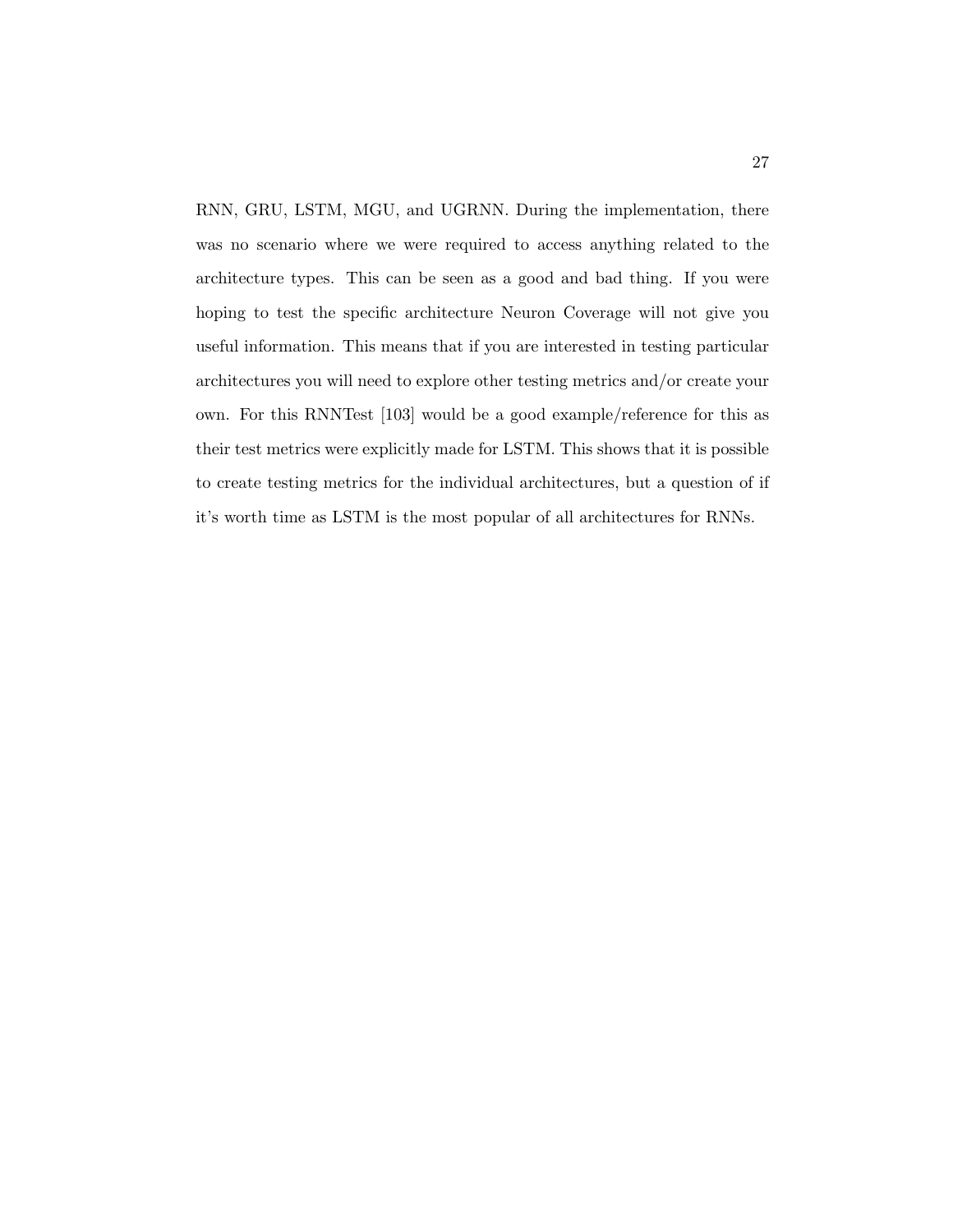RNN, GRU, LSTM, MGU, and UGRNN. During the implementation, there was no scenario where we were required to access anything related to the architecture types. This can be seen as a good and bad thing. If you were hoping to test the specific architecture Neuron Coverage will not give you useful information. This means that if you are interested in testing particular architectures you will need to explore other testing metrics and/or create your own. For this RNNTest [103] would be a good example/reference for this as their test metrics were explicitly made for LSTM. This shows that it is possible to create testing metrics for the individual architectures, but a question of if it's worth time as LSTM is the most popular of all architectures for RNNs.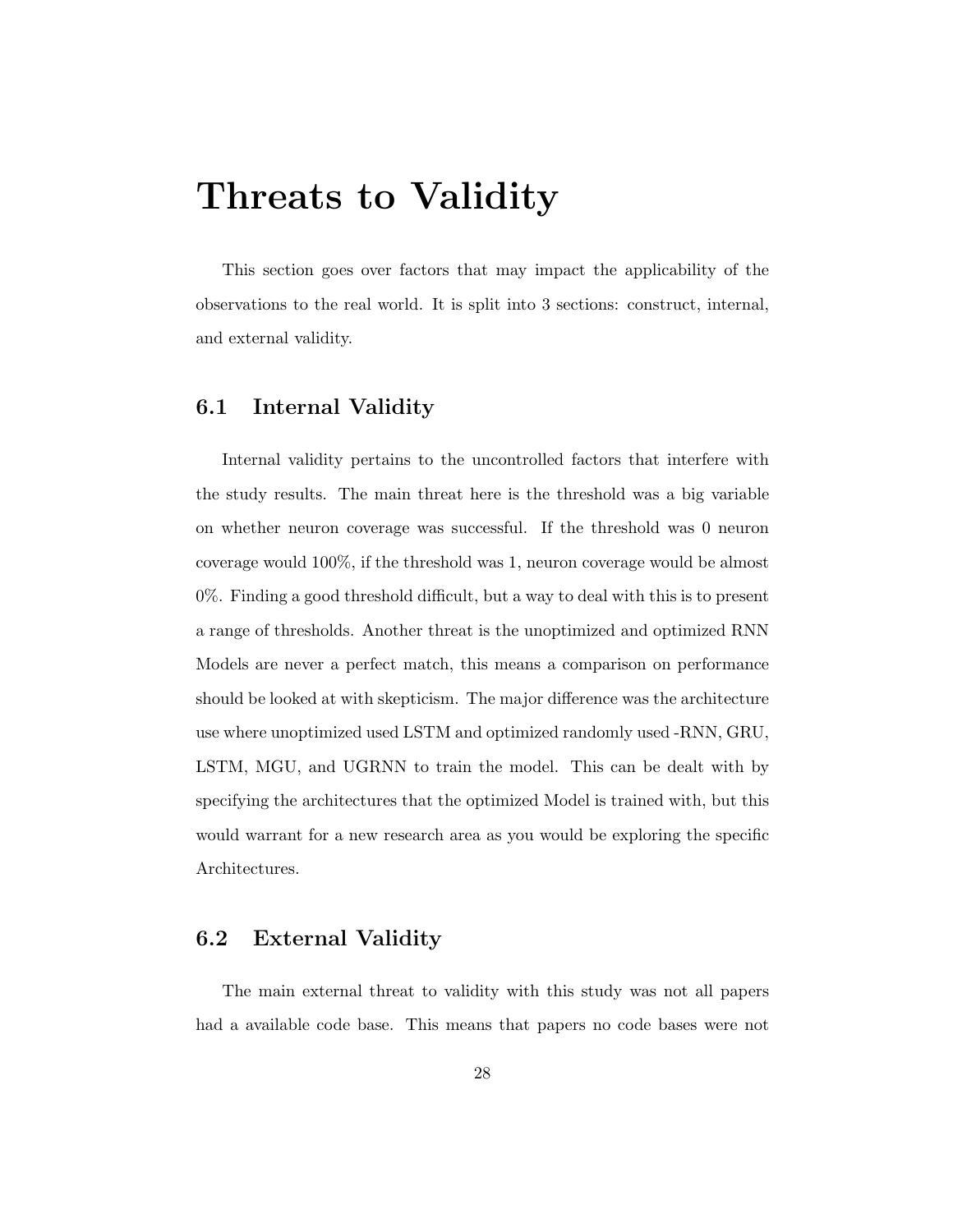# Threats to Validity

This section goes over factors that may impact the applicability of the observations to the real world. It is split into 3 sections: construct, internal, and external validity.

## 6.1 Internal Validity

Internal validity pertains to the uncontrolled factors that interfere with the study results. The main threat here is the threshold was a big variable on whether neuron coverage was successful. If the threshold was 0 neuron coverage would 100%, if the threshold was 1, neuron coverage would be almost 0%. Finding a good threshold difficult, but a way to deal with this is to present a range of thresholds. Another threat is the unoptimized and optimized RNN Models are never a perfect match, this means a comparison on performance should be looked at with skepticism. The major difference was the architecture use where unoptimized used LSTM and optimized randomly used -RNN, GRU, LSTM, MGU, and UGRNN to train the model. This can be dealt with by specifying the architectures that the optimized Model is trained with, but this would warrant for a new research area as you would be exploring the specific Architectures.

## 6.2 External Validity

The main external threat to validity with this study was not all papers had a available code base. This means that papers no code bases were not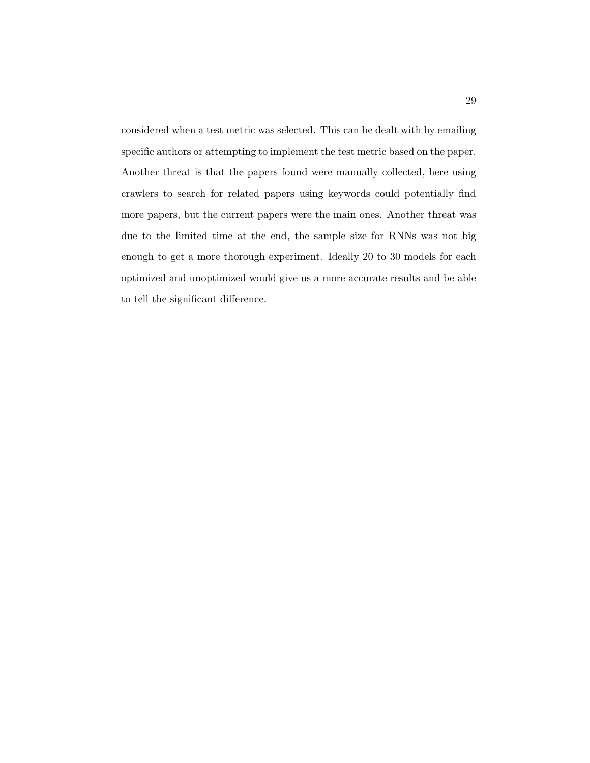considered when a test metric was selected. This can be dealt with by emailing specific authors or attempting to implement the test metric based on the paper. Another threat is that the papers found were manually collected, here using crawlers to search for related papers using keywords could potentially find more papers, but the current papers were the main ones. Another threat was due to the limited time at the end, the sample size for RNNs was not big enough to get a more thorough experiment. Ideally 20 to 30 models for each optimized and unoptimized would give us a more accurate results and be able to tell the significant difference.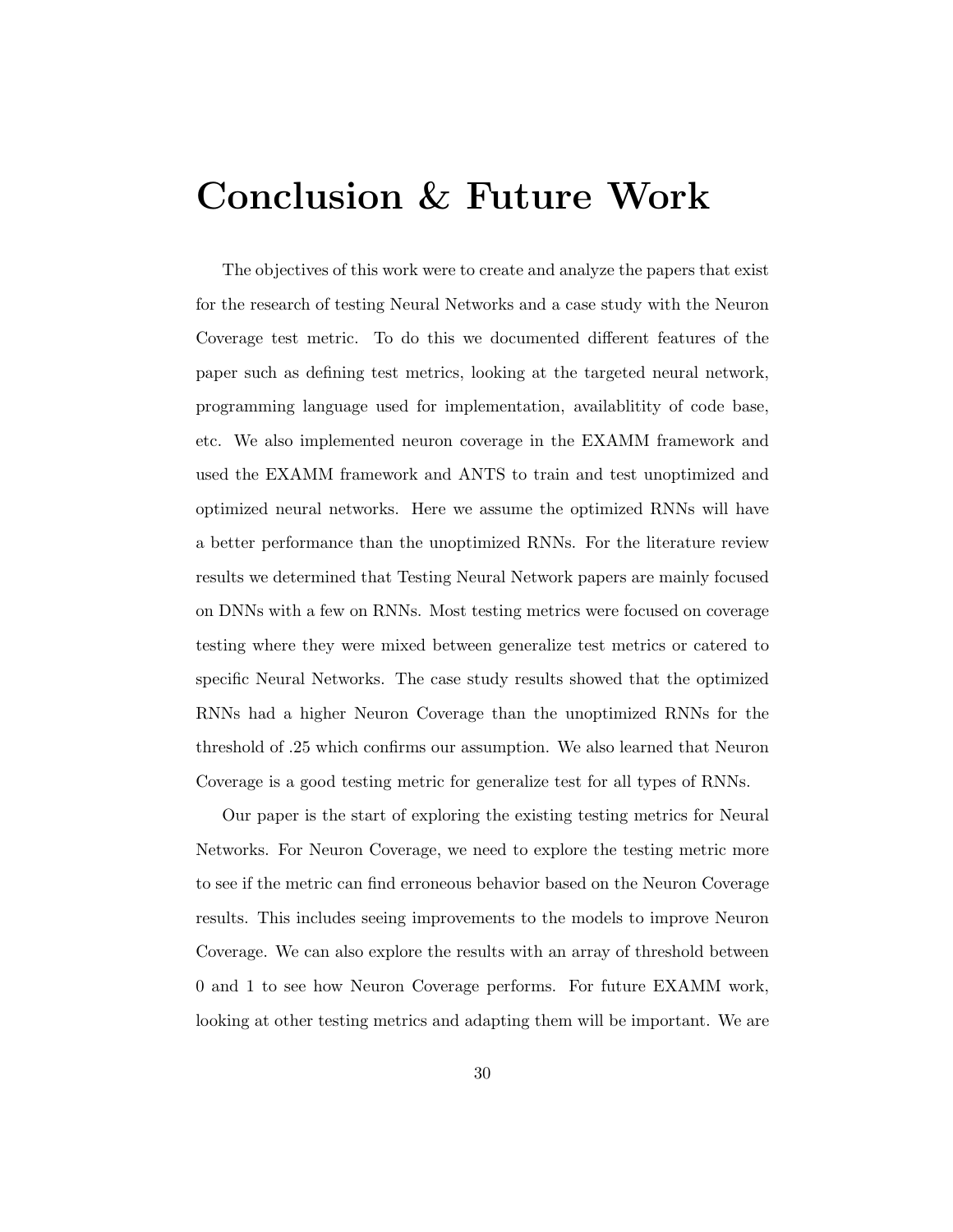# Conclusion & Future Work

The objectives of this work were to create and analyze the papers that exist for the research of testing Neural Networks and a case study with the Neuron Coverage test metric. To do this we documented different features of the paper such as defining test metrics, looking at the targeted neural network, programming language used for implementation, availablitity of code base, etc. We also implemented neuron coverage in the EXAMM framework and used the EXAMM framework and ANTS to train and test unoptimized and optimized neural networks. Here we assume the optimized RNNs will have a better performance than the unoptimized RNNs. For the literature review results we determined that Testing Neural Network papers are mainly focused on DNNs with a few on RNNs. Most testing metrics were focused on coverage testing where they were mixed between generalize test metrics or catered to specific Neural Networks. The case study results showed that the optimized RNNs had a higher Neuron Coverage than the unoptimized RNNs for the threshold of .25 which confirms our assumption. We also learned that Neuron Coverage is a good testing metric for generalize test for all types of RNNs.

Our paper is the start of exploring the existing testing metrics for Neural Networks. For Neuron Coverage, we need to explore the testing metric more to see if the metric can find erroneous behavior based on the Neuron Coverage results. This includes seeing improvements to the models to improve Neuron Coverage. We can also explore the results with an array of threshold between 0 and 1 to see how Neuron Coverage performs. For future EXAMM work, looking at other testing metrics and adapting them will be important. We are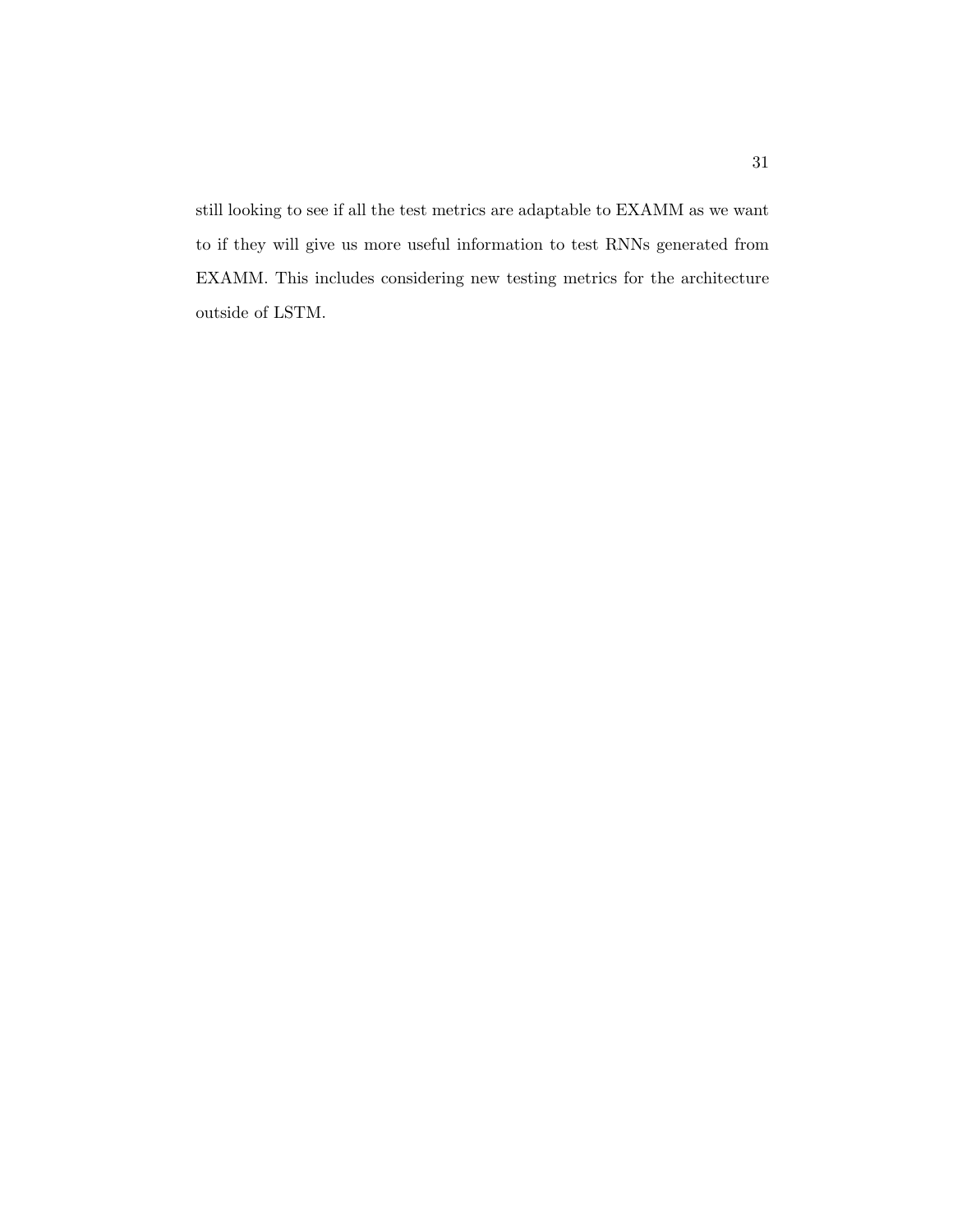still looking to see if all the test metrics are adaptable to EXAMM as we want to if they will give us more useful information to test RNNs generated from EXAMM. This includes considering new testing metrics for the architecture outside of LSTM.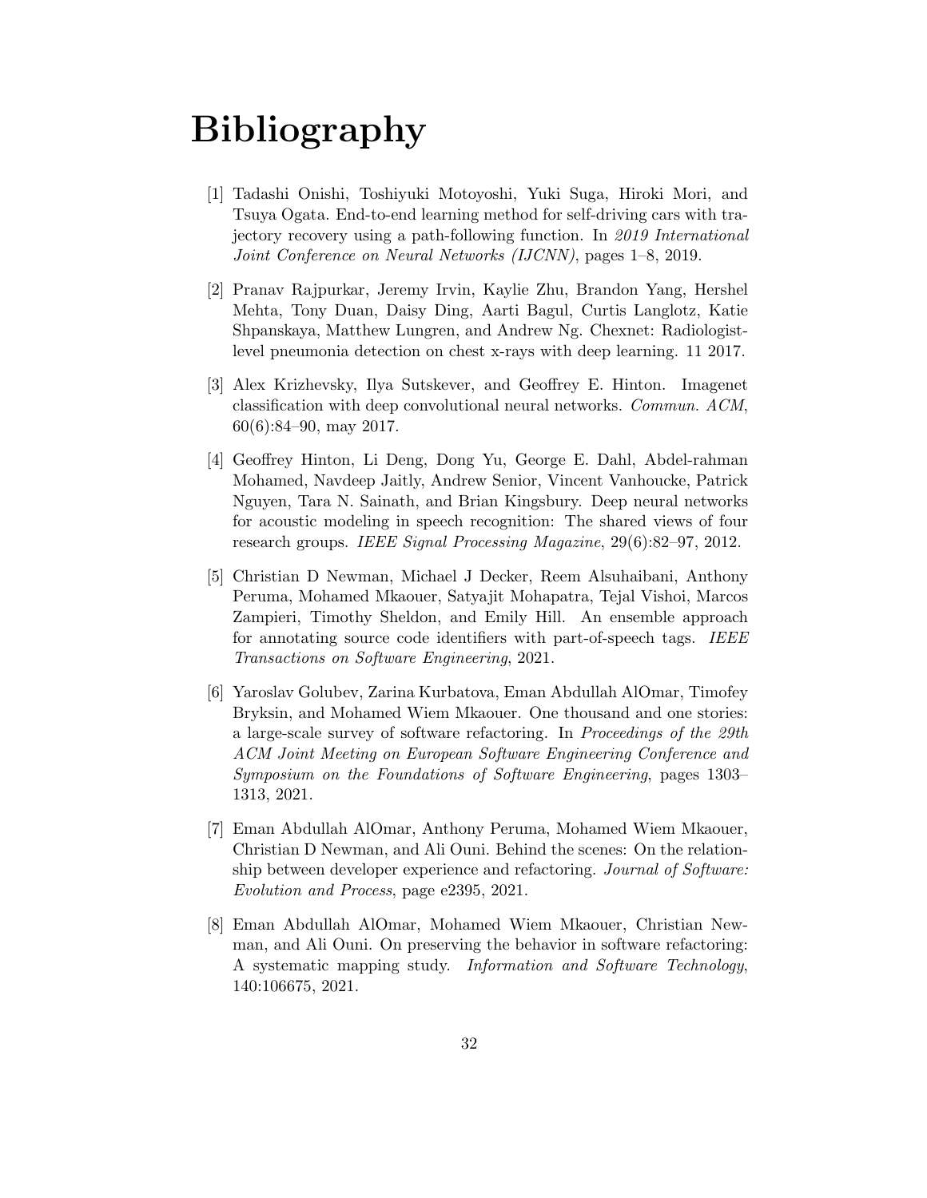# Bibliography

[1] Tadashi Onishi, Toshiyuki Motoyoshi, Yuki Suga, Hiroki Mori, and Tsuya Ogata. End-to-end learning method for self-driving cars with trajectory recovery using a path-following function. In *2019 International Joint Conference on Neural Networks (IJCNN)*, pages 1–8, 2019.

[2] Pranav Rajpurkar, Jeremy Irvin, Kaylie Zhu, Brandon Yang, Hershel Mehta, Tony Duan, Daisy Ding, Aarti Bagul, Curtis Langlotz, Katie Shpanskaya, Matthew Lungren, and Andrew Ng. Chexnet: Radiologist-level pneumonia detection on chest x-rays with deep learning. 11 2017.

[3] Alex Krizhevsky, Ilya Sutskever, and Geoffrey E. Hinton. Imagenet classification with deep convolutional neural networks. *Commun. ACM*, 60(6):84–90, may 2017.

[4] Geoffrey Hinton, Li Deng, Dong Yu, George E. Dahl, Abdel-rahman Mohamed, Navdeep Jaitly, Andrew Senior, Vincent Vanhoucke, Patrick Nguyen, Tara N. Sainath, and Brian Kingsbury. Deep neural networks for acoustic modeling in speech recognition: The shared views of four research groups. *IEEE Signal Processing Magazine*, 29(6):82–97, 2012.

[5] Christian D Newman, Michael J Decker, Reem Alsuhaibani, Anthony Peruma, Mohamed Mkaouer, Satyajit Mohapatra, Tejal Vishoi, Marcos Zampieri, Timothy Sheldon, and Emily Hill. An ensemble approach for annotating source code identifiers with part-of-speech tags. *IEEE Transactions on Software Engineering*, 2021.

[6] Yaroslav Golubev, Zarina Kurbatova, Eman Abdullah AlOmar, Timofey Bryksin, and Mohamed Wiem Mkaouer. One thousand and one stories: a large-scale survey of software refactoring. In *Proceedings of the 29th ACM Joint Meeting on European Software Engineering Conference and Symposium on the Foundations of Software Engineering*, pages 1303–1313, 2021.

[7] Eman Abdullah AlOmar, Anthony Peruma, Mohamed Wiem Mkaouer, Christian D Newman, and Ali Ouni. Behind the scenes: On the relationship between developer experience and refactoring. *Journal of Software: Evolution and Process*, page e2395, 2021.

[8] Eman Abdullah AlOmar, Mohamed Wiem Mkaouer, Christian Newman, and Ali Ouni. On preserving the behavior in software refactoring: A systematic mapping study. *Information and Software Technology*, 140:106675, 2021.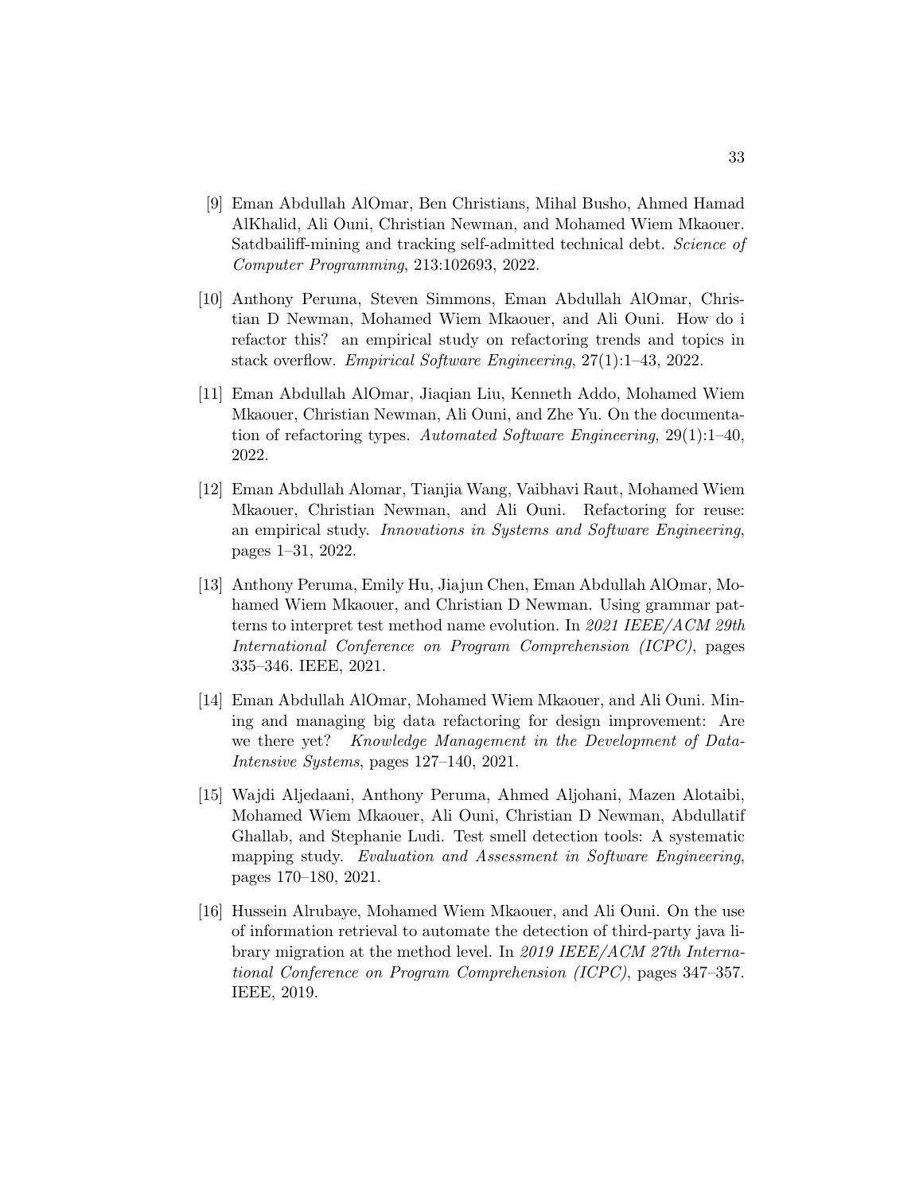[9] Eman Abdullah AlOmar, Ben Christians, Mihal Busho, Ahmed Hamad AlKhalid, Ali Ouni, Christian Newman, and Mohamed Wiem Mkaouer. Satdbailiff-mining and tracking self-admitted technical debt. *Science of Computer Programming*, 213:102693, 2022.

[10] Anthony Peruma, Steven Simmons, Eman Abdullah AlOmar, Christian D Newman, Mohamed Wiem Mkaouer, and Ali Ouni. How do i refactor this? an empirical study on refactoring trends and topics in stack overflow. *Empirical Software Engineering*, 27(1):1–43, 2022.

[11] Eman Abdullah AlOmar, Jiaqian Liu, Kenneth Addo, Mohamed Wiem Mkaouer, Christian Newman, Ali Ouni, and Zhe Yu. On the documentation of refactoring types. *Automated Software Engineering*, 29(1):1–40, 2022.

[12] Eman Abdullah Alomar, Tianjia Wang, Vaibhavi Raut, Mohamed Wiem Mkaouer, Christian Newman, and Ali Ouni. Refactoring for reuse: an empirical study. *Innovations in Systems and Software Engineering*, pages 1–31, 2022.

[13] Anthony Peruma, Emily Hu, Jiajun Chen, Eman Abdullah AlOmar, Mohamed Wiem Mkaouer, and Christian D Newman. Using grammar patterns to interpret test method name evolution. In *2021 IEEE/ACM 29th International Conference on Program Comprehension (ICPC)*, pages 335–346. IEEE, 2021.

[14] Eman Abdullah AlOmar, Mohamed Wiem Mkaouer, and Ali Ouni. Mining and managing big data refactoring for design improvement: Are we there yet? *Knowledge Management in the Development of Data-Intensive Systems*, pages 127–140, 2021.

[15] Wajdi Aljedaani, Anthony Peruma, Ahmed Aljohani, Mazen Alotaibi, Mohamed Wiem Mkaouer, Ali Ouni, Christian D Newman, Abdullatif Ghallab, and Stephanie Ludi. Test smell detection tools: A systematic mapping study. *Evaluation and Assessment in Software Engineering*, pages 170–180, 2021.

[16] Hussein Alrubaye, Mohamed Wiem Mkaouer, and Ali Ouni. On the use of information retrieval to automate the detection of third-party java library migration at the method level. In *2019 IEEE/ACM 27th International Conference on Program Comprehension (ICPC)*, pages 347–357. IEEE, 2019.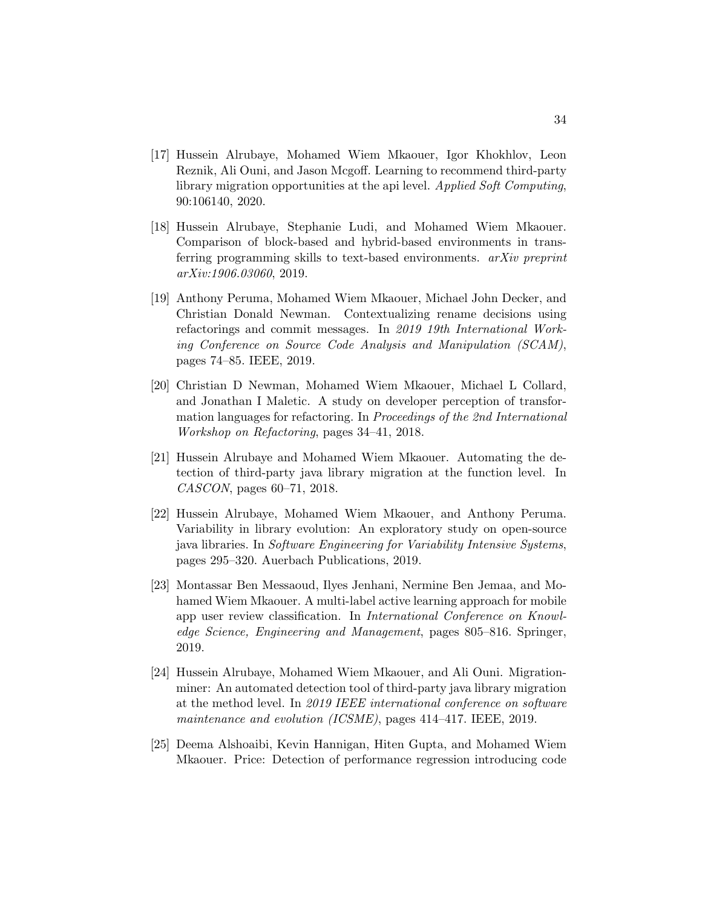[17] Hussein Alrubaye, Mohamed Wiem Mkaouer, Igor Khokhlov, Leon Reznik, Ali Ouni, and Jason Mcgoff. Learning to recommend third-party library migration opportunities at the api level. *Applied Soft Computing*, 90:106140, 2020.

[18] Hussein Alrubaye, Stephanie Ludi, and Mohamed Wiem Mkaouer. Comparison of block-based and hybrid-based environments in transferring programming skills to text-based environments. *arXiv preprint arXiv:1906.03060*, 2019.

[19] Anthony Peruma, Mohamed Wiem Mkaouer, Michael John Decker, and Christian Donald Newman. Contextualizing rename decisions using refactorings and commit messages. In *2019 19th International Working Conference on Source Code Analysis and Manipulation (SCAM)*, pages 74–85. IEEE, 2019.

[20] Christian D Newman, Mohamed Wiem Mkaouer, Michael L Collard, and Jonathan I Maletic. A study on developer perception of transformation languages for refactoring. In *Proceedings of the 2nd International Workshop on Refactoring*, pages 34–41, 2018.

[21] Hussein Alrubaye and Mohamed Wiem Mkaouer. Automating the detection of third-party java library migration at the function level. In *CASCON*, pages 60–71, 2018.

[22] Hussein Alrubaye, Mohamed Wiem Mkaouer, and Anthony Peruma. Variability in library evolution: An exploratory study on open-source java libraries. In *Software Engineering for Variability Intensive Systems*, pages 295–320. Auerbach Publications, 2019.

[23] Montassar Ben Messaoud, Ilyes Jenhani, Nermine Ben Jemaa, and Mohamed Wiem Mkaouer. A multi-label active learning approach for mobile app user review classification. In *International Conference on Knowledge Science, Engineering and Management*, pages 805–816. Springer, 2019.

[24] Hussein Alrubaye, Mohamed Wiem Mkaouer, and Ali Ouni. Migrationminer: An automated detection tool of third-party java library migration at the method level. In *2019 IEEE international conference on software maintenance and evolution (ICSME)*, pages 414–417. IEEE, 2019.

[25] Deema Alshoaibi, Kevin Hannigan, Hiten Gupta, and Mohamed Wiem Mkaouer. Price: Detection of performance regression introducing code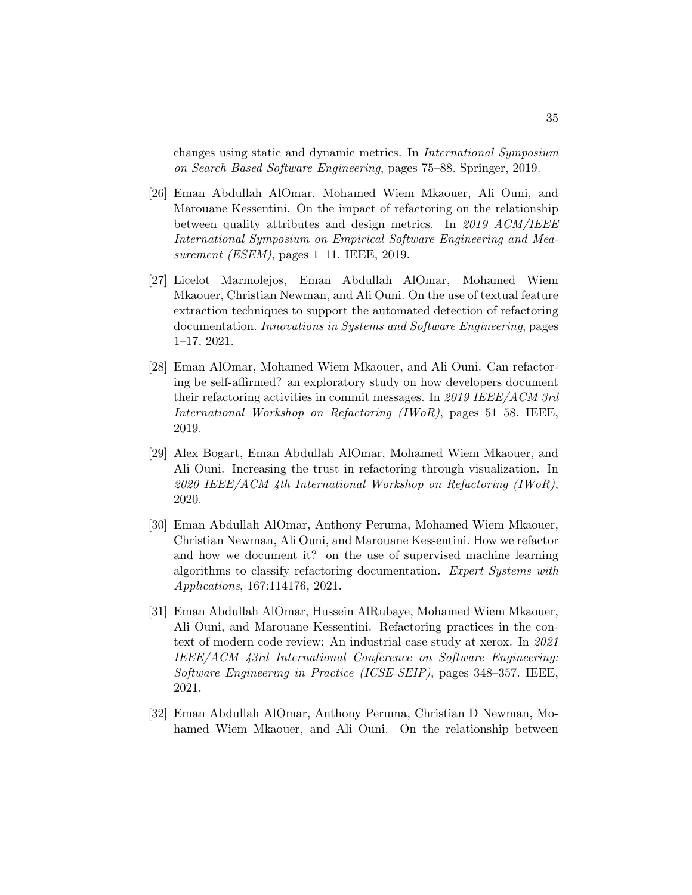changes using static and dynamic metrics. In *International Symposium on Search Based Software Engineering*, pages 75–88. Springer, 2019.

[26] Eman Abdullah AlOmar, Mohamed Wiem Mkaouer, Ali Ouni, and Marouane Kessentini. On the impact of refactoring on the relationship between quality attributes and design metrics. In *2019 ACM/IEEE International Symposium on Empirical Software Engineering and Measurement (ESEM)*, pages 1–11. IEEE, 2019.

[27] Licelot Marmolejos, Eman Abdullah AlOmar, Mohamed Wiem Mkaouer, Christian Newman, and Ali Ouni. On the use of textual feature extraction techniques to support the automated detection of refactoring documentation. *Innovations in Systems and Software Engineering*, pages 1–17, 2021.

[28] Eman AlOmar, Mohamed Wiem Mkaouer, and Ali Ouni. Can refactoring be self-affirmed? an exploratory study on how developers document their refactoring activities in commit messages. In *2019 IEEE/ACM 3rd International Workshop on Refactoring (IWoR)*, pages 51–58. IEEE, 2019.

[29] Alex Bogart, Eman Abdullah AlOmar, Mohamed Wiem Mkaouer, and Ali Ouni. Increasing the trust in refactoring through visualization. In *2020 IEEE/ACM 4th International Workshop on Refactoring (IWoR)*, 2020.

[30] Eman Abdullah AlOmar, Anthony Peruma, Mohamed Wiem Mkaouer, Christian Newman, Ali Ouni, and Marouane Kessentini. How we refactor and how we document it? on the use of supervised machine learning algorithms to classify refactoring documentation. *Expert Systems with Applications*, 167:114176, 2021.

[31] Eman Abdullah AlOmar, Hussein AlRubaye, Mohamed Wiem Mkaouer, Ali Ouni, and Marouane Kessentini. Refactoring practices in the context of modern code review: An industrial case study at xerox. In *2021 IEEE/ACM 43rd International Conference on Software Engineering: Software Engineering in Practice (ICSE-SEIP)*, pages 348–357. IEEE, 2021.

[32] Eman Abdullah AlOmar, Anthony Peruma, Christian D Newman, Mohamed Wiem Mkaouer, and Ali Ouni. On the relationship between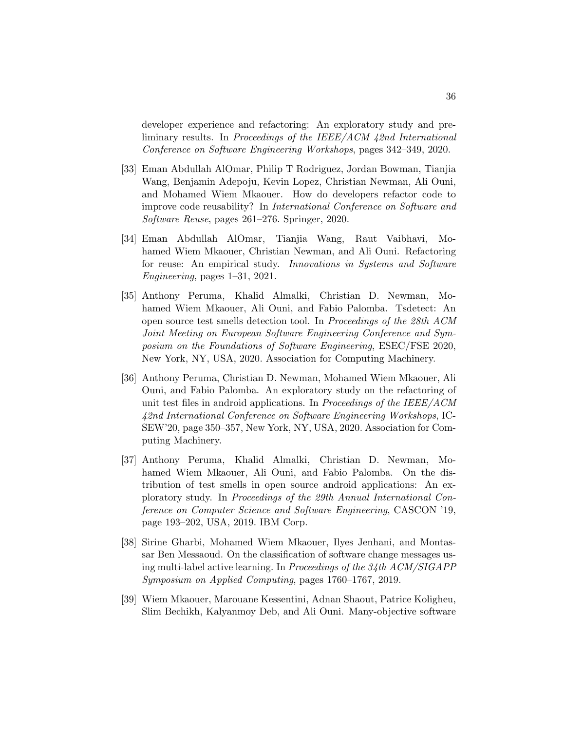developer experience and refactoring: An exploratory study and preliminary results. In *Proceedings of the IEEE/ACM 42nd International Conference on Software Engineering Workshops*, pages 342–349, 2020.

[33] Eman Abdullah AlOmar, Philip T Rodriguez, Jordan Bowman, Tianjia Wang, Benjamin Adepoju, Kevin Lopez, Christian Newman, Ali Ouni, and Mohamed Wiem Mkaouer. How do developers refactor code to improve code reusability? In *International Conference on Software and Software Reuse*, pages 261–276. Springer, 2020.

[34] Eman Abdullah AlOmar, Tianjia Wang, Raut Vaibhavi, Mohamed Wiem Mkaouer, Christian Newman, and Ali Ouni. Refactoring for reuse: An empirical study. *Innovations in Systems and Software Engineering*, pages 1–31, 2021.

[35] Anthony Peruma, Khalid Almalki, Christian D. Newman, Mohamed Wiem Mkaouer, Ali Ouni, and Fabio Palomba. Tsdetect: An open source test smells detection tool. In *Proceedings of the 28th ACM Joint Meeting on European Software Engineering Conference and Symposium on the Foundations of Software Engineering*, ESEC/FSE 2020, New York, NY, USA, 2020. Association for Computing Machinery.

[36] Anthony Peruma, Christian D. Newman, Mohamed Wiem Mkaouer, Ali Ouni, and Fabio Palomba. An exploratory study on the refactoring of unit test files in android applications. In *Proceedings of the IEEE/ACM 42nd International Conference on Software Engineering Workshops*, ICSEW'20, page 350–357, New York, NY, USA, 2020. Association for Computing Machinery.

[37] Anthony Peruma, Khalid Almalki, Christian D. Newman, Mohamed Wiem Mkaouer, Ali Ouni, and Fabio Palomba. On the distribution of test smells in open source android applications: An exploratory study. In *Proceedings of the 29th Annual International Conference on Computer Science and Software Engineering*, CASCON '19, page 193–202, USA, 2019. IBM Corp.

[38] Sirine Gharbi, Mohamed Wiem Mkaouer, Ilyes Jenhani, and Montassar Ben Messaoud. On the classification of software change messages using multi-label active learning. In *Proceedings of the 34th ACM/SIGAPP Symposium on Applied Computing*, pages 1760–1767, 2019.

[39] Wiem Mkaouer, Marouane Kessentini, Adnan Shaout, Patrice Koligheu, Slim Bechikh, Kalyanmoy Deb, and Ali Ouni. Many-objective software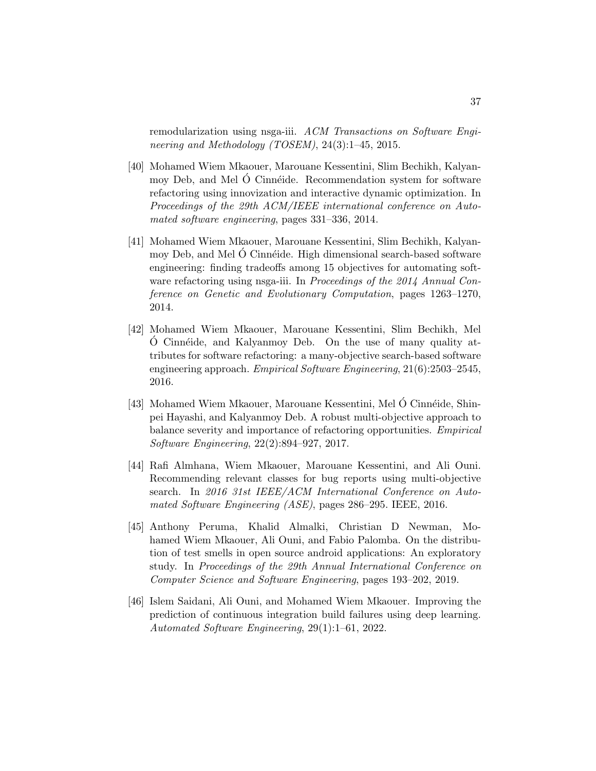remodularization using nsga-iii. *ACM Transactions on Software Engineering and Methodology (TOSEM)*, 24(3):1–45, 2015.

[40] Mohamed Wiem Mkaouer, Marouane Kessentini, Slim Bechikh, Kalyanmoy Deb, and Mel Ó Cinnéide. Recommendation system for software refactoring using innovization and interactive dynamic optimization. In *Proceedings of the 29th ACM/IEEE international conference on Automated software engineering*, pages 331–336, 2014.

[41] Mohamed Wiem Mkaouer, Marouane Kessentini, Slim Bechikh, Kalyanmoy Deb, and Mel Ó Cinnéide. High dimensional search-based software engineering: finding tradeoffs among 15 objectives for automating software refactoring using nsga-iii. In *Proceedings of the 2014 Annual Conference on Genetic and Evolutionary Computation*, pages 1263–1270, 2014.

[42] Mohamed Wiem Mkaouer, Marouane Kessentini, Slim Bechikh, Mel Ó Cinnéide, and Kalyanmoy Deb. On the use of many quality attributes for software refactoring: a many-objective search-based software engineering approach. *Empirical Software Engineering*, 21(6):2503–2545, 2016.

[43] Mohamed Wiem Mkaouer, Marouane Kessentini, Mel Ó Cinnéide, Shinpei Hayashi, and Kalyanmoy Deb. A robust multi-objective approach to balance severity and importance of refactoring opportunities. *Empirical Software Engineering*, 22(2):894–927, 2017.

[44] Rafi Almhana, Wiem Mkaouer, Marouane Kessentini, and Ali Ouni. Recommending relevant classes for bug reports using multi-objective search. In *2016 31st IEEE/ACM International Conference on Automated Software Engineering (ASE)*, pages 286–295. IEEE, 2016.

[45] Anthony Peruma, Khalid Almalki, Christian D Newman, Mohamed Wiem Mkaouer, Ali Ouni, and Fabio Palomba. On the distribution of test smells in open source android applications: An exploratory study. In *Proceedings of the 29th Annual International Conference on Computer Science and Software Engineering*, pages 193–202, 2019.

[46] Islem Saidani, Ali Ouni, and Mohamed Wiem Mkaouer. Improving the prediction of continuous integration build failures using deep learning. *Automated Software Engineering*, 29(1):1–61, 2022.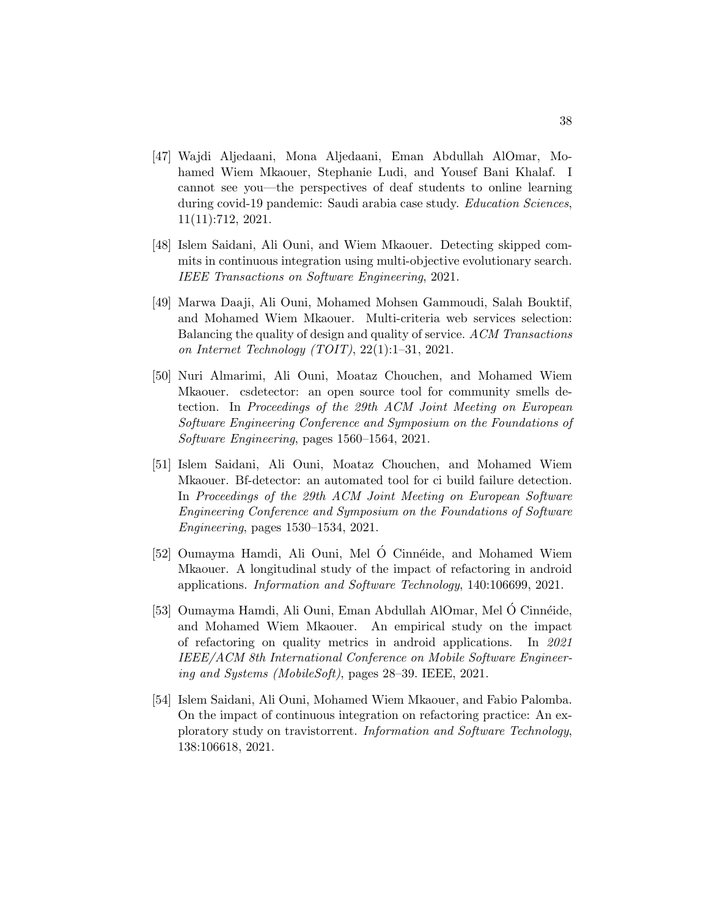[47] Wajdi Aljedaani, Mona Aljedaani, Eman Abdullah AlOmar, Mohamed Wiem Mkaouer, Stephanie Ludi, and Yousef Bani Khalaf. I cannot see you—the perspectives of deaf students to online learning during covid-19 pandemic: Saudi arabia case study. *Education Sciences*, 11(11):712, 2021.

[48] Islem Saidani, Ali Ouni, and Wiem Mkaouer. Detecting skipped commits in continuous integration using multi-objective evolutionary search. *IEEE Transactions on Software Engineering*, 2021.

[49] Marwa Daaji, Ali Ouni, Mohamed Mohsen Gammoudi, Salah Bouktif, and Mohamed Wiem Mkaouer. Multi-criteria web services selection: Balancing the quality of design and quality of service. *ACM Transactions on Internet Technology (TOIT)*, 22(1):1–31, 2021.

[50] Nuri Almarimi, Ali Ouni, Moataz Chouchen, and Mohamed Wiem Mkaouer. csdetector: an open source tool for community smells detection. In *Proceedings of the 29th ACM Joint Meeting on European Software Engineering Conference and Symposium on the Foundations of Software Engineering*, pages 1560–1564, 2021.

[51] Islem Saidani, Ali Ouni, Moataz Chouchen, and Mohamed Wiem Mkaouer. Bf-detector: an automated tool for ci build failure detection. In *Proceedings of the 29th ACM Joint Meeting on European Software Engineering Conference and Symposium on the Foundations of Software Engineering*, pages 1530–1534, 2021.

[52] Oumayma Hamdi, Ali Ouni, Mel Ó Cinnéide, and Mohamed Wiem Mkaouer. A longitudinal study of the impact of refactoring in android applications. *Information and Software Technology*, 140:106699, 2021.

[53] Oumayma Hamdi, Ali Ouni, Eman Abdullah AlOmar, Mel Ó Cinnéide, and Mohamed Wiem Mkaouer. An empirical study on the impact of refactoring on quality metrics in android applications. In *2021 IEEE/ACM 8th International Conference on Mobile Software Engineering and Systems (MobileSoft)*, pages 28–39. IEEE, 2021.

[54] Islem Saidani, Ali Ouni, Mohamed Wiem Mkaouer, and Fabio Palomba. On the impact of continuous integration on refactoring practice: An exploratory study on travistorrent. *Information and Software Technology*, 138:106618, 2021.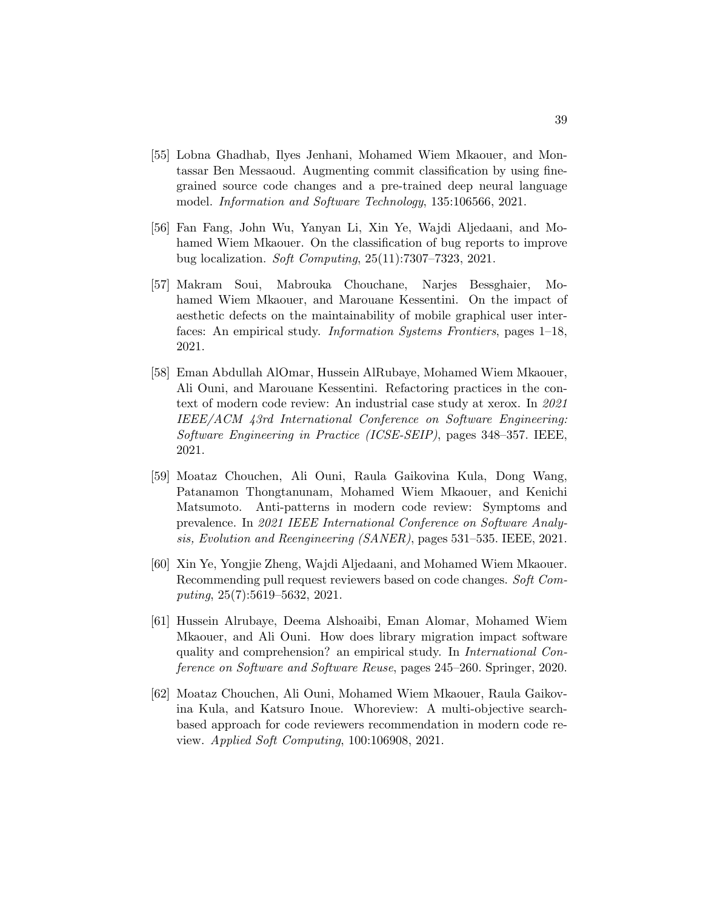[55] Lobna Ghadhab, Ilyes Jenhani, Mohamed Wiem Mkaouer, and Montassar Ben Messaoud. Augmenting commit classification by using fine-grained source code changes and a pre-trained deep neural language model. *Information and Software Technology*, 135:106566, 2021.

[56] Fan Fang, John Wu, Yanyan Li, Xin Ye, Wajdi Aljedaani, and Mohamed Wiem Mkaouer. On the classification of bug reports to improve bug localization. *Soft Computing*, 25(11):7307–7323, 2021.

[57] Makram Soui, Mabrouka Chouchane, Narjes Bessghaier, Mohamed Wiem Mkaouer, and Marouane Kessentini. On the impact of aesthetic defects on the maintainability of mobile graphical user interfaces: An empirical study. *Information Systems Frontiers*, pages 1–18, 2021.

[58] Eman Abdullah AlOmar, Hussein AlRubaye, Mohamed Wiem Mkaouer, Ali Ouni, and Marouane Kessentini. Refactoring practices in the context of modern code review: An industrial case study at xerox. In *2021 IEEE/ACM 43rd International Conference on Software Engineering: Software Engineering in Practice (ICSE-SEIP)*, pages 348–357. IEEE, 2021.

[59] Moataz Chouchen, Ali Ouni, Raula Gaikovina Kula, Dong Wang, Patanamon Thongtanunam, Mohamed Wiem Mkaouer, and Kenichi Matsumoto. Anti-patterns in modern code review: Symptoms and prevalence. In *2021 IEEE International Conference on Software Analysis, Evolution and Reengineering (SANER)*, pages 531–535. IEEE, 2021.

[60] Xin Ye, Yongjie Zheng, Wajdi Aljedaani, and Mohamed Wiem Mkaouer. Recommending pull request reviewers based on code changes. *Soft Computing*, 25(7):5619–5632, 2021.

[61] Hussein Alrubaye, Deema Alshoaibi, Eman Alomar, Mohamed Wiem Mkaouer, and Ali Ouni. How does library migration impact software quality and comprehension? an empirical study. In *International Conference on Software and Software Reuse*, pages 245–260. Springer, 2020.

[62] Moataz Chouchen, Ali Ouni, Mohamed Wiem Mkaouer, Raula Gaikovina Kula, and Katsuro Inoue. Whoreview: A multi-objective search-based approach for code reviewers recommendation in modern code review. *Applied Soft Computing*, 100:106908, 2021.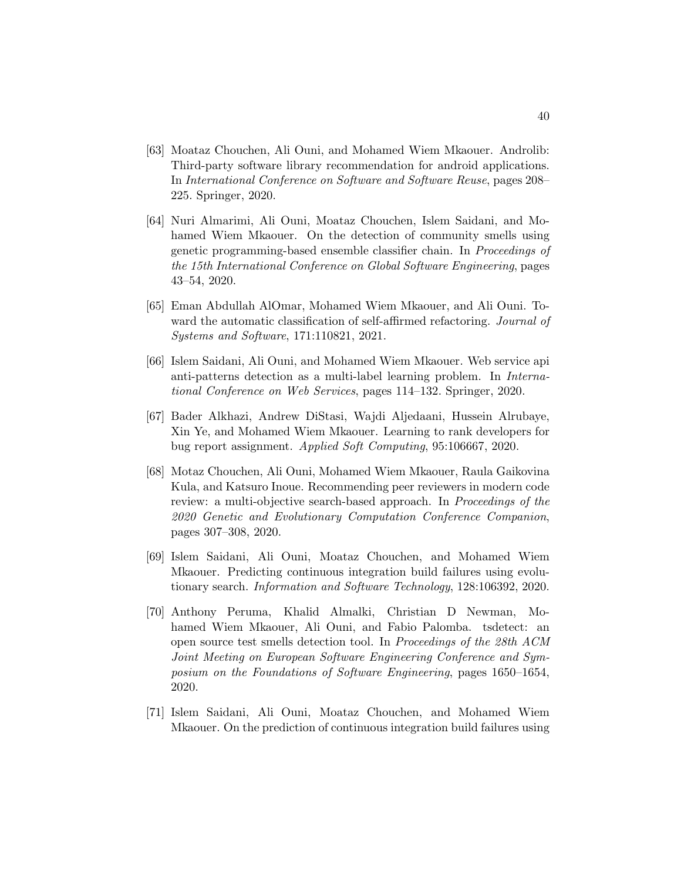[63] Moataz Chouchen, Ali Ouni, and Mohamed Wiem Mkaouer. Androlib: Third-party software library recommendation for android applications. In *International Conference on Software and Software Reuse*, pages 208–225. Springer, 2020.

[64] Nuri Almarimi, Ali Ouni, Moataz Chouchen, Islem Saidani, and Mohamed Wiem Mkaouer. On the detection of community smells using genetic programming-based ensemble classifier chain. In *Proceedings of the 15th International Conference on Global Software Engineering*, pages 43–54, 2020.

[65] Eman Abdullah AlOmar, Mohamed Wiem Mkaouer, and Ali Ouni. Toward the automatic classification of self-affirmed refactoring. *Journal of Systems and Software*, 171:110821, 2021.

[66] Islem Saidani, Ali Ouni, and Mohamed Wiem Mkaouer. Web service api anti-patterns detection as a multi-label learning problem. In *International Conference on Web Services*, pages 114–132. Springer, 2020.

[67] Bader Alkhazi, Andrew DiStasi, Wajdi Aljedaani, Hussein Alrubaye, Xin Ye, and Mohamed Wiem Mkaouer. Learning to rank developers for bug report assignment. *Applied Soft Computing*, 95:106667, 2020.

[68] Motaz Chouchen, Ali Ouni, Mohamed Wiem Mkaouer, Raula Gaikovina Kula, and Katsuro Inoue. Recommending peer reviewers in modern code review: a multi-objective search-based approach. In *Proceedings of the 2020 Genetic and Evolutionary Computation Conference Companion*, pages 307–308, 2020.

[69] Islem Saidani, Ali Ouni, Moataz Chouchen, and Mohamed Wiem Mkaouer. Predicting continuous integration build failures using evolutionary search. *Information and Software Technology*, 128:106392, 2020.

[70] Anthony Peruma, Khalid Almalki, Christian D Newman, Mohamed Wiem Mkaouer, Ali Ouni, and Fabio Palomba. tsdetect: an open source test smells detection tool. In *Proceedings of the 28th ACM Joint Meeting on European Software Engineering Conference and Symposium on the Foundations of Software Engineering*, pages 1650–1654, 2020.

[71] Islem Saidani, Ali Ouni, Moataz Chouchen, and Mohamed Wiem Mkaouer. On the prediction of continuous integration build failures using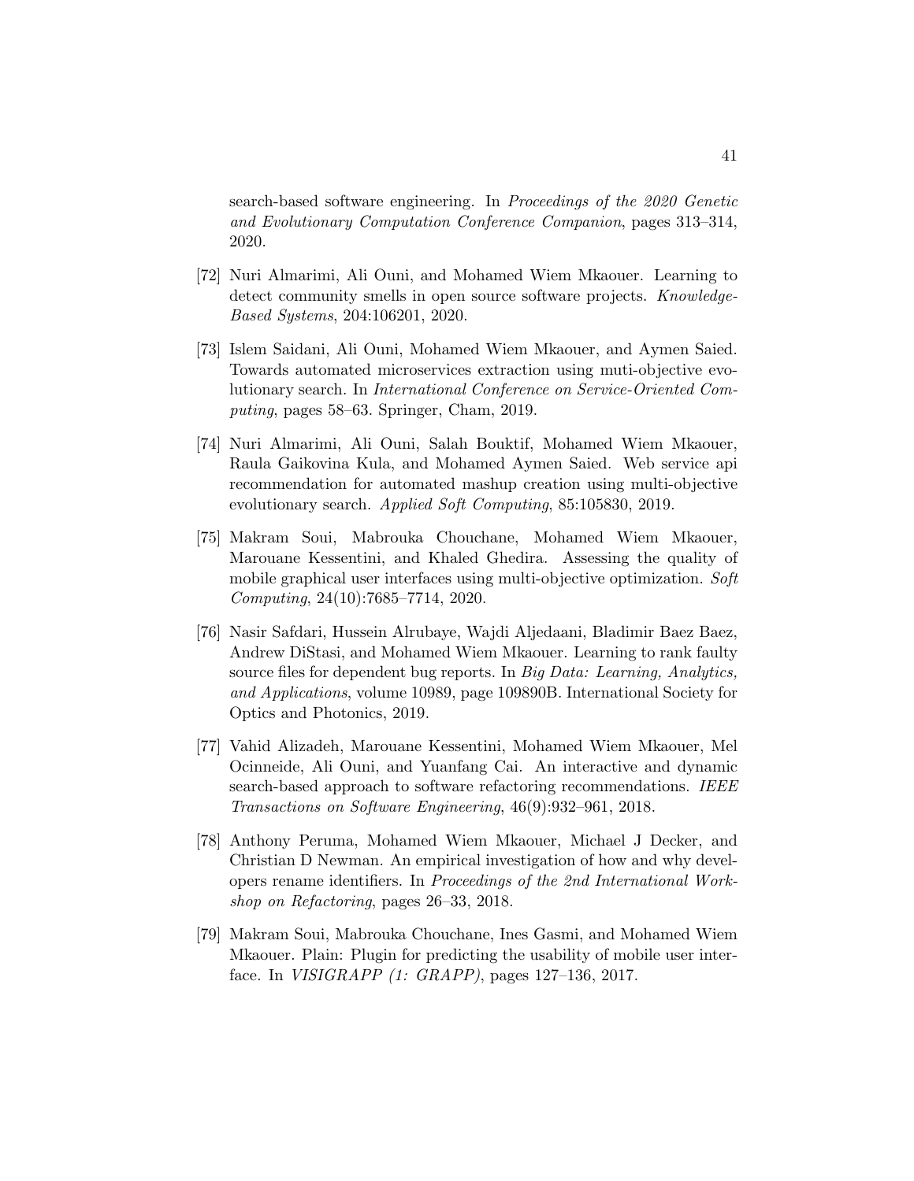search-based software engineering. In *Proceedings of the 2020 Genetic and Evolutionary Computation Conference Companion*, pages 313–314, 2020.

[72] Nuri Almarimi, Ali Ouni, and Mohamed Wiem Mkaouer. Learning to detect community smells in open source software projects. *Knowledge-Based Systems*, 204:106201, 2020.

[73] Islem Saidani, Ali Ouni, Mohamed Wiem Mkaouer, and Aymen Saied. Towards automated microservices extraction using muti-objective evolutionary search. In *International Conference on Service-Oriented Computing*, pages 58–63. Springer, Cham, 2019.

[74] Nuri Almarimi, Ali Ouni, Salah Bouktif, Mohamed Wiem Mkaouer, Raula Gaikovina Kula, and Mohamed Aymen Saied. Web service api recommendation for automated mashup creation using multi-objective evolutionary search. *Applied Soft Computing*, 85:105830, 2019.

[75] Makram Soui, Mabrouka Chouchane, Mohamed Wiem Mkaouer, Marouane Kessentini, and Khaled Ghedira. Assessing the quality of mobile graphical user interfaces using multi-objective optimization. *Soft Computing*, 24(10):7685–7714, 2020.

[76] Nasir Safdari, Hussein Alrubaye, Wajdi Aljedaani, Bladimir Baez Baez, Andrew DiStasi, and Mohamed Wiem Mkaouer. Learning to rank faulty source files for dependent bug reports. In *Big Data: Learning, Analytics, and Applications*, volume 10989, page 109890B. International Society for Optics and Photonics, 2019.

[77] Vahid Alizadeh, Marouane Kessentini, Mohamed Wiem Mkaouer, Mel Ocinneide, Ali Ouni, and Yuanfang Cai. An interactive and dynamic search-based approach to software refactoring recommendations. *IEEE Transactions on Software Engineering*, 46(9):932–961, 2018.

[78] Anthony Peruma, Mohamed Wiem Mkaouer, Michael J Decker, and Christian D Newman. An empirical investigation of how and why developers rename identifiers. In *Proceedings of the 2nd International Workshop on Refactoring*, pages 26–33, 2018.

[79] Makram Soui, Mabrouka Chouchane, Ines Gasmi, and Mohamed Wiem Mkaouer. Plain: Plugin for predicting the usability of mobile user interface. In *VISIGRAPP (1: GRAPP)*, pages 127–136, 2017.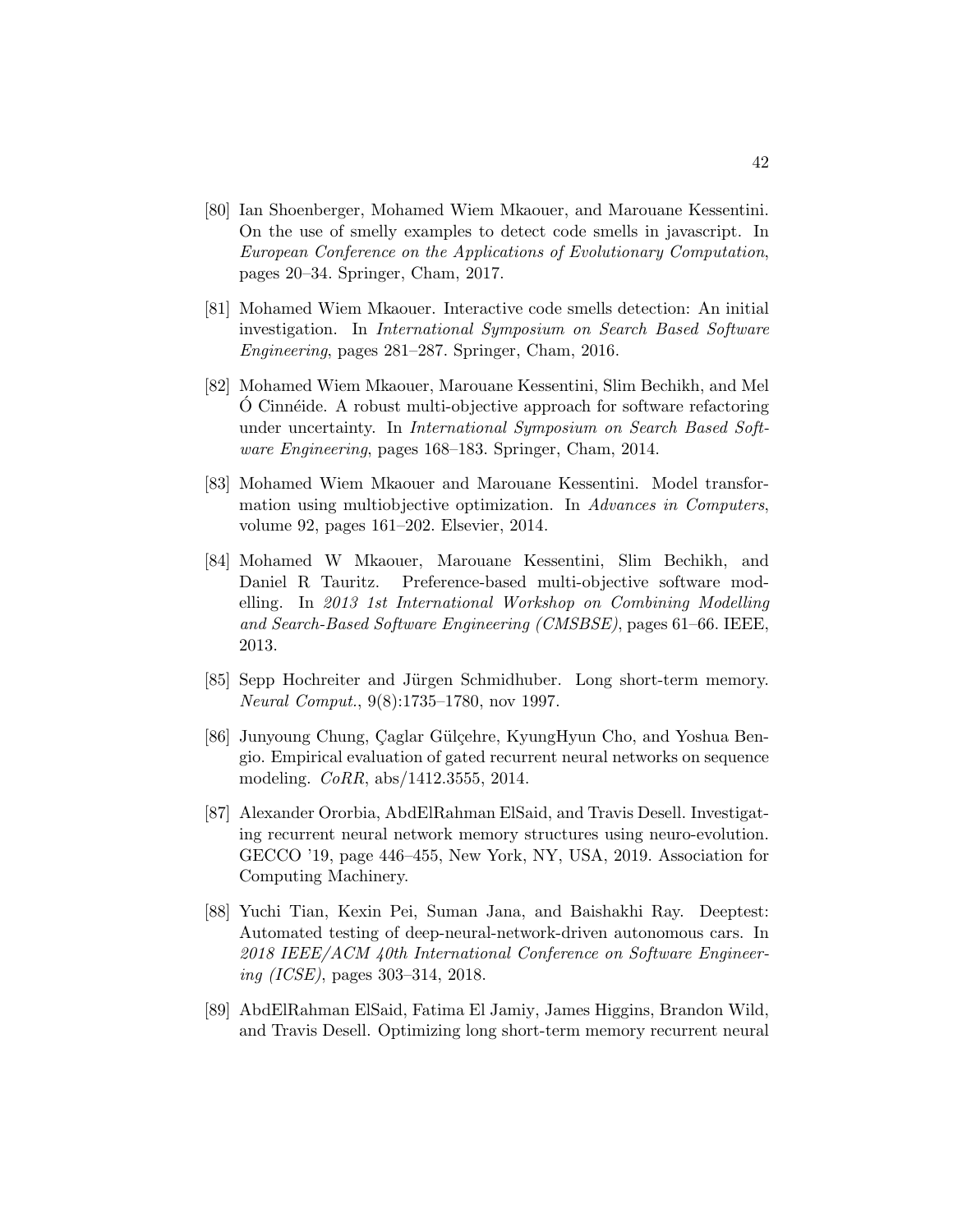[80] Ian Shoenberger, Mohamed Wiem Mkaouer, and Marouane Kessentini. On the use of smelly examples to detect code smells in javascript. In *European Conference on the Applications of Evolutionary Computation*, pages 20–34. Springer, Cham, 2017.

[81] Mohamed Wiem Mkaouer. Interactive code smells detection: An initial investigation. In *International Symposium on Search Based Software Engineering*, pages 281–287. Springer, Cham, 2016.

[82] Mohamed Wiem Mkaouer, Marouane Kessentini, Slim Bechikh, and Mel Ó Cinnéide. A robust multi-objective approach for software refactoring under uncertainty. In *International Symposium on Search Based Software Engineering*, pages 168–183. Springer, Cham, 2014.

[83] Mohamed Wiem Mkaouer and Marouane Kessentini. Model transformation using multiobjective optimization. In *Advances in Computers*, volume 92, pages 161–202. Elsevier, 2014.

[84] Mohamed W Mkaouer, Marouane Kessentini, Slim Bechikh, and Daniel R Tauritz. Preference-based multi-objective software modelling. In *2013 1st International Workshop on Combining Modelling and Search-Based Software Engineering (CMSBSE)*, pages 61–66. IEEE, 2013.

[85] Sepp Hochreiter and Jürgen Schmidhuber. Long short-term memory. *Neural Comput.*, 9(8):1735–1780, nov 1997.

[86] Junyoung Chung, Çaglar Gülçehre, KyungHyun Cho, and Yoshua Bengio. Empirical evaluation of gated recurrent neural networks on sequence modeling. *CoRR*, abs/1412.3555, 2014.

[87] Alexander Ororbia, AbdElRahman ElSaid, and Travis Desell. Investigating recurrent neural network memory structures using neuro-evolution. GECCO '19, page 446–455, New York, NY, USA, 2019. Association for Computing Machinery.

[88] Yuchi Tian, Kexin Pei, Suman Jana, and Baishakhi Ray. Deeptest: Automated testing of deep-neural-network-driven autonomous cars. In *2018 IEEE/ACM 40th International Conference on Software Engineering (ICSE)*, pages 303–314, 2018.

[89] AbdElRahman ElSaid, Fatima El Jamiy, James Higgins, Brandon Wild, and Travis Desell. Optimizing long short-term memory recurrent neural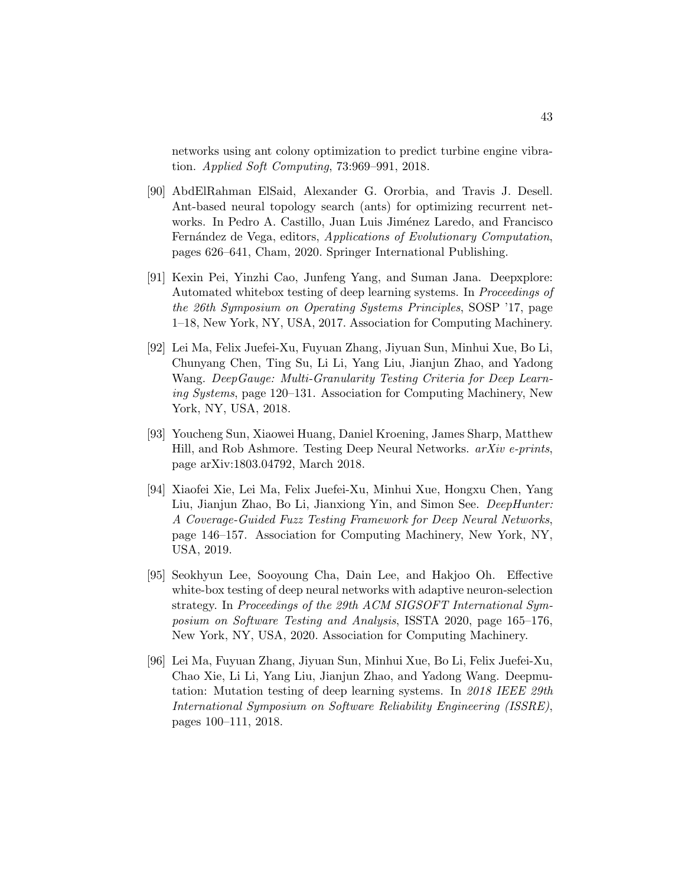networks using ant colony optimization to predict turbine engine vibration. *Applied Soft Computing*, 73:969–991, 2018.

[90] AbdElRahman ElSaid, Alexander G. Ororbia, and Travis J. Desell. Ant-based neural topology search (ants) for optimizing recurrent networks. In Pedro A. Castillo, Juan Luis Jiménez Laredo, and Francisco Fernández de Vega, editors, *Applications of Evolutionary Computation*, pages 626–641, Cham, 2020. Springer International Publishing.

[91] Kexin Pei, Yinzhi Cao, Junfeng Yang, and Suman Jana. Deepxplore: Automated whitebox testing of deep learning systems. In *Proceedings of the 26th Symposium on Operating Systems Principles*, SOSP '17, page 1–18, New York, NY, USA, 2017. Association for Computing Machinery.

[92] Lei Ma, Felix Juefei-Xu, Fuyuan Zhang, Jiyuan Sun, Minhui Xue, Bo Li, Chunyang Chen, Ting Su, Li Li, Yang Liu, Jianjun Zhao, and Yadong Wang. *DeepGauge: Multi-Granularity Testing Criteria for Deep Learning Systems*, page 120–131. Association for Computing Machinery, New York, NY, USA, 2018.

[93] Youcheng Sun, Xiaowei Huang, Daniel Kroening, James Sharp, Matthew Hill, and Rob Ashmore. Testing Deep Neural Networks. *arXiv e-prints*, page arXiv:1803.04792, March 2018.

[94] Xiaofei Xie, Lei Ma, Felix Juefei-Xu, Minhui Xue, Hongxu Chen, Yang Liu, Jianjun Zhao, Bo Li, Jianxiong Yin, and Simon See. *DeepHunter: A Coverage-Guided Fuzz Testing Framework for Deep Neural Networks*, page 146–157. Association for Computing Machinery, New York, NY, USA, 2019.

[95] Seokhyun Lee, Sooyoung Cha, Dain Lee, and Hakjoo Oh. Effective white-box testing of deep neural networks with adaptive neuron-selection strategy. In *Proceedings of the 29th ACM SIGSOFT International Symposium on Software Testing and Analysis*, ISSTA 2020, page 165–176, New York, NY, USA, 2020. Association for Computing Machinery.

[96] Lei Ma, Fuyuan Zhang, Jiyuan Sun, Minhui Xue, Bo Li, Felix Juefei-Xu, Chao Xie, Li Li, Yang Liu, Jianjun Zhao, and Yadong Wang. Deepmutation: Mutation testing of deep learning systems. In *2018 IEEE 29th International Symposium on Software Reliability Engineering (ISSRE)*, pages 100–111, 2018.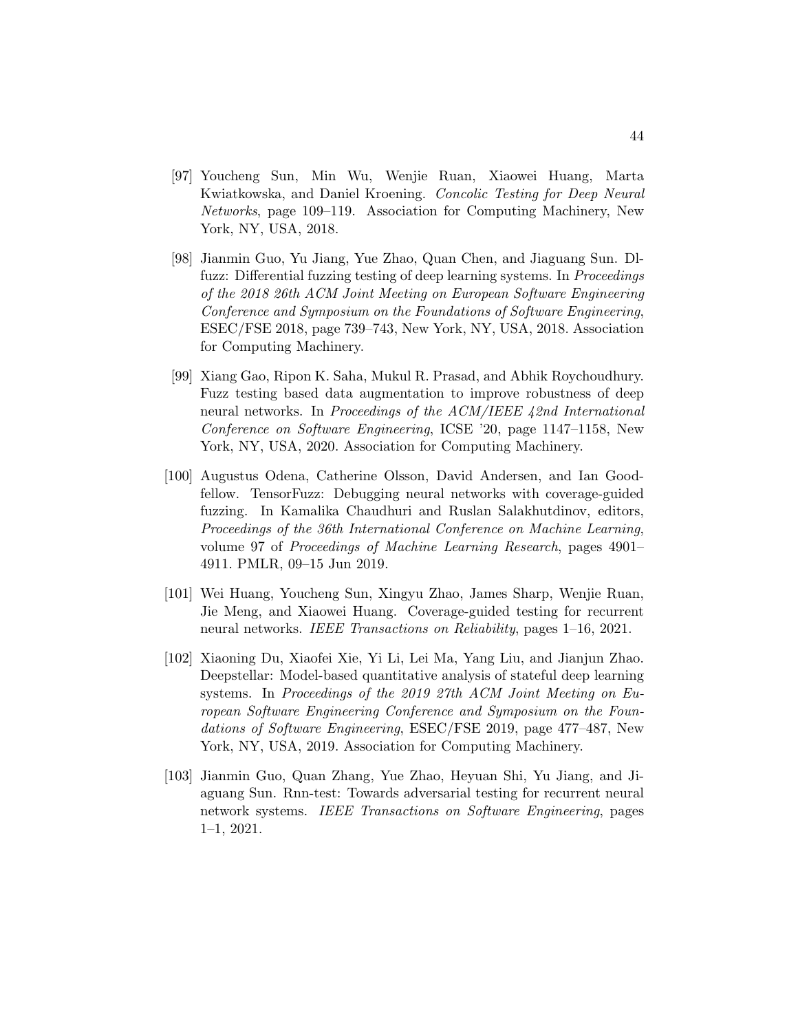[97] Youcheng Sun, Min Wu, Wenjie Ruan, Xiaowei Huang, Marta Kwiatkowska, and Daniel Kroening. *Concolic Testing for Deep Neural Networks*, page 109–119. Association for Computing Machinery, New York, NY, USA, 2018.

[98] Jianmin Guo, Yu Jiang, Yue Zhao, Quan Chen, and Jiaguang Sun. Dlfuzz: Differential fuzzing testing of deep learning systems. In *Proceedings of the 2018 26th ACM Joint Meeting on European Software Engineering Conference and Symposium on the Foundations of Software Engineering*, ESEC/FSE 2018, page 739–743, New York, NY, USA, 2018. Association for Computing Machinery.

[99] Xiang Gao, Ripon K. Saha, Mukul R. Prasad, and Abhik Roychoudhury. Fuzz testing based data augmentation to improve robustness of deep neural networks. In *Proceedings of the ACM/IEEE 42nd International Conference on Software Engineering*, ICSE '20, page 1147–1158, New York, NY, USA, 2020. Association for Computing Machinery.

[100] Augustus Odena, Catherine Olsson, David Andersen, and Ian Goodfellow. TensorFuzz: Debugging neural networks with coverage-guided fuzzing. In Kamalika Chaudhuri and Ruslan Salakhutdinov, editors, *Proceedings of the 36th International Conference on Machine Learning*, volume 97 of *Proceedings of Machine Learning Research*, pages 4901–4911. PMLR, 09–15 Jun 2019.

[101] Wei Huang, Youcheng Sun, Xingyu Zhao, James Sharp, Wenjie Ruan, Jie Meng, and Xiaowei Huang. Coverage-guided testing for recurrent neural networks. *IEEE Transactions on Reliability*, pages 1–16, 2021.

[102] Xiaoning Du, Xiaofei Xie, Yi Li, Lei Ma, Yang Liu, and Jianjun Zhao. Deepstellar: Model-based quantitative analysis of stateful deep learning systems. In *Proceedings of the 2019 27th ACM Joint Meeting on European Software Engineering Conference and Symposium on the Foundations of Software Engineering*, ESEC/FSE 2019, page 477–487, New York, NY, USA, 2019. Association for Computing Machinery.

[103] Jianmin Guo, Quan Zhang, Yue Zhao, Heyuan Shi, Yu Jiang, and Jiaguang Sun. Rnn-test: Towards adversarial testing for recurrent neural network systems. *IEEE Transactions on Software Engineering*, pages 1–1, 2021.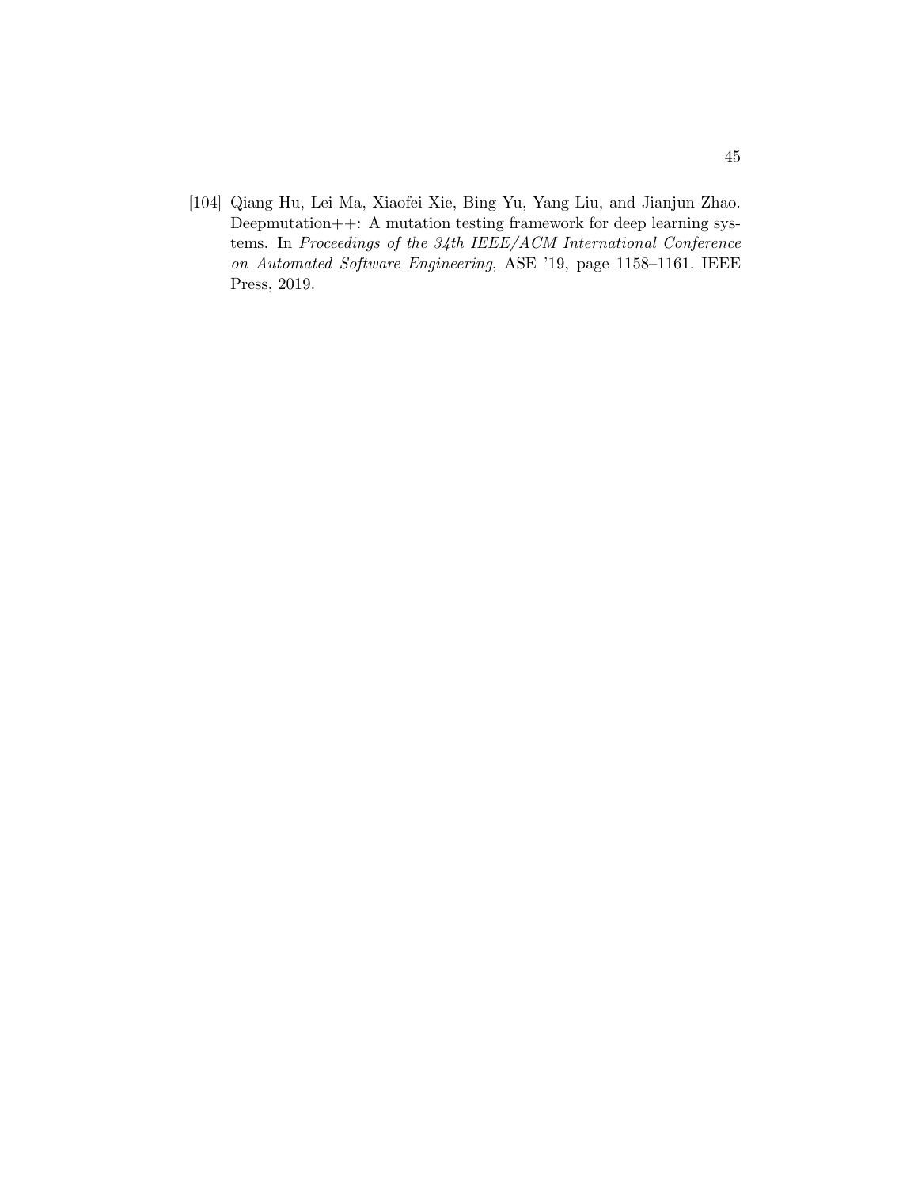[104] Qiang Hu, Lei Ma, Xiaofei Xie, Bing Yu, Yang Liu, and Jianjun Zhao. Deepmutation++: A mutation testing framework for deep learning systems. In *Proceedings of the 34th IEEE/ACM International Conference on Automated Software Engineering*, ASE '19, page 1158–1161. IEEE Press, 2019.